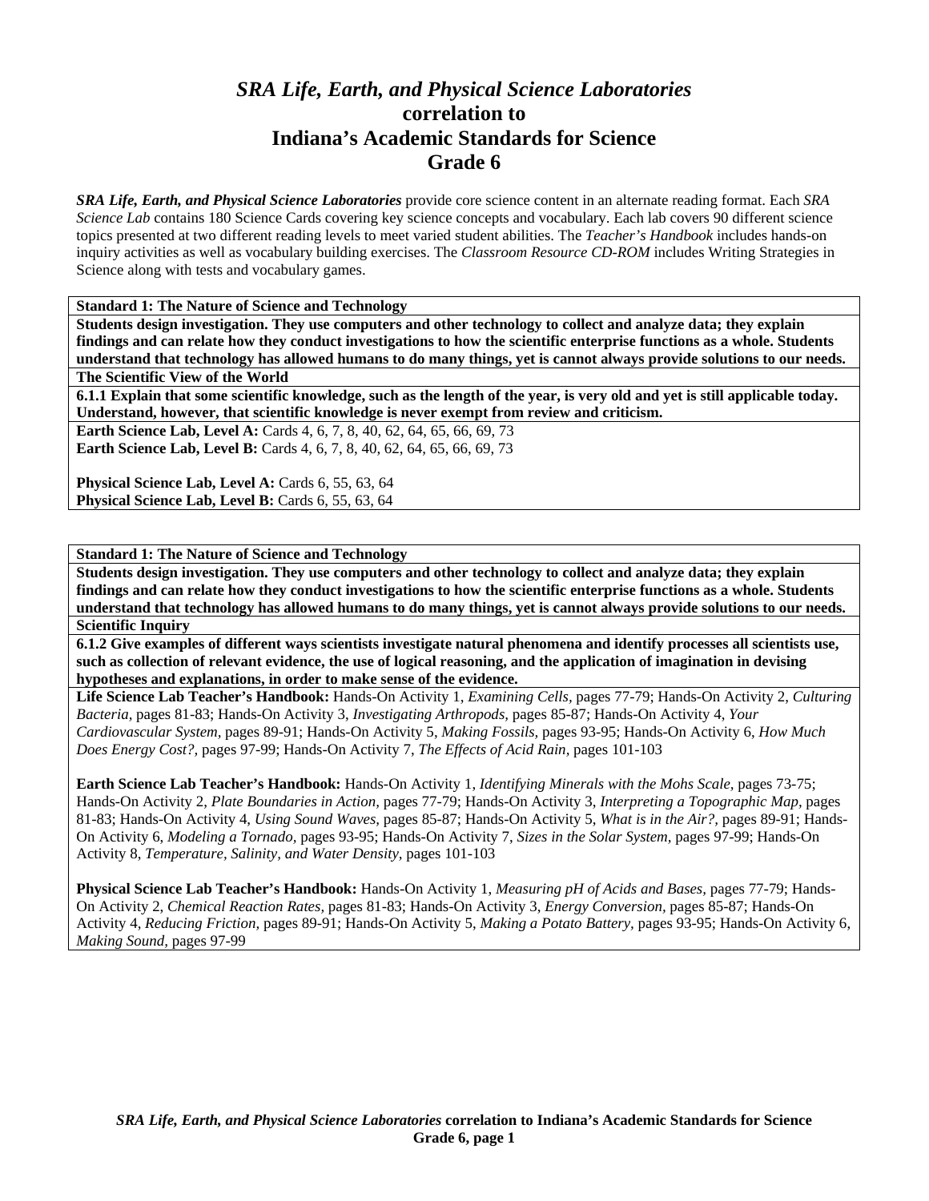# *SRA Life, Earth, and Physical Science Laboratories* correlation to Indiana's Academic Standards for Science Grade 6

***SRA Life, Earth, and Physical Science Laboratories*** provide core science content in an alternate reading format. Each *SRA Science Lab* contains 180 Science Cards covering key science concepts and vocabulary. Each lab covers 90 different science topics presented at two different reading levels to meet varied student abilities. The *Teacher's Handbook* includes hands-on inquiry activities as well as vocabulary building exercises. The *Classroom Resource CD-ROM* includes Writing Strategies in Science along with tests and vocabulary games.

**Standard 1: The Nature of Science and Technology**

**Students design investigation. They use computers and other technology to collect and analyze data; they explain findings and can relate how they conduct investigations to how the scientific enterprise functions as a whole. Students understand that technology has allowed humans to do many things, yet is cannot always provide solutions to our needs.**

**The Scientific View of the World**

**6.1.1 Explain that some scientific knowledge, such as the length of the year, is very old and yet is still applicable today. Understand, however, that scientific knowledge is never exempt from review and criticism.**

**Earth Science Lab, Level A:** Cards 4, 6, 7, 8, 40, 62, 64, 65, 66, 69, 73
**Earth Science Lab, Level B:** Cards 4, 6, 7, 8, 40, 62, 64, 65, 66, 69, 73

**Physical Science Lab, Level A:** Cards 6, 55, 63, 64
**Physical Science Lab, Level B:** Cards 6, 55, 63, 64

**Standard 1: The Nature of Science and Technology**

**Students design investigation. They use computers and other technology to collect and analyze data; they explain findings and can relate how they conduct investigations to how the scientific enterprise functions as a whole. Students understand that technology has allowed humans to do many things, yet is cannot always provide solutions to our needs.**

**Scientific Inquiry**

**6.1.2 Give examples of different ways scientists investigate natural phenomena and identify processes all scientists use, such as collection of relevant evidence, the use of logical reasoning, and the application of imagination in devising hypotheses and explanations, in order to make sense of the evidence.**

**Life Science Lab Teacher's Handbook:** Hands-On Activity 1, *Examining Cells,* pages 77-79; Hands-On Activity 2, *Culturing Bacteria,* pages 81-83; Hands-On Activity 3, *Investigating Arthropods,* pages 85-87; Hands-On Activity 4, *Your Cardiovascular System,* pages 89-91; Hands-On Activity 5, *Making Fossils,* pages 93-95; Hands-On Activity 6, *How Much Does Energy Cost?,* pages 97-99; Hands-On Activity 7, *The Effects of Acid Rain,* pages 101-103

**Earth Science Lab Teacher's Handbook:** Hands-On Activity 1, *Identifying Minerals with the Mohs Scale,* pages 73-75; Hands-On Activity 2, *Plate Boundaries in Action,* pages 77-79; Hands-On Activity 3, *Interpreting a Topographic Map,* pages 81-83; Hands-On Activity 4, *Using Sound Waves,* pages 85-87; Hands-On Activity 5, *What is in the Air?,* pages 89-91; Hands-On Activity 6, *Modeling a Tornado,* pages 93-95; Hands-On Activity 7, *Sizes in the Solar System,* pages 97-99; Hands-On Activity 8, *Temperature, Salinity, and Water Density,* pages 101-103

**Physical Science Lab Teacher's Handbook:** Hands-On Activity 1, *Measuring pH of Acids and Bases,* pages 77-79; Hands-On Activity 2, *Chemical Reaction Rates,* pages 81-83; Hands-On Activity 3, *Energy Conversion,* pages 85-87; Hands-On Activity 4, *Reducing Friction,* pages 89-91; Hands-On Activity 5, *Making a Potato Battery,* pages 93-95; Hands-On Activity 6, *Making Sound,* pages 97-99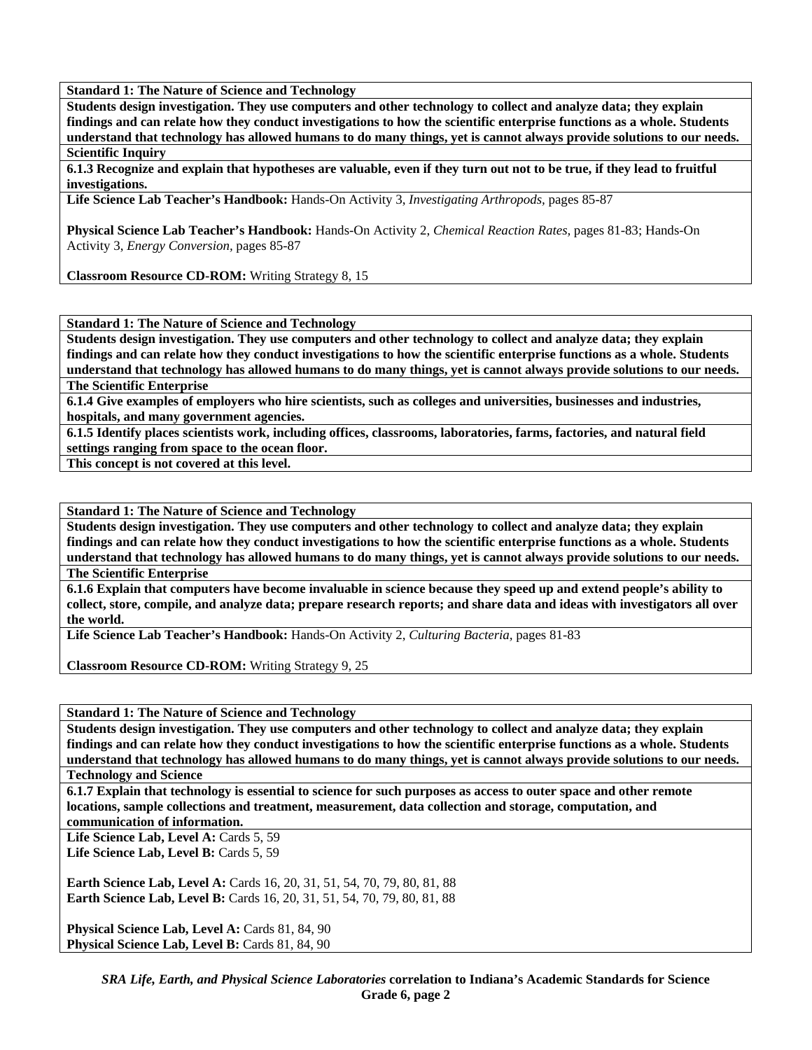**Standard 1: The Nature of Science and Technology**

**Students design investigation. They use computers and other technology to collect and analyze data; they explain findings and can relate how they conduct investigations to how the scientific enterprise functions as a whole. Students understand that technology has allowed humans to do many things, yet is cannot always provide solutions to our needs.**

**Scientific Inquiry**

**6.1.3 Recognize and explain that hypotheses are valuable, even if they turn out not to be true, if they lead to fruitful investigations.**

**Life Science Lab Teacher's Handbook:** Hands-On Activity 3, *Investigating Arthropods,* pages 85-87

**Physical Science Lab Teacher's Handbook:** Hands-On Activity 2, *Chemical Reaction Rates,* pages 81-83; Hands-On Activity 3, *Energy Conversion,* pages 85-87

**Classroom Resource CD-ROM:** Writing Strategy 8, 15

---

**Standard 1: The Nature of Science and Technology**

**Students design investigation. They use computers and other technology to collect and analyze data; they explain findings and can relate how they conduct investigations to how the scientific enterprise functions as a whole. Students understand that technology has allowed humans to do many things, yet is cannot always provide solutions to our needs.**

**The Scientific Enterprise**

**6.1.4 Give examples of employers who hire scientists, such as colleges and universities, businesses and industries, hospitals, and many government agencies.**

**6.1.5 Identify places scientists work, including offices, classrooms, laboratories, farms, factories, and natural field settings ranging from space to the ocean floor.**

**This concept is not covered at this level.**

---

**Standard 1: The Nature of Science and Technology**

**Students design investigation. They use computers and other technology to collect and analyze data; they explain findings and can relate how they conduct investigations to how the scientific enterprise functions as a whole. Students understand that technology has allowed humans to do many things, yet is cannot always provide solutions to our needs.**

**The Scientific Enterprise**

**6.1.6 Explain that computers have become invaluable in science because they speed up and extend people's ability to collect, store, compile, and analyze data; prepare research reports; and share data and ideas with investigators all over the world.**

**Life Science Lab Teacher's Handbook:** Hands-On Activity 2, *Culturing Bacteria,* pages 81-83

**Classroom Resource CD-ROM:** Writing Strategy 9, 25

---

**Standard 1: The Nature of Science and Technology**

**Students design investigation. They use computers and other technology to collect and analyze data; they explain findings and can relate how they conduct investigations to how the scientific enterprise functions as a whole. Students understand that technology has allowed humans to do many things, yet is cannot always provide solutions to our needs.**

**Technology and Science**

**6.1.7 Explain that technology is essential to science for such purposes as access to outer space and other remote locations, sample collections and treatment, measurement, data collection and storage, computation, and communication of information.**

**Life Science Lab, Level A:** Cards 5, 59
**Life Science Lab, Level B:** Cards 5, 59

**Earth Science Lab, Level A:** Cards 16, 20, 31, 51, 54, 70, 79, 80, 81, 88
**Earth Science Lab, Level B:** Cards 16, 20, 31, 51, 54, 70, 79, 80, 81, 88

**Physical Science Lab, Level A:** Cards 81, 84, 90
**Physical Science Lab, Level B:** Cards 81, 84, 90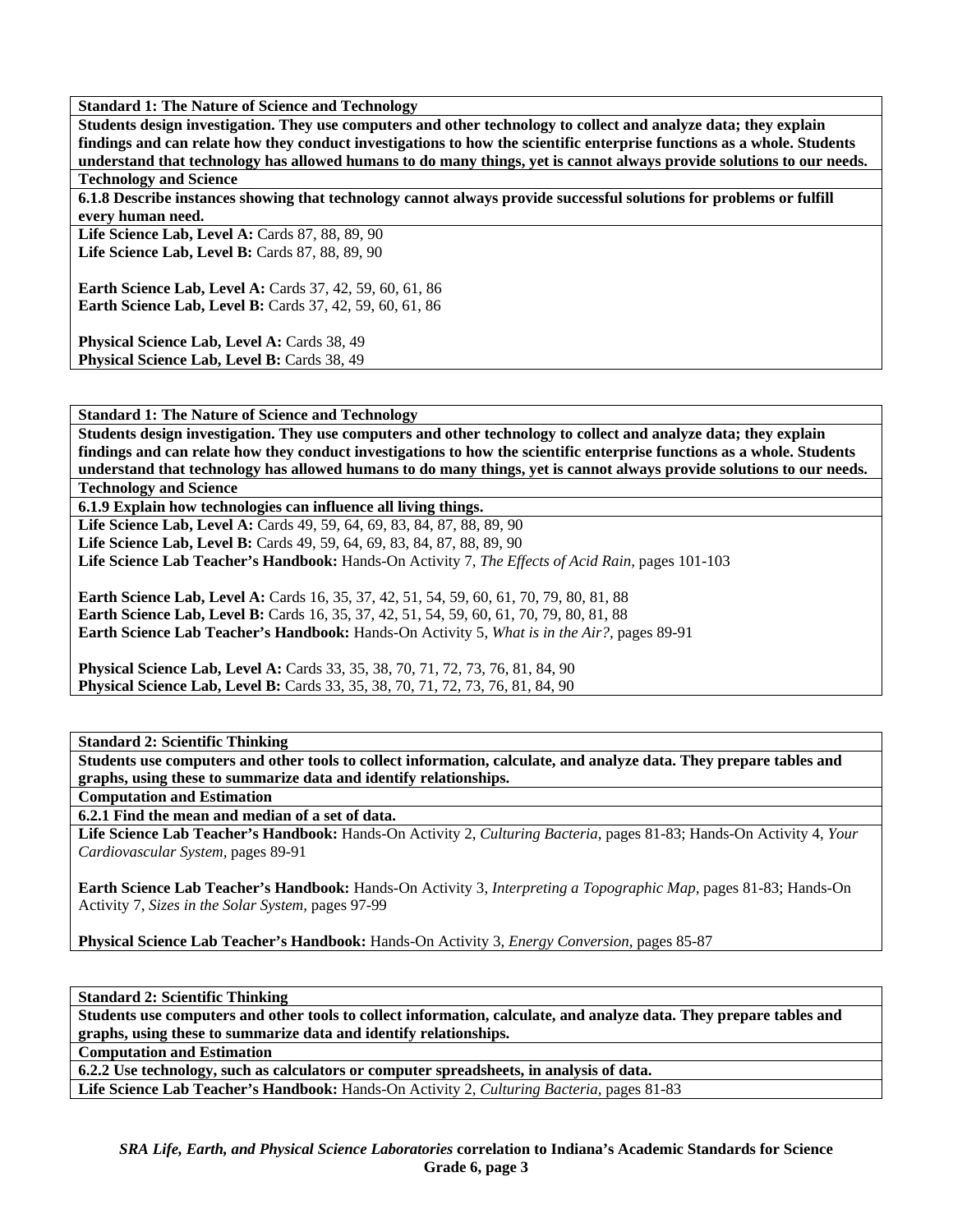**Standard 1: The Nature of Science and Technology**

**Students design investigation. They use computers and other technology to collect and analyze data; they explain findings and can relate how they conduct investigations to how the scientific enterprise functions as a whole. Students understand that technology has allowed humans to do many things, yet is cannot always provide solutions to our needs.**

**Technology and Science**

**6.1.8 Describe instances showing that technology cannot always provide successful solutions for problems or fulfill every human need.**

**Life Science Lab, Level A:** Cards 87, 88, 89, 90
**Life Science Lab, Level B:** Cards 87, 88, 89, 90

**Earth Science Lab, Level A:** Cards 37, 42, 59, 60, 61, 86
**Earth Science Lab, Level B:** Cards 37, 42, 59, 60, 61, 86

**Physical Science Lab, Level A:** Cards 38, 49
**Physical Science Lab, Level B:** Cards 38, 49

---

**Standard 1: The Nature of Science and Technology**

**Students design investigation. They use computers and other technology to collect and analyze data; they explain findings and can relate how they conduct investigations to how the scientific enterprise functions as a whole. Students understand that technology has allowed humans to do many things, yet is cannot always provide solutions to our needs.**

**Technology and Science**

**6.1.9 Explain how technologies can influence all living things.**

**Life Science Lab, Level A:** Cards 49, 59, 64, 69, 83, 84, 87, 88, 89, 90
**Life Science Lab, Level B:** Cards 49, 59, 64, 69, 83, 84, 87, 88, 89, 90
**Life Science Lab Teacher's Handbook:** Hands-On Activity 7, *The Effects of Acid Rain,* pages 101-103

**Earth Science Lab, Level A:** Cards 16, 35, 37, 42, 51, 54, 59, 60, 61, 70, 79, 80, 81, 88
**Earth Science Lab, Level B:** Cards 16, 35, 37, 42, 51, 54, 59, 60, 61, 70, 79, 80, 81, 88
**Earth Science Lab Teacher's Handbook:** Hands-On Activity 5, *What is in the Air?,* pages 89-91

**Physical Science Lab, Level A:** Cards 33, 35, 38, 70, 71, 72, 73, 76, 81, 84, 90
**Physical Science Lab, Level B:** Cards 33, 35, 38, 70, 71, 72, 73, 76, 81, 84, 90

---

**Standard 2: Scientific Thinking**

**Students use computers and other tools to collect information, calculate, and analyze data. They prepare tables and graphs, using these to summarize data and identify relationships.**

**Computation and Estimation**

**6.2.1 Find the mean and median of a set of data.**

**Life Science Lab Teacher's Handbook:** Hands-On Activity 2, *Culturing Bacteria,* pages 81-83; Hands-On Activity 4, *Your Cardiovascular System,* pages 89-91

**Earth Science Lab Teacher's Handbook:** Hands-On Activity 3, *Interpreting a Topographic Map,* pages 81-83; Hands-On Activity 7, *Sizes in the Solar System,* pages 97-99

**Physical Science Lab Teacher's Handbook:** Hands-On Activity 3, *Energy Conversion,* pages 85-87

---

**Standard 2: Scientific Thinking**

**Students use computers and other tools to collect information, calculate, and analyze data. They prepare tables and graphs, using these to summarize data and identify relationships.**

**Computation and Estimation**

**6.2.2 Use technology, such as calculators or computer spreadsheets, in analysis of data.**

**Life Science Lab Teacher's Handbook:** Hands-On Activity 2, *Culturing Bacteria,* pages 81-83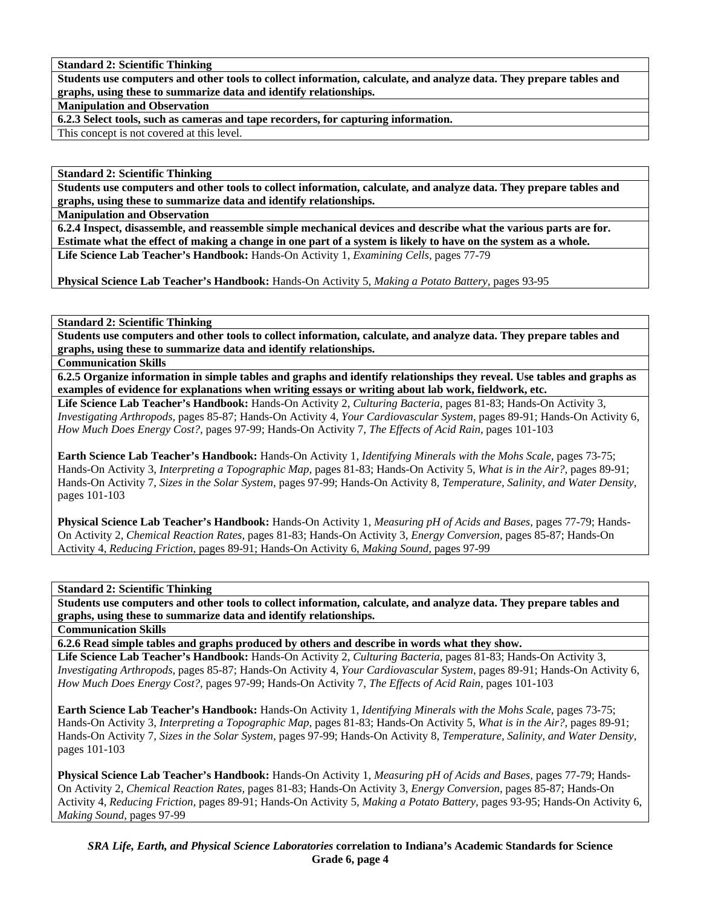**Standard 2: Scientific Thinking**

**Students use computers and other tools to collect information, calculate, and analyze data. They prepare tables and graphs, using these to summarize data and identify relationships.**

**Manipulation and Observation**

**6.2.3 Select tools, such as cameras and tape recorders, for capturing information.**

This concept is not covered at this level.

**Standard 2: Scientific Thinking**

**Students use computers and other tools to collect information, calculate, and analyze data. They prepare tables and graphs, using these to summarize data and identify relationships.**

**Manipulation and Observation**

**6.2.4 Inspect, disassemble, and reassemble simple mechanical devices and describe what the various parts are for. Estimate what the effect of making a change in one part of a system is likely to have on the system as a whole.**

**Life Science Lab Teacher's Handbook:** Hands-On Activity 1, *Examining Cells,* pages 77-79

**Physical Science Lab Teacher's Handbook:** Hands-On Activity 5, *Making a Potato Battery,* pages 93-95

**Standard 2: Scientific Thinking**

**Students use computers and other tools to collect information, calculate, and analyze data. They prepare tables and graphs, using these to summarize data and identify relationships.**

**Communication Skills**

**6.2.5 Organize information in simple tables and graphs and identify relationships they reveal. Use tables and graphs as examples of evidence for explanations when writing essays or writing about lab work, fieldwork, etc.**

**Life Science Lab Teacher's Handbook:** Hands-On Activity 2, *Culturing Bacteria,* pages 81-83; Hands-On Activity 3, *Investigating Arthropods,* pages 85-87; Hands-On Activity 4, *Your Cardiovascular System,* pages 89-91; Hands-On Activity 6, *How Much Does Energy Cost?,* pages 97-99; Hands-On Activity 7, *The Effects of Acid Rain,* pages 101-103

**Earth Science Lab Teacher's Handbook:** Hands-On Activity 1, *Identifying Minerals with the Mohs Scale,* pages 73-75; Hands-On Activity 3, *Interpreting a Topographic Map,* pages 81-83; Hands-On Activity 5, *What is in the Air?,* pages 89-91; Hands-On Activity 7, *Sizes in the Solar System,* pages 97-99; Hands-On Activity 8, *Temperature, Salinity, and Water Density,* pages 101-103

**Physical Science Lab Teacher's Handbook:** Hands-On Activity 1, *Measuring pH of Acids and Bases,* pages 77-79; Hands-On Activity 2, *Chemical Reaction Rates,* pages 81-83; Hands-On Activity 3, *Energy Conversion,* pages 85-87; Hands-On Activity 4, *Reducing Friction,* pages 89-91; Hands-On Activity 6, *Making Sound,* pages 97-99

**Standard 2: Scientific Thinking**

**Students use computers and other tools to collect information, calculate, and analyze data. They prepare tables and graphs, using these to summarize data and identify relationships.**

**Communication Skills**

**6.2.6 Read simple tables and graphs produced by others and describe in words what they show.**

**Life Science Lab Teacher's Handbook:** Hands-On Activity 2, *Culturing Bacteria,* pages 81-83; Hands-On Activity 3, *Investigating Arthropods,* pages 85-87; Hands-On Activity 4, *Your Cardiovascular System,* pages 89-91; Hands-On Activity 6, *How Much Does Energy Cost?,* pages 97-99; Hands-On Activity 7, *The Effects of Acid Rain,* pages 101-103

**Earth Science Lab Teacher's Handbook:** Hands-On Activity 1, *Identifying Minerals with the Mohs Scale,* pages 73-75; Hands-On Activity 3, *Interpreting a Topographic Map,* pages 81-83; Hands-On Activity 5, *What is in the Air?,* pages 89-91; Hands-On Activity 7, *Sizes in the Solar System,* pages 97-99; Hands-On Activity 8, *Temperature, Salinity, and Water Density,* pages 101-103

**Physical Science Lab Teacher's Handbook:** Hands-On Activity 1, *Measuring pH of Acids and Bases,* pages 77-79; Hands-On Activity 2, *Chemical Reaction Rates,* pages 81-83; Hands-On Activity 3, *Energy Conversion,* pages 85-87; Hands-On Activity 4, *Reducing Friction,* pages 89-91; Hands-On Activity 5, *Making a Potato Battery,* pages 93-95; Hands-On Activity 6, *Making Sound,* pages 97-99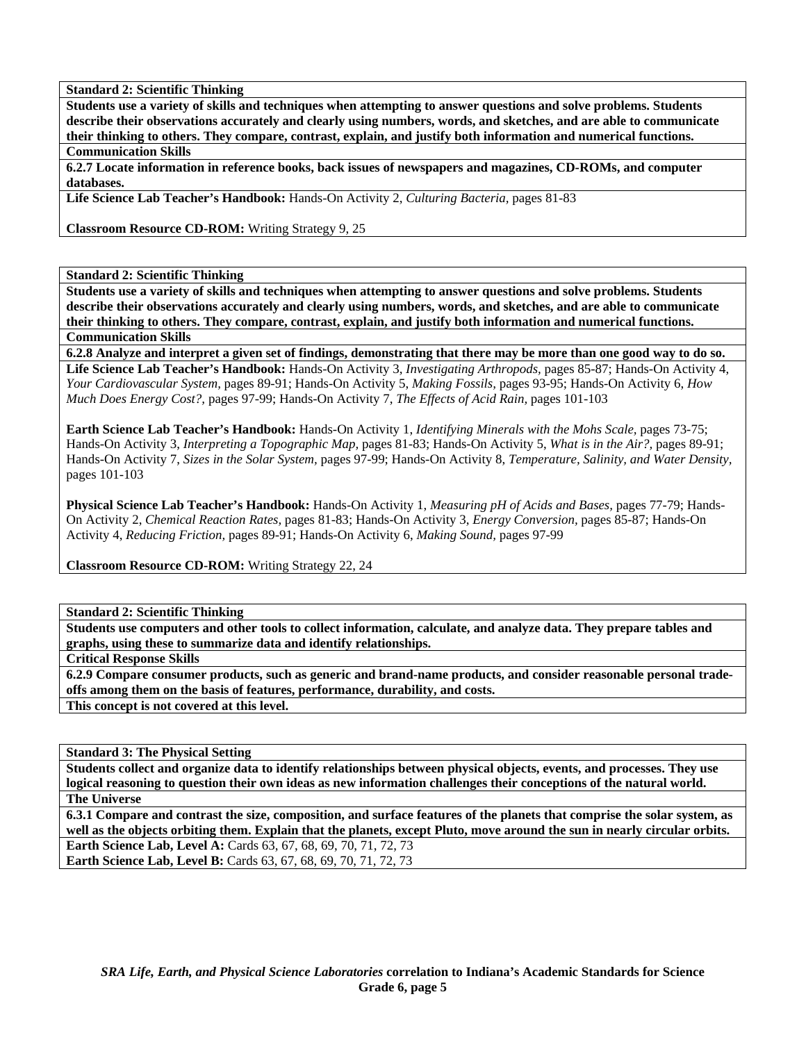**Standard 2: Scientific Thinking**

**Students use a variety of skills and techniques when attempting to answer questions and solve problems. Students describe their observations accurately and clearly using numbers, words, and sketches, and are able to communicate their thinking to others. They compare, contrast, explain, and justify both information and numerical functions.**

**Communication Skills**

**6.2.7 Locate information in reference books, back issues of newspapers and magazines, CD-ROMs, and computer databases.**

**Life Science Lab Teacher's Handbook:** Hands-On Activity 2, *Culturing Bacteria,* pages 81-83

**Classroom Resource CD-ROM:** Writing Strategy 9, 25

---

**Standard 2: Scientific Thinking**

**Students use a variety of skills and techniques when attempting to answer questions and solve problems. Students describe their observations accurately and clearly using numbers, words, and sketches, and are able to communicate their thinking to others. They compare, contrast, explain, and justify both information and numerical functions.**

**Communication Skills**

**6.2.8 Analyze and interpret a given set of findings, demonstrating that there may be more than one good way to do so.**

**Life Science Lab Teacher's Handbook:** Hands-On Activity 3, *Investigating Arthropods,* pages 85-87; Hands-On Activity 4, *Your Cardiovascular System,* pages 89-91; Hands-On Activity 5, *Making Fossils,* pages 93-95; Hands-On Activity 6, *How Much Does Energy Cost?,* pages 97-99; Hands-On Activity 7, *The Effects of Acid Rain,* pages 101-103

**Earth Science Lab Teacher's Handbook:** Hands-On Activity 1, *Identifying Minerals with the Mohs Scale,* pages 73-75; Hands-On Activity 3, *Interpreting a Topographic Map,* pages 81-83; Hands-On Activity 5, *What is in the Air?,* pages 89-91; Hands-On Activity 7, *Sizes in the Solar System,* pages 97-99; Hands-On Activity 8, *Temperature, Salinity, and Water Density,* pages 101-103

**Physical Science Lab Teacher's Handbook:** Hands-On Activity 1, *Measuring pH of Acids and Bases,* pages 77-79; Hands-On Activity 2, *Chemical Reaction Rates,* pages 81-83; Hands-On Activity 3, *Energy Conversion,* pages 85-87; Hands-On Activity 4, *Reducing Friction,* pages 89-91; Hands-On Activity 6, *Making Sound,* pages 97-99

**Classroom Resource CD-ROM:** Writing Strategy 22, 24

---

**Standard 2: Scientific Thinking**

**Students use computers and other tools to collect information, calculate, and analyze data. They prepare tables and graphs, using these to summarize data and identify relationships.**

**Critical Response Skills**

**6.2.9 Compare consumer products, such as generic and brand-name products, and consider reasonable personal trade-offs among them on the basis of features, performance, durability, and costs.**

**This concept is not covered at this level.**

---

**Standard 3: The Physical Setting**

**Students collect and organize data to identify relationships between physical objects, events, and processes. They use logical reasoning to question their own ideas as new information challenges their conceptions of the natural world.**

**The Universe**

**6.3.1 Compare and contrast the size, composition, and surface features of the planets that comprise the solar system, as well as the objects orbiting them. Explain that the planets, except Pluto, move around the sun in nearly circular orbits.**

**Earth Science Lab, Level A:** Cards 63, 67, 68, 69, 70, 71, 72, 73
**Earth Science Lab, Level B:** Cards 63, 67, 68, 69, 70, 71, 72, 73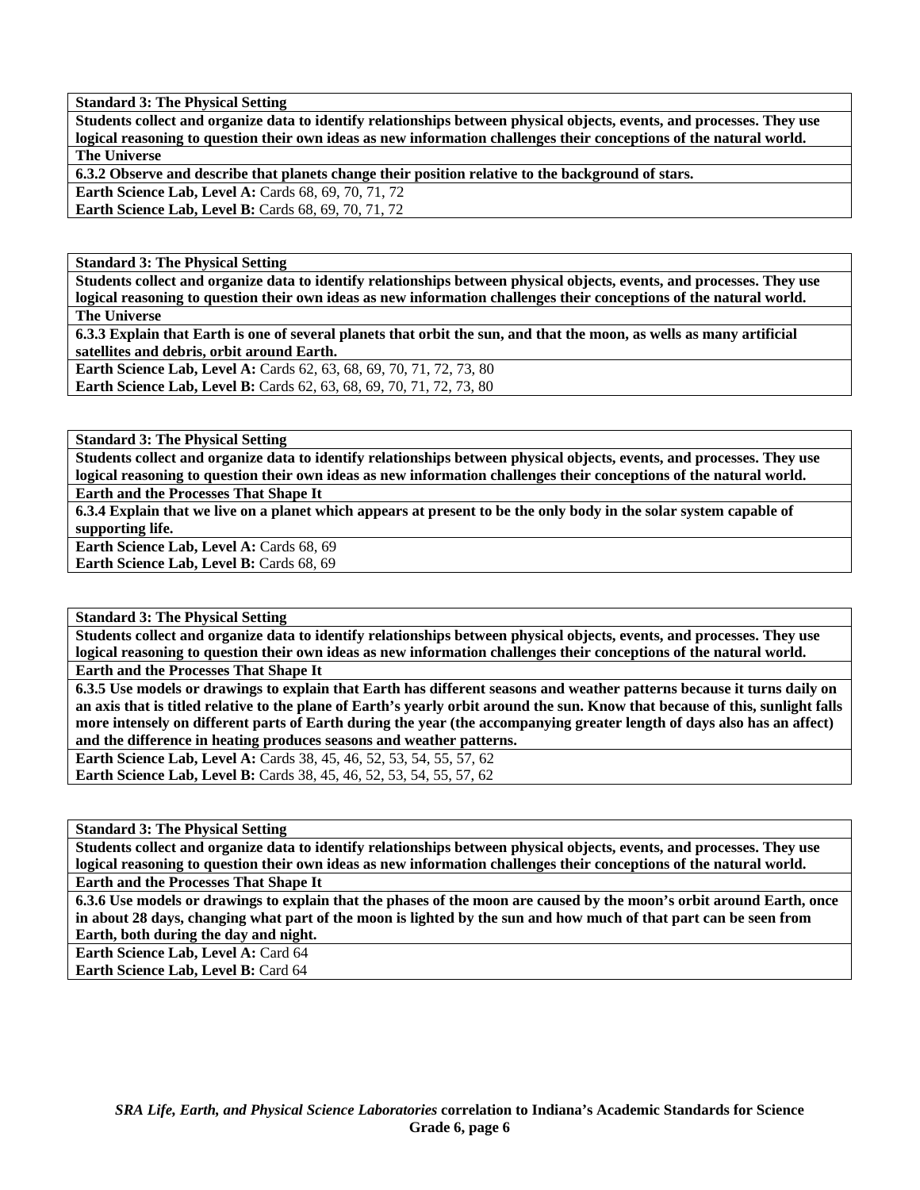**Standard 3: The Physical Setting**

**Students collect and organize data to identify relationships between physical objects, events, and processes. They use logical reasoning to question their own ideas as new information challenges their conceptions of the natural world.**

**The Universe**

**6.3.2 Observe and describe that planets change their position relative to the background of stars.**

**Earth Science Lab, Level A:** Cards 68, 69, 70, 71, 72

**Earth Science Lab, Level B:** Cards 68, 69, 70, 71, 72

**Standard 3: The Physical Setting**

**Students collect and organize data to identify relationships between physical objects, events, and processes. They use logical reasoning to question their own ideas as new information challenges their conceptions of the natural world.**

**The Universe**

**6.3.3 Explain that Earth is one of several planets that orbit the sun, and that the moon, as wells as many artificial satellites and debris, orbit around Earth.**

**Earth Science Lab, Level A:** Cards 62, 63, 68, 69, 70, 71, 72, 73, 80

**Earth Science Lab, Level B:** Cards 62, 63, 68, 69, 70, 71, 72, 73, 80

**Standard 3: The Physical Setting**

**Students collect and organize data to identify relationships between physical objects, events, and processes. They use logical reasoning to question their own ideas as new information challenges their conceptions of the natural world.**

**Earth and the Processes That Shape It**

**6.3.4 Explain that we live on a planet which appears at present to be the only body in the solar system capable of supporting life.**

**Earth Science Lab, Level A:** Cards 68, 69

**Earth Science Lab, Level B:** Cards 68, 69

**Standard 3: The Physical Setting**

**Students collect and organize data to identify relationships between physical objects, events, and processes. They use logical reasoning to question their own ideas as new information challenges their conceptions of the natural world.**

**Earth and the Processes That Shape It**

**6.3.5 Use models or drawings to explain that Earth has different seasons and weather patterns because it turns daily on an axis that is titled relative to the plane of Earth's yearly orbit around the sun. Know that because of this, sunlight falls more intensely on different parts of Earth during the year (the accompanying greater length of days also has an affect) and the difference in heating produces seasons and weather patterns.**

**Earth Science Lab, Level A:** Cards 38, 45, 46, 52, 53, 54, 55, 57, 62

**Earth Science Lab, Level B:** Cards 38, 45, 46, 52, 53, 54, 55, 57, 62

**Standard 3: The Physical Setting**

**Students collect and organize data to identify relationships between physical objects, events, and processes. They use logical reasoning to question their own ideas as new information challenges their conceptions of the natural world.**

**Earth and the Processes That Shape It**

**6.3.6 Use models or drawings to explain that the phases of the moon are caused by the moon's orbit around Earth, once in about 28 days, changing what part of the moon is lighted by the sun and how much of that part can be seen from Earth, both during the day and night.**

**Earth Science Lab, Level A:** Card 64

**Earth Science Lab, Level B:** Card 64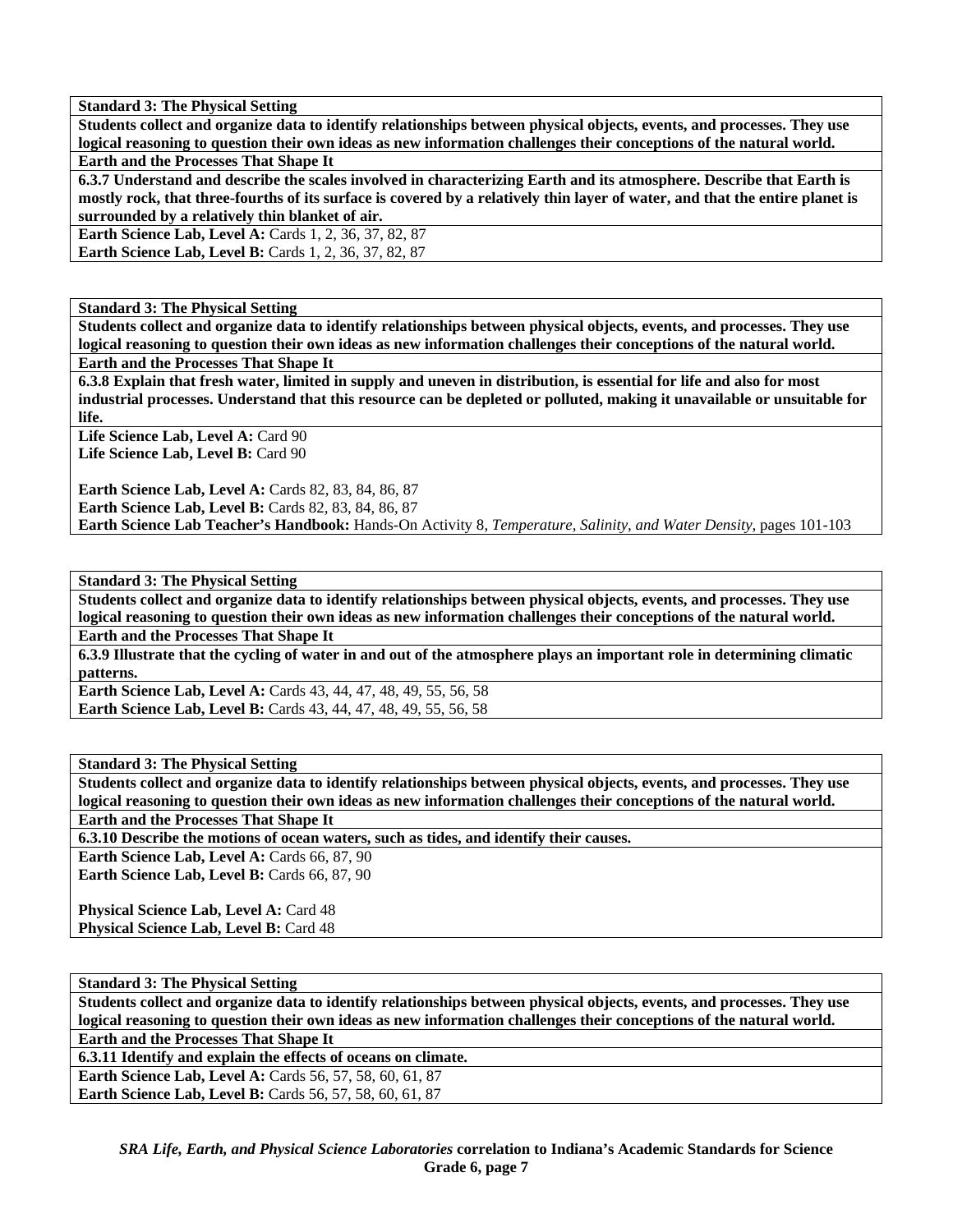**Standard 3: The Physical Setting**

**Students collect and organize data to identify relationships between physical objects, events, and processes. They use logical reasoning to question their own ideas as new information challenges their conceptions of the natural world.**

**Earth and the Processes That Shape It**

**6.3.7 Understand and describe the scales involved in characterizing Earth and its atmosphere. Describe that Earth is mostly rock, that three-fourths of its surface is covered by a relatively thin layer of water, and that the entire planet is surrounded by a relatively thin blanket of air.**

**Earth Science Lab, Level A:** Cards 1, 2, 36, 37, 82, 87
**Earth Science Lab, Level B:** Cards 1, 2, 36, 37, 82, 87

**Standard 3: The Physical Setting**

**Students collect and organize data to identify relationships between physical objects, events, and processes. They use logical reasoning to question their own ideas as new information challenges their conceptions of the natural world.**

**Earth and the Processes That Shape It**

**6.3.8 Explain that fresh water, limited in supply and uneven in distribution, is essential for life and also for most industrial processes. Understand that this resource can be depleted or polluted, making it unavailable or unsuitable for life.**

**Life Science Lab, Level A:** Card 90
**Life Science Lab, Level B:** Card 90

**Earth Science Lab, Level A:** Cards 82, 83, 84, 86, 87
**Earth Science Lab, Level B:** Cards 82, 83, 84, 86, 87
**Earth Science Lab Teacher's Handbook:** Hands-On Activity 8, *Temperature, Salinity, and Water Density,* pages 101-103

**Standard 3: The Physical Setting**

**Students collect and organize data to identify relationships between physical objects, events, and processes. They use logical reasoning to question their own ideas as new information challenges their conceptions of the natural world.**

**Earth and the Processes That Shape It**

**6.3.9 Illustrate that the cycling of water in and out of the atmosphere plays an important role in determining climatic patterns.**

**Earth Science Lab, Level A:** Cards 43, 44, 47, 48, 49, 55, 56, 58
**Earth Science Lab, Level B:** Cards 43, 44, 47, 48, 49, 55, 56, 58

**Standard 3: The Physical Setting**

**Students collect and organize data to identify relationships between physical objects, events, and processes. They use logical reasoning to question their own ideas as new information challenges their conceptions of the natural world.**

**Earth and the Processes That Shape It**

**6.3.10 Describe the motions of ocean waters, such as tides, and identify their causes.**

**Earth Science Lab, Level A:** Cards 66, 87, 90
**Earth Science Lab, Level B:** Cards 66, 87, 90

**Physical Science Lab, Level A:** Card 48
**Physical Science Lab, Level B:** Card 48

**Standard 3: The Physical Setting**

**Students collect and organize data to identify relationships between physical objects, events, and processes. They use logical reasoning to question their own ideas as new information challenges their conceptions of the natural world.**

**Earth and the Processes That Shape It**

**6.3.11 Identify and explain the effects of oceans on climate.**

**Earth Science Lab, Level A:** Cards 56, 57, 58, 60, 61, 87
**Earth Science Lab, Level B:** Cards 56, 57, 58, 60, 61, 87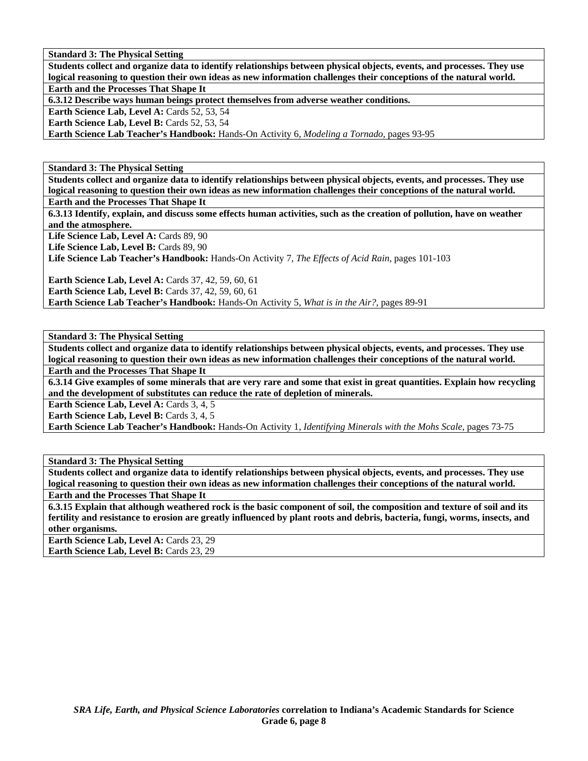**Standard 3: The Physical Setting**

**Students collect and organize data to identify relationships between physical objects, events, and processes. They use logical reasoning to question their own ideas as new information challenges their conceptions of the natural world.**

**Earth and the Processes That Shape It**

**6.3.12 Describe ways human beings protect themselves from adverse weather conditions.**

**Earth Science Lab, Level A:** Cards 52, 53, 54
**Earth Science Lab, Level B:** Cards 52, 53, 54
**Earth Science Lab Teacher's Handbook:** Hands-On Activity 6, *Modeling a Tornado,* pages 93-95

---

**Standard 3: The Physical Setting**

**Students collect and organize data to identify relationships between physical objects, events, and processes. They use logical reasoning to question their own ideas as new information challenges their conceptions of the natural world.**

**Earth and the Processes That Shape It**

**6.3.13 Identify, explain, and discuss some effects human activities, such as the creation of pollution, have on weather and the atmosphere.**

**Life Science Lab, Level A:** Cards 89, 90
**Life Science Lab, Level B:** Cards 89, 90
**Life Science Lab Teacher's Handbook:** Hands-On Activity 7, *The Effects of Acid Rain,* pages 101-103

**Earth Science Lab, Level A:** Cards 37, 42, 59, 60, 61
**Earth Science Lab, Level B:** Cards 37, 42, 59, 60, 61
**Earth Science Lab Teacher's Handbook:** Hands-On Activity 5, *What is in the Air?,* pages 89-91

---

**Standard 3: The Physical Setting**

**Students collect and organize data to identify relationships between physical objects, events, and processes. They use logical reasoning to question their own ideas as new information challenges their conceptions of the natural world.**

**Earth and the Processes That Shape It**

**6.3.14 Give examples of some minerals that are very rare and some that exist in great quantities. Explain how recycling and the development of substitutes can reduce the rate of depletion of minerals.**

**Earth Science Lab, Level A:** Cards 3, 4, 5
**Earth Science Lab, Level B:** Cards 3, 4, 5
**Earth Science Lab Teacher's Handbook:** Hands-On Activity 1, *Identifying Minerals with the Mohs Scale,* pages 73-75

---

**Standard 3: The Physical Setting**

**Students collect and organize data to identify relationships between physical objects, events, and processes. They use logical reasoning to question their own ideas as new information challenges their conceptions of the natural world.**

**Earth and the Processes That Shape It**

**6.3.15 Explain that although weathered rock is the basic component of soil, the composition and texture of soil and its fertility and resistance to erosion are greatly influenced by plant roots and debris, bacteria, fungi, worms, insects, and other organisms.**

**Earth Science Lab, Level A:** Cards 23, 29
**Earth Science Lab, Level B:** Cards 23, 29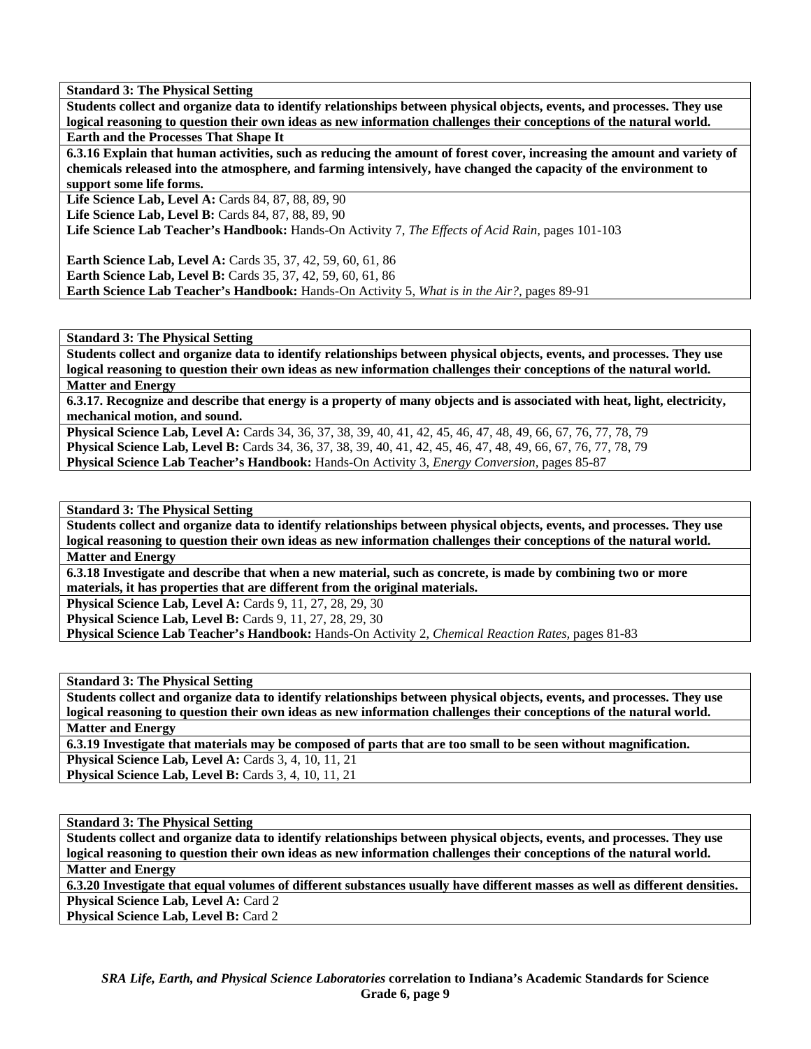**Standard 3: The Physical Setting**

**Students collect and organize data to identify relationships between physical objects, events, and processes. They use logical reasoning to question their own ideas as new information challenges their conceptions of the natural world.**

**Earth and the Processes That Shape It**

**6.3.16 Explain that human activities, such as reducing the amount of forest cover, increasing the amount and variety of chemicals released into the atmosphere, and farming intensively, have changed the capacity of the environment to support some life forms.**

**Life Science Lab, Level A:** Cards 84, 87, 88, 89, 90
**Life Science Lab, Level B:** Cards 84, 87, 88, 89, 90
**Life Science Lab Teacher's Handbook:** Hands-On Activity 7, *The Effects of Acid Rain,* pages 101-103

**Earth Science Lab, Level A:** Cards 35, 37, 42, 59, 60, 61, 86
**Earth Science Lab, Level B:** Cards 35, 37, 42, 59, 60, 61, 86
**Earth Science Lab Teacher's Handbook:** Hands-On Activity 5, *What is in the Air?,* pages 89-91

**Standard 3: The Physical Setting**

**Students collect and organize data to identify relationships between physical objects, events, and processes. They use logical reasoning to question their own ideas as new information challenges their conceptions of the natural world.**

**Matter and Energy**

**6.3.17. Recognize and describe that energy is a property of many objects and is associated with heat, light, electricity, mechanical motion, and sound.**

**Physical Science Lab, Level A:** Cards 34, 36, 37, 38, 39, 40, 41, 42, 45, 46, 47, 48, 49, 66, 67, 76, 77, 78, 79
**Physical Science Lab, Level B:** Cards 34, 36, 37, 38, 39, 40, 41, 42, 45, 46, 47, 48, 49, 66, 67, 76, 77, 78, 79
**Physical Science Lab Teacher's Handbook:** Hands-On Activity 3, *Energy Conversion,* pages 85-87

**Standard 3: The Physical Setting**

**Students collect and organize data to identify relationships between physical objects, events, and processes. They use logical reasoning to question their own ideas as new information challenges their conceptions of the natural world.**

**Matter and Energy**

**6.3.18 Investigate and describe that when a new material, such as concrete, is made by combining two or more materials, it has properties that are different from the original materials.**

**Physical Science Lab, Level A:** Cards 9, 11, 27, 28, 29, 30
**Physical Science Lab, Level B:** Cards 9, 11, 27, 28, 29, 30
**Physical Science Lab Teacher's Handbook:** Hands-On Activity 2, *Chemical Reaction Rates,* pages 81-83

**Standard 3: The Physical Setting**

**Students collect and organize data to identify relationships between physical objects, events, and processes. They use logical reasoning to question their own ideas as new information challenges their conceptions of the natural world.**

**Matter and Energy**

**6.3.19 Investigate that materials may be composed of parts that are too small to be seen without magnification.**

**Physical Science Lab, Level A:** Cards 3, 4, 10, 11, 21
**Physical Science Lab, Level B:** Cards 3, 4, 10, 11, 21

**Standard 3: The Physical Setting**

**Students collect and organize data to identify relationships between physical objects, events, and processes. They use logical reasoning to question their own ideas as new information challenges their conceptions of the natural world.**

**Matter and Energy**

**6.3.20 Investigate that equal volumes of different substances usually have different masses as well as different densities.**

**Physical Science Lab, Level A:** Card 2
**Physical Science Lab, Level B:** Card 2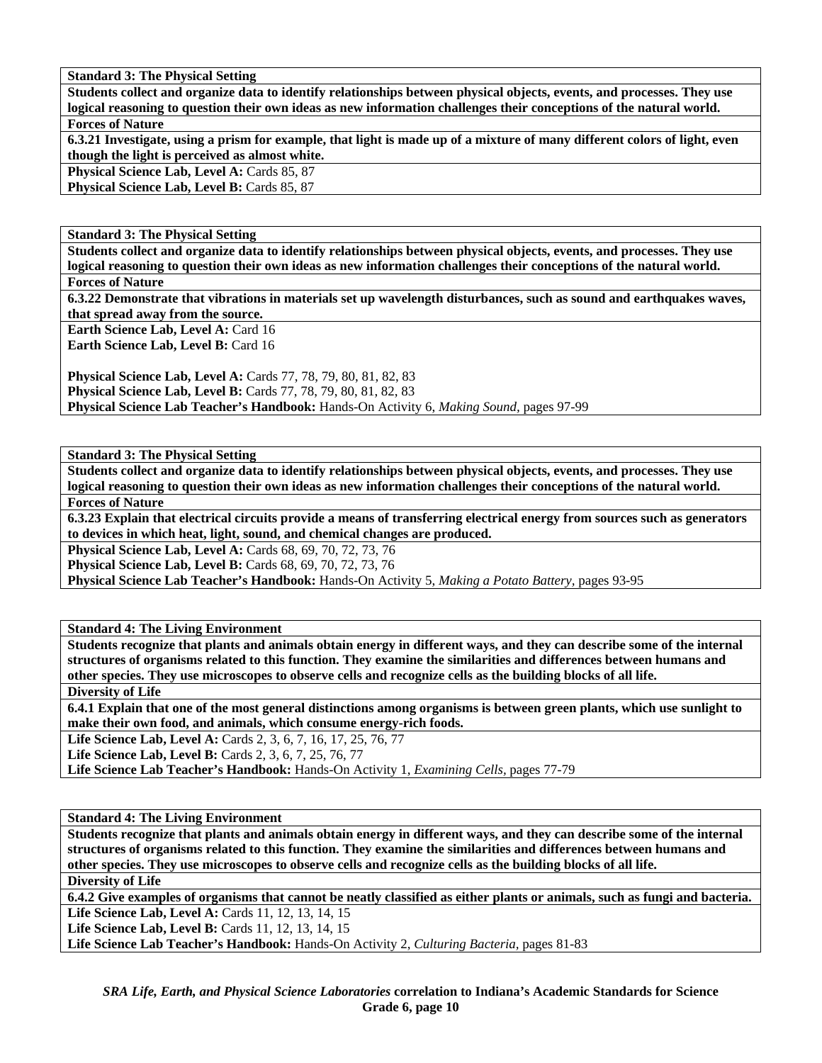**Standard 3: The Physical Setting**

**Students collect and organize data to identify relationships between physical objects, events, and processes. They use logical reasoning to question their own ideas as new information challenges their conceptions of the natural world.**

**Forces of Nature**

**6.3.21 Investigate, using a prism for example, that light is made up of a mixture of many different colors of light, even though the light is perceived as almost white.**

**Physical Science Lab, Level A:** Cards 85, 87
**Physical Science Lab, Level B:** Cards 85, 87

**Standard 3: The Physical Setting**

**Students collect and organize data to identify relationships between physical objects, events, and processes. They use logical reasoning to question their own ideas as new information challenges their conceptions of the natural world.**

**Forces of Nature**

**6.3.22 Demonstrate that vibrations in materials set up wavelength disturbances, such as sound and earthquakes waves, that spread away from the source.**

**Earth Science Lab, Level A:** Card 16
**Earth Science Lab, Level B:** Card 16

**Physical Science Lab, Level A:** Cards 77, 78, 79, 80, 81, 82, 83
**Physical Science Lab, Level B:** Cards 77, 78, 79, 80, 81, 82, 83
**Physical Science Lab Teacher's Handbook:** Hands-On Activity 6, *Making Sound,* pages 97-99

**Standard 3: The Physical Setting**

**Students collect and organize data to identify relationships between physical objects, events, and processes. They use logical reasoning to question their own ideas as new information challenges their conceptions of the natural world.**

**Forces of Nature**

**6.3.23 Explain that electrical circuits provide a means of transferring electrical energy from sources such as generators to devices in which heat, light, sound, and chemical changes are produced.**

**Physical Science Lab, Level A:** Cards 68, 69, 70, 72, 73, 76
**Physical Science Lab, Level B:** Cards 68, 69, 70, 72, 73, 76
**Physical Science Lab Teacher's Handbook:** Hands-On Activity 5, *Making a Potato Battery,* pages 93-95

**Standard 4: The Living Environment**

**Students recognize that plants and animals obtain energy in different ways, and they can describe some of the internal structures of organisms related to this function. They examine the similarities and differences between humans and other species. They use microscopes to observe cells and recognize cells as the building blocks of all life.**

**Diversity of Life**

**6.4.1 Explain that one of the most general distinctions among organisms is between green plants, which use sunlight to make their own food, and animals, which consume energy-rich foods.**

**Life Science Lab, Level A:** Cards 2, 3, 6, 7, 16, 17, 25, 76, 77
**Life Science Lab, Level B:** Cards 2, 3, 6, 7, 25, 76, 77
**Life Science Lab Teacher's Handbook:** Hands-On Activity 1, *Examining Cells,* pages 77-79

**Standard 4: The Living Environment**

**Students recognize that plants and animals obtain energy in different ways, and they can describe some of the internal structures of organisms related to this function. They examine the similarities and differences between humans and other species. They use microscopes to observe cells and recognize cells as the building blocks of all life.**

**Diversity of Life**

**6.4.2 Give examples of organisms that cannot be neatly classified as either plants or animals, such as fungi and bacteria.**

**Life Science Lab, Level A:** Cards 11, 12, 13, 14, 15
**Life Science Lab, Level B:** Cards 11, 12, 13, 14, 15
**Life Science Lab Teacher's Handbook:** Hands-On Activity 2, *Culturing Bacteria,* pages 81-83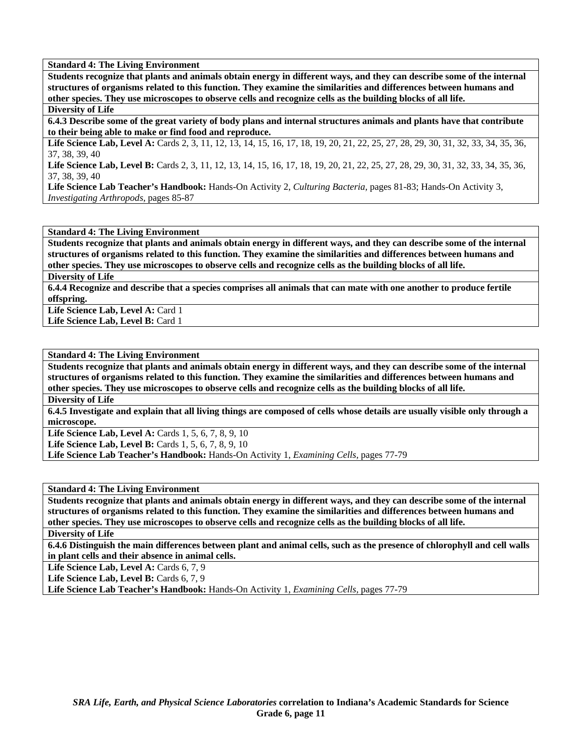**Standard 4: The Living Environment**

**Students recognize that plants and animals obtain energy in different ways, and they can describe some of the internal structures of organisms related to this function. They examine the similarities and differences between humans and other species. They use microscopes to observe cells and recognize cells as the building blocks of all life.**

**Diversity of Life**

**6.4.3 Describe some of the great variety of body plans and internal structures animals and plants have that contribute to their being able to make or find food and reproduce.**

**Life Science Lab, Level A:** Cards 2, 3, 11, 12, 13, 14, 15, 16, 17, 18, 19, 20, 21, 22, 25, 27, 28, 29, 30, 31, 32, 33, 34, 35, 36, 37, 38, 39, 40

**Life Science Lab, Level B:** Cards 2, 3, 11, 12, 13, 14, 15, 16, 17, 18, 19, 20, 21, 22, 25, 27, 28, 29, 30, 31, 32, 33, 34, 35, 36, 37, 38, 39, 40

**Life Science Lab Teacher's Handbook:** Hands-On Activity 2, *Culturing Bacteria,* pages 81-83; Hands-On Activity 3, *Investigating Arthropods,* pages 85-87

**Standard 4: The Living Environment**

**Students recognize that plants and animals obtain energy in different ways, and they can describe some of the internal structures of organisms related to this function. They examine the similarities and differences between humans and other species. They use microscopes to observe cells and recognize cells as the building blocks of all life.**

**Diversity of Life**

**6.4.4 Recognize and describe that a species comprises all animals that can mate with one another to produce fertile offspring.**

**Life Science Lab, Level A:** Card 1

**Life Science Lab, Level B:** Card 1

**Standard 4: The Living Environment**

**Students recognize that plants and animals obtain energy in different ways, and they can describe some of the internal structures of organisms related to this function. They examine the similarities and differences between humans and other species. They use microscopes to observe cells and recognize cells as the building blocks of all life.**

**Diversity of Life**

**6.4.5 Investigate and explain that all living things are composed of cells whose details are usually visible only through a microscope.**

**Life Science Lab, Level A:** Cards 1, 5, 6, 7, 8, 9, 10

**Life Science Lab, Level B:** Cards 1, 5, 6, 7, 8, 9, 10

**Life Science Lab Teacher's Handbook:** Hands-On Activity 1, *Examining Cells,* pages 77-79

**Standard 4: The Living Environment**

**Students recognize that plants and animals obtain energy in different ways, and they can describe some of the internal structures of organisms related to this function. They examine the similarities and differences between humans and other species. They use microscopes to observe cells and recognize cells as the building blocks of all life.**

**Diversity of Life**

**6.4.6 Distinguish the main differences between plant and animal cells, such as the presence of chlorophyll and cell walls in plant cells and their absence in animal cells.**

**Life Science Lab, Level A:** Cards 6, 7, 9

**Life Science Lab, Level B:** Cards 6, 7, 9

**Life Science Lab Teacher's Handbook:** Hands-On Activity 1, *Examining Cells,* pages 77-79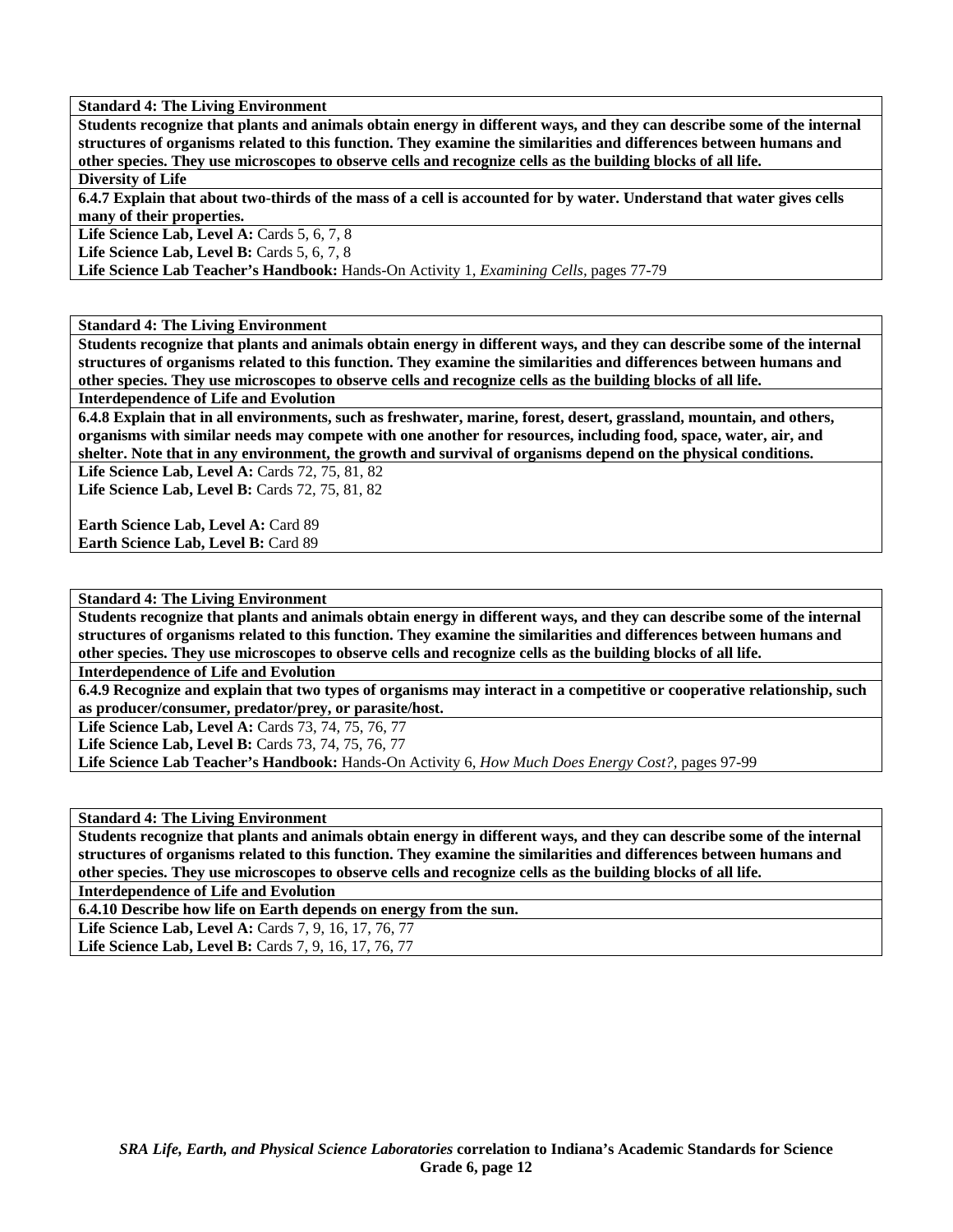**Standard 4: The Living Environment**

**Students recognize that plants and animals obtain energy in different ways, and they can describe some of the internal structures of organisms related to this function. They examine the similarities and differences between humans and other species. They use microscopes to observe cells and recognize cells as the building blocks of all life.**

**Diversity of Life**

**6.4.7 Explain that about two-thirds of the mass of a cell is accounted for by water. Understand that water gives cells many of their properties.**

**Life Science Lab, Level A:** Cards 5, 6, 7, 8
**Life Science Lab, Level B:** Cards 5, 6, 7, 8
**Life Science Lab Teacher's Handbook:** Hands-On Activity 1, *Examining Cells,* pages 77-79

**Standard 4: The Living Environment**

**Students recognize that plants and animals obtain energy in different ways, and they can describe some of the internal structures of organisms related to this function. They examine the similarities and differences between humans and other species. They use microscopes to observe cells and recognize cells as the building blocks of all life.**

**Interdependence of Life and Evolution**

**6.4.8 Explain that in all environments, such as freshwater, marine, forest, desert, grassland, mountain, and others, organisms with similar needs may compete with one another for resources, including food, space, water, air, and shelter. Note that in any environment, the growth and survival of organisms depend on the physical conditions.**

**Life Science Lab, Level A:** Cards 72, 75, 81, 82
**Life Science Lab, Level B:** Cards 72, 75, 81, 82

**Earth Science Lab, Level A:** Card 89
**Earth Science Lab, Level B:** Card 89

**Standard 4: The Living Environment**

**Students recognize that plants and animals obtain energy in different ways, and they can describe some of the internal structures of organisms related to this function. They examine the similarities and differences between humans and other species. They use microscopes to observe cells and recognize cells as the building blocks of all life.**

**Interdependence of Life and Evolution**

**6.4.9 Recognize and explain that two types of organisms may interact in a competitive or cooperative relationship, such as producer/consumer, predator/prey, or parasite/host.**

**Life Science Lab, Level A:** Cards 73, 74, 75, 76, 77
**Life Science Lab, Level B:** Cards 73, 74, 75, 76, 77
**Life Science Lab Teacher's Handbook:** Hands-On Activity 6, *How Much Does Energy Cost?,* pages 97-99

**Standard 4: The Living Environment**

**Students recognize that plants and animals obtain energy in different ways, and they can describe some of the internal structures of organisms related to this function. They examine the similarities and differences between humans and other species. They use microscopes to observe cells and recognize cells as the building blocks of all life.**

**Interdependence of Life and Evolution**

**6.4.10 Describe how life on Earth depends on energy from the sun.**

**Life Science Lab, Level A:** Cards 7, 9, 16, 17, 76, 77
**Life Science Lab, Level B:** Cards 7, 9, 16, 17, 76, 77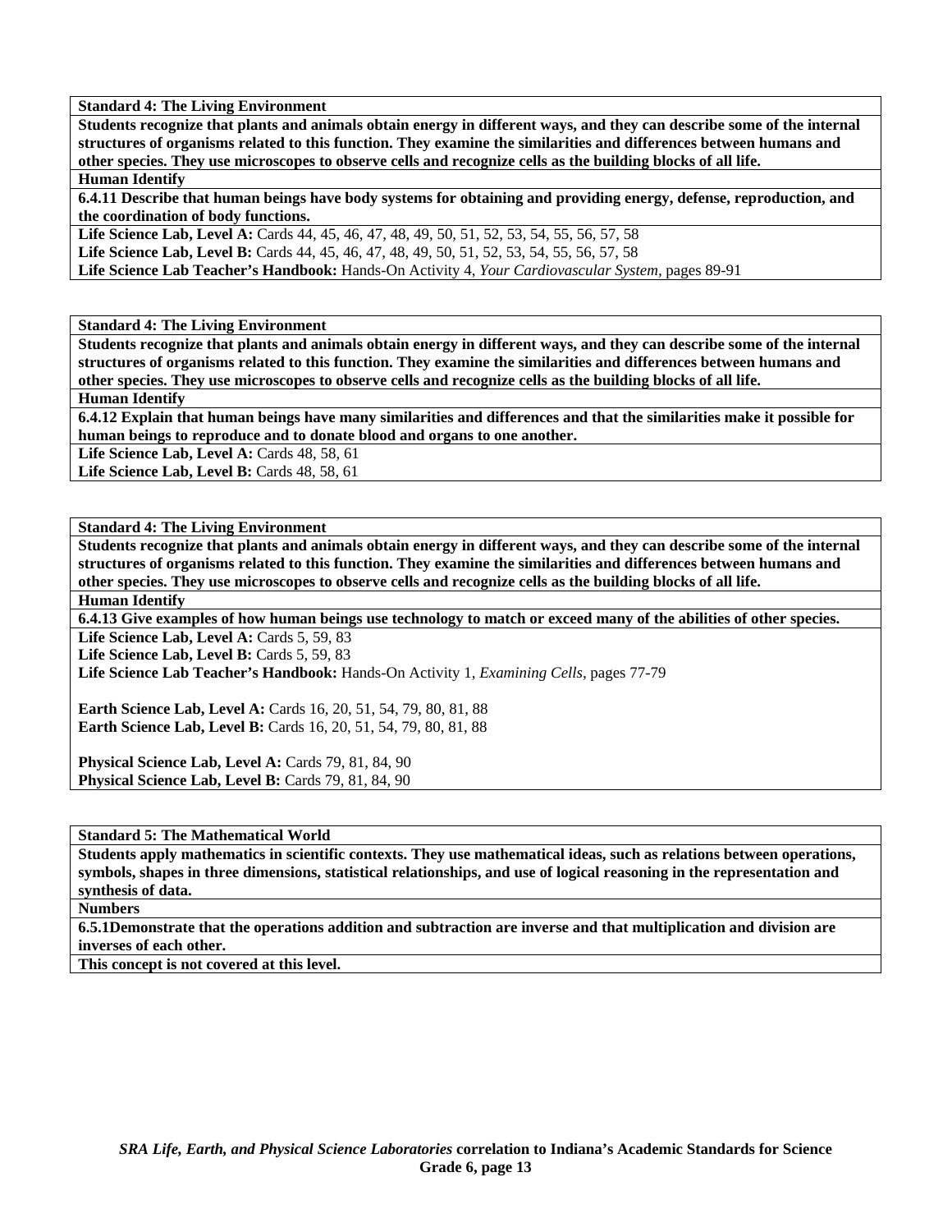**Standard 4: The Living Environment**

**Students recognize that plants and animals obtain energy in different ways, and they can describe some of the internal structures of organisms related to this function. They examine the similarities and differences between humans and other species. They use microscopes to observe cells and recognize cells as the building blocks of all life.**

**Human Identify**

**6.4.11 Describe that human beings have body systems for obtaining and providing energy, defense, reproduction, and the coordination of body functions.**

**Life Science Lab, Level A:** Cards 44, 45, 46, 47, 48, 49, 50, 51, 52, 53, 54, 55, 56, 57, 58
**Life Science Lab, Level B:** Cards 44, 45, 46, 47, 48, 49, 50, 51, 52, 53, 54, 55, 56, 57, 58
**Life Science Lab Teacher's Handbook:** Hands-On Activity 4, *Your Cardiovascular System,* pages 89-91

**Standard 4: The Living Environment**

**Students recognize that plants and animals obtain energy in different ways, and they can describe some of the internal structures of organisms related to this function. They examine the similarities and differences between humans and other species. They use microscopes to observe cells and recognize cells as the building blocks of all life.**

**Human Identify**

**6.4.12 Explain that human beings have many similarities and differences and that the similarities make it possible for human beings to reproduce and to donate blood and organs to one another.**

**Life Science Lab, Level A:** Cards 48, 58, 61
**Life Science Lab, Level B:** Cards 48, 58, 61

**Standard 4: The Living Environment**

**Students recognize that plants and animals obtain energy in different ways, and they can describe some of the internal structures of organisms related to this function. They examine the similarities and differences between humans and other species. They use microscopes to observe cells and recognize cells as the building blocks of all life.**

**Human Identify**

**6.4.13 Give examples of how human beings use technology to match or exceed many of the abilities of other species.**

**Life Science Lab, Level A:** Cards 5, 59, 83
**Life Science Lab, Level B:** Cards 5, 59, 83
**Life Science Lab Teacher's Handbook:** Hands-On Activity 1, *Examining Cells,* pages 77-79

**Earth Science Lab, Level A:** Cards 16, 20, 51, 54, 79, 80, 81, 88
**Earth Science Lab, Level B:** Cards 16, 20, 51, 54, 79, 80, 81, 88

**Physical Science Lab, Level A:** Cards 79, 81, 84, 90
**Physical Science Lab, Level B:** Cards 79, 81, 84, 90

**Standard 5: The Mathematical World**

**Students apply mathematics in scientific contexts. They use mathematical ideas, such as relations between operations, symbols, shapes in three dimensions, statistical relationships, and use of logical reasoning in the representation and synthesis of data.**

**Numbers**

**6.5.1Demonstrate that the operations addition and subtraction are inverse and that multiplication and division are inverses of each other.**

**This concept is not covered at this level.**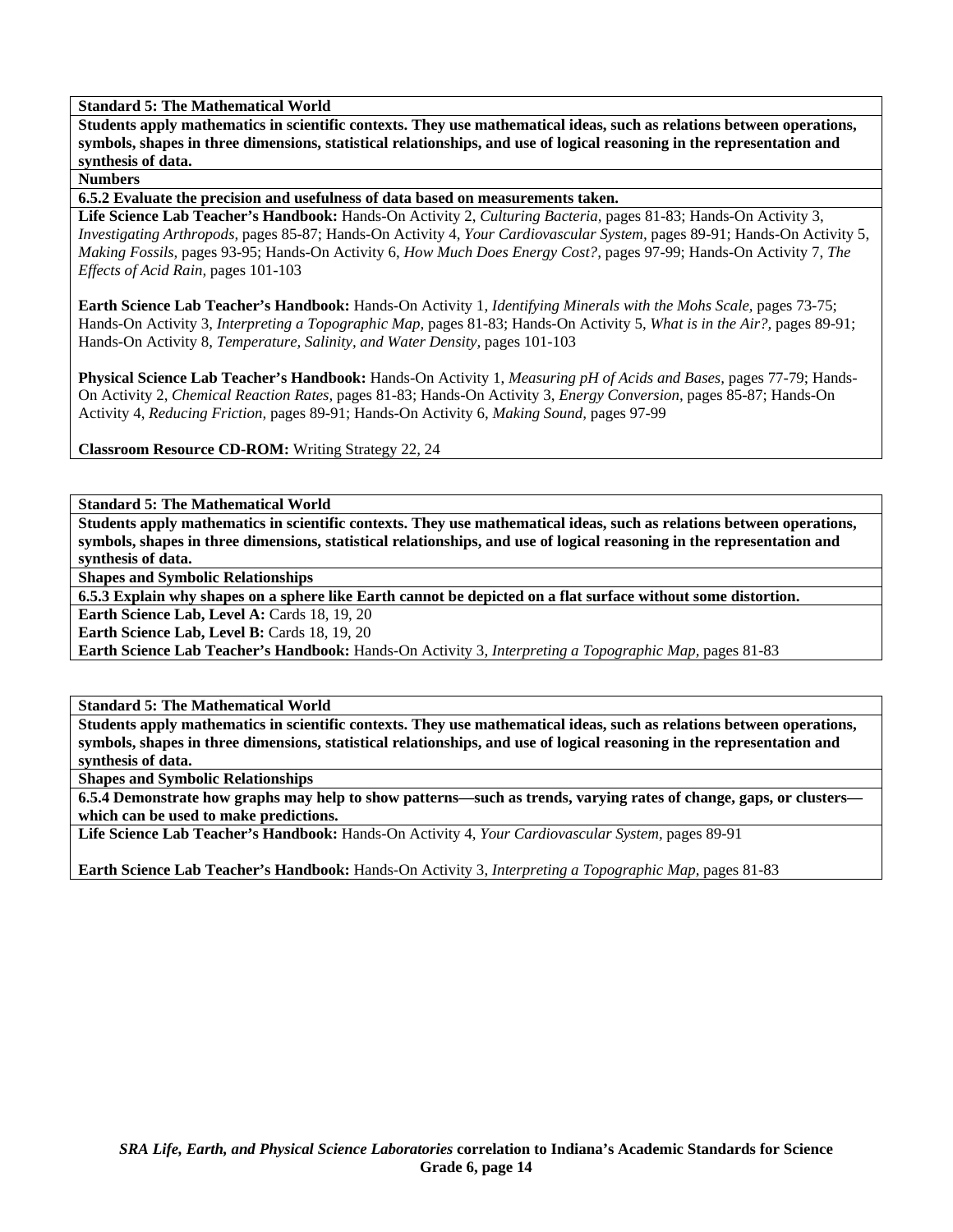**Standard 5: The Mathematical World**

**Students apply mathematics in scientific contexts. They use mathematical ideas, such as relations between operations, symbols, shapes in three dimensions, statistical relationships, and use of logical reasoning in the representation and synthesis of data.**

**Numbers**

**6.5.2 Evaluate the precision and usefulness of data based on measurements taken.**

**Life Science Lab Teacher's Handbook:** Hands-On Activity 2, *Culturing Bacteria,* pages 81-83; Hands-On Activity 3, *Investigating Arthropods,* pages 85-87; Hands-On Activity 4, *Your Cardiovascular System,* pages 89-91; Hands-On Activity 5, *Making Fossils,* pages 93-95; Hands-On Activity 6, *How Much Does Energy Cost?,* pages 97-99; Hands-On Activity 7, *The Effects of Acid Rain,* pages 101-103

**Earth Science Lab Teacher's Handbook:** Hands-On Activity 1, *Identifying Minerals with the Mohs Scale,* pages 73-75; Hands-On Activity 3, *Interpreting a Topographic Map,* pages 81-83; Hands-On Activity 5, *What is in the Air?,* pages 89-91; Hands-On Activity 8, *Temperature, Salinity, and Water Density,* pages 101-103

**Physical Science Lab Teacher's Handbook:** Hands-On Activity 1, *Measuring pH of Acids and Bases,* pages 77-79; Hands-On Activity 2, *Chemical Reaction Rates,* pages 81-83; Hands-On Activity 3, *Energy Conversion,* pages 85-87; Hands-On Activity 4, *Reducing Friction,* pages 89-91; Hands-On Activity 6, *Making Sound,* pages 97-99

**Classroom Resource CD-ROM:** Writing Strategy 22, 24

**Standard 5: The Mathematical World**

**Students apply mathematics in scientific contexts. They use mathematical ideas, such as relations between operations, symbols, shapes in three dimensions, statistical relationships, and use of logical reasoning in the representation and synthesis of data.**

**Shapes and Symbolic Relationships**

**6.5.3 Explain why shapes on a sphere like Earth cannot be depicted on a flat surface without some distortion.**

**Earth Science Lab, Level A:** Cards 18, 19, 20
**Earth Science Lab, Level B:** Cards 18, 19, 20
**Earth Science Lab Teacher's Handbook:** Hands-On Activity 3, *Interpreting a Topographic Map,* pages 81-83

**Standard 5: The Mathematical World**

**Students apply mathematics in scientific contexts. They use mathematical ideas, such as relations between operations, symbols, shapes in three dimensions, statistical relationships, and use of logical reasoning in the representation and synthesis of data.**

**Shapes and Symbolic Relationships**

**6.5.4 Demonstrate how graphs may help to show patterns—such as trends, varying rates of change, gaps, or clusters—which can be used to make predictions.**

**Life Science Lab Teacher's Handbook:** Hands-On Activity 4, *Your Cardiovascular System,* pages 89-91

**Earth Science Lab Teacher's Handbook:** Hands-On Activity 3, *Interpreting a Topographic Map,* pages 81-83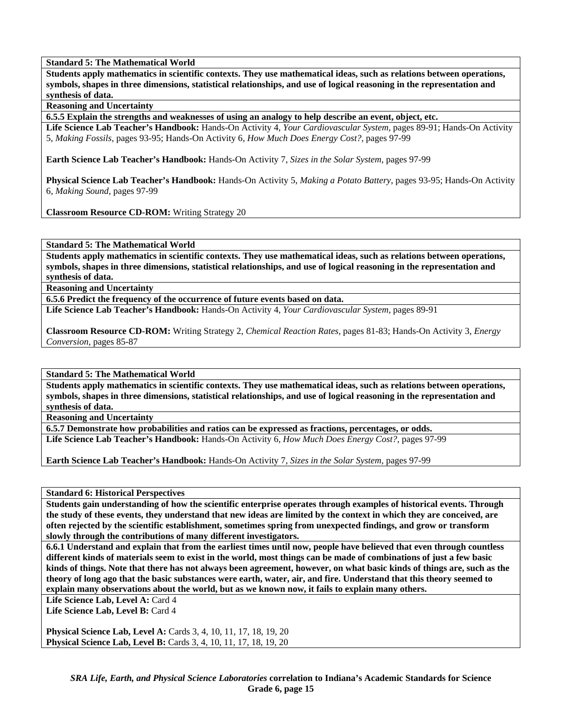**Standard 5: The Mathematical World**

**Students apply mathematics in scientific contexts. They use mathematical ideas, such as relations between operations, symbols, shapes in three dimensions, statistical relationships, and use of logical reasoning in the representation and synthesis of data.**

**Reasoning and Uncertainty**

**6.5.5 Explain the strengths and weaknesses of using an analogy to help describe an event, object, etc.**

**Life Science Lab Teacher's Handbook:** Hands-On Activity 4, *Your Cardiovascular System,* pages 89-91; Hands-On Activity 5, *Making Fossils,* pages 93-95; Hands-On Activity 6, *How Much Does Energy Cost?,* pages 97-99

**Earth Science Lab Teacher's Handbook:** Hands-On Activity 7, *Sizes in the Solar System,* pages 97-99

**Physical Science Lab Teacher's Handbook:** Hands-On Activity 5, *Making a Potato Battery,* pages 93-95; Hands-On Activity 6, *Making Sound,* pages 97-99

**Classroom Resource CD-ROM:** Writing Strategy 20

---

**Standard 5: The Mathematical World**

**Students apply mathematics in scientific contexts. They use mathematical ideas, such as relations between operations, symbols, shapes in three dimensions, statistical relationships, and use of logical reasoning in the representation and synthesis of data.**

**Reasoning and Uncertainty**

**6.5.6 Predict the frequency of the occurrence of future events based on data.**

**Life Science Lab Teacher's Handbook:** Hands-On Activity 4, *Your Cardiovascular System,* pages 89-91

**Classroom Resource CD-ROM:** Writing Strategy 2, *Chemical Reaction Rates,* pages 81-83; Hands-On Activity 3, *Energy Conversion,* pages 85-87

---

**Standard 5: The Mathematical World**

**Students apply mathematics in scientific contexts. They use mathematical ideas, such as relations between operations, symbols, shapes in three dimensions, statistical relationships, and use of logical reasoning in the representation and synthesis of data.**

**Reasoning and Uncertainty**

**6.5.7 Demonstrate how probabilities and ratios can be expressed as fractions, percentages, or odds.**

**Life Science Lab Teacher's Handbook:** Hands-On Activity 6, *How Much Does Energy Cost?,* pages 97-99

**Earth Science Lab Teacher's Handbook:** Hands-On Activity 7, *Sizes in the Solar System,* pages 97-99

---

**Standard 6: Historical Perspectives**

**Students gain understanding of how the scientific enterprise operates through examples of historical events. Through the study of these events, they understand that new ideas are limited by the context in which they are conceived, are often rejected by the scientific establishment, sometimes spring from unexpected findings, and grow or transform slowly through the contributions of many different investigators.**

**6.6.1 Understand and explain that from the earliest times until now, people have believed that even through countless different kinds of materials seem to exist in the world, most things can be made of combinations of just a few basic kinds of things. Note that there has not always been agreement, however, on what basic kinds of things are, such as the theory of long ago that the basic substances were earth, water, air, and fire. Understand that this theory seemed to explain many observations about the world, but as we known now, it fails to explain many others.**

**Life Science Lab, Level A:** Card 4
**Life Science Lab, Level B:** Card 4

**Physical Science Lab, Level A:** Cards 3, 4, 10, 11, 17, 18, 19, 20
**Physical Science Lab, Level B:** Cards 3, 4, 10, 11, 17, 18, 19, 20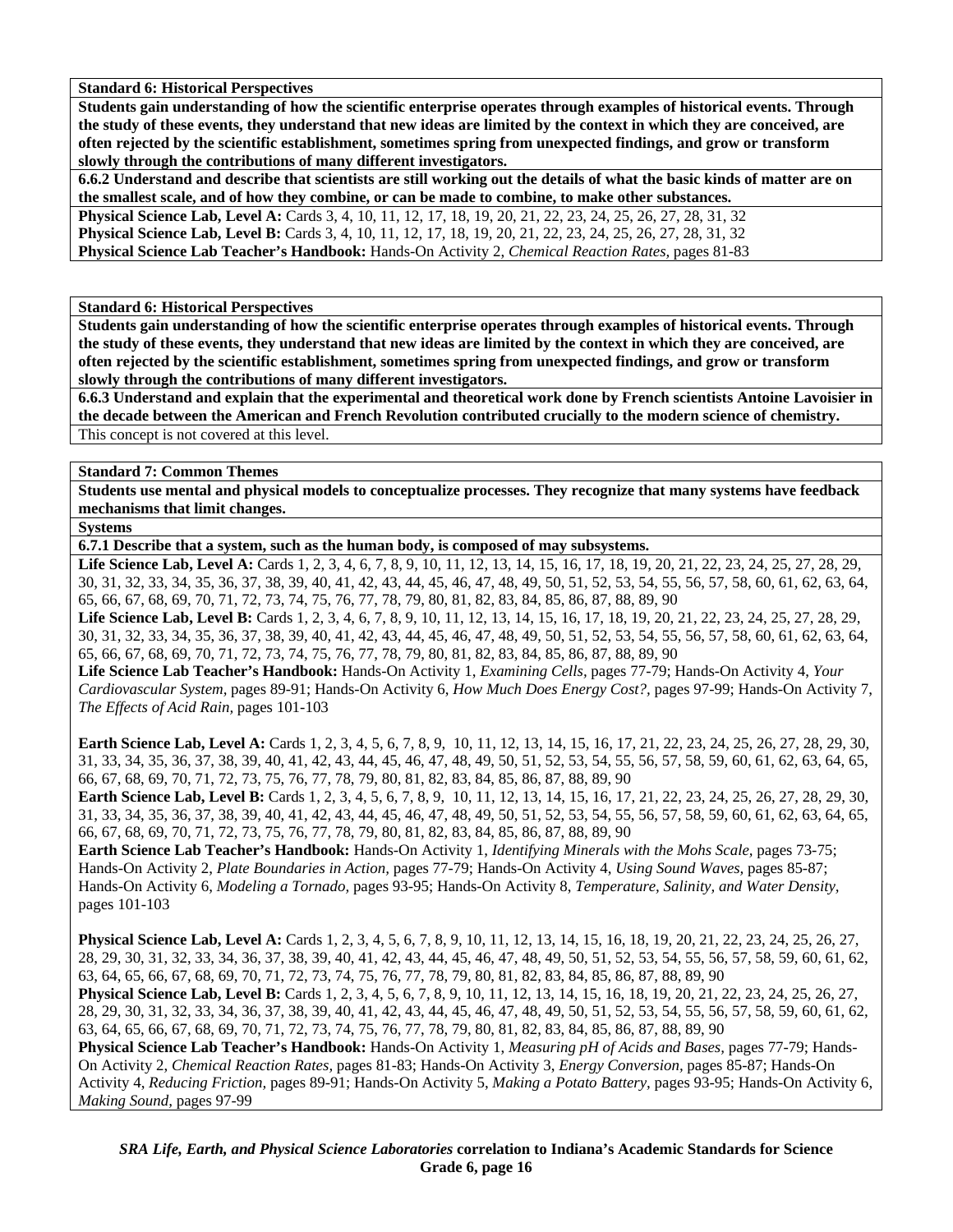**Standard 6: Historical Perspectives**

**Students gain understanding of how the scientific enterprise operates through examples of historical events. Through the study of these events, they understand that new ideas are limited by the context in which they are conceived, are often rejected by the scientific establishment, sometimes spring from unexpected findings, and grow or transform slowly through the contributions of many different investigators.**

**6.6.2 Understand and describe that scientists are still working out the details of what the basic kinds of matter are on the smallest scale, and of how they combine, or can be made to combine, to make other substances.**

**Physical Science Lab, Level A:** Cards 3, 4, 10, 11, 12, 17, 18, 19, 20, 21, 22, 23, 24, 25, 26, 27, 28, 31, 32
**Physical Science Lab, Level B:** Cards 3, 4, 10, 11, 12, 17, 18, 19, 20, 21, 22, 23, 24, 25, 26, 27, 28, 31, 32
**Physical Science Lab Teacher's Handbook:** Hands-On Activity 2, *Chemical Reaction Rates,* pages 81-83

**Standard 6: Historical Perspectives**

**Students gain understanding of how the scientific enterprise operates through examples of historical events. Through the study of these events, they understand that new ideas are limited by the context in which they are conceived, are often rejected by the scientific establishment, sometimes spring from unexpected findings, and grow or transform slowly through the contributions of many different investigators.**

**6.6.3 Understand and explain that the experimental and theoretical work done by French scientists Antoine Lavoisier in the decade between the American and French Revolution contributed crucially to the modern science of chemistry.**

This concept is not covered at this level.

**Standard 7: Common Themes**

**Students use mental and physical models to conceptualize processes. They recognize that many systems have feedback mechanisms that limit changes.**

**Systems**

**6.7.1 Describe that a system, such as the human body, is composed of may subsystems.**

**Life Science Lab, Level A:** Cards 1, 2, 3, 4, 6, 7, 8, 9, 10, 11, 12, 13, 14, 15, 16, 17, 18, 19, 20, 21, 22, 23, 24, 25, 27, 28, 29, 30, 31, 32, 33, 34, 35, 36, 37, 38, 39, 40, 41, 42, 43, 44, 45, 46, 47, 48, 49, 50, 51, 52, 53, 54, 55, 56, 57, 58, 60, 61, 62, 63, 64, 65, 66, 67, 68, 69, 70, 71, 72, 73, 74, 75, 76, 77, 78, 79, 80, 81, 82, 83, 84, 85, 86, 87, 88, 89, 90
**Life Science Lab, Level B:** Cards 1, 2, 3, 4, 6, 7, 8, 9, 10, 11, 12, 13, 14, 15, 16, 17, 18, 19, 20, 21, 22, 23, 24, 25, 27, 28, 29, 30, 31, 32, 33, 34, 35, 36, 37, 38, 39, 40, 41, 42, 43, 44, 45, 46, 47, 48, 49, 50, 51, 52, 53, 54, 55, 56, 57, 58, 60, 61, 62, 63, 64, 65, 66, 67, 68, 69, 70, 71, 72, 73, 74, 75, 76, 77, 78, 79, 80, 81, 82, 83, 84, 85, 86, 87, 88, 89, 90
**Life Science Lab Teacher's Handbook:** Hands-On Activity 1, *Examining Cells,* pages 77-79; Hands-On Activity 4, *Your Cardiovascular System,* pages 89-91; Hands-On Activity 6, *How Much Does Energy Cost?,* pages 97-99; Hands-On Activity 7, *The Effects of Acid Rain,* pages 101-103

**Earth Science Lab, Level A:** Cards 1, 2, 3, 4, 5, 6, 7, 8, 9, 10, 11, 12, 13, 14, 15, 16, 17, 21, 22, 23, 24, 25, 26, 27, 28, 29, 30, 31, 33, 34, 35, 36, 37, 38, 39, 40, 41, 42, 43, 44, 45, 46, 47, 48, 49, 50, 51, 52, 53, 54, 55, 56, 57, 58, 59, 60, 61, 62, 63, 64, 65, 66, 67, 68, 69, 70, 71, 72, 73, 75, 76, 77, 78, 79, 80, 81, 82, 83, 84, 85, 86, 87, 88, 89, 90
**Earth Science Lab, Level B:** Cards 1, 2, 3, 4, 5, 6, 7, 8, 9, 10, 11, 12, 13, 14, 15, 16, 17, 21, 22, 23, 24, 25, 26, 27, 28, 29, 30, 31, 33, 34, 35, 36, 37, 38, 39, 40, 41, 42, 43, 44, 45, 46, 47, 48, 49, 50, 51, 52, 53, 54, 55, 56, 57, 58, 59, 60, 61, 62, 63, 64, 65, 66, 67, 68, 69, 70, 71, 72, 73, 75, 76, 77, 78, 79, 80, 81, 82, 83, 84, 85, 86, 87, 88, 89, 90
**Earth Science Lab Teacher's Handbook:** Hands-On Activity 1, *Identifying Minerals with the Mohs Scale,* pages 73-75; Hands-On Activity 2, *Plate Boundaries in Action,* pages 77-79; Hands-On Activity 4, *Using Sound Waves,* pages 85-87; Hands-On Activity 6, *Modeling a Tornado,* pages 93-95; Hands-On Activity 8, *Temperature, Salinity, and Water Density,* pages 101-103

**Physical Science Lab, Level A:** Cards 1, 2, 3, 4, 5, 6, 7, 8, 9, 10, 11, 12, 13, 14, 15, 16, 18, 19, 20, 21, 22, 23, 24, 25, 26, 27, 28, 29, 30, 31, 32, 33, 34, 36, 37, 38, 39, 40, 41, 42, 43, 44, 45, 46, 47, 48, 49, 50, 51, 52, 53, 54, 55, 56, 57, 58, 59, 60, 61, 62, 63, 64, 65, 66, 67, 68, 69, 70, 71, 72, 73, 74, 75, 76, 77, 78, 79, 80, 81, 82, 83, 84, 85, 86, 87, 88, 89, 90
**Physical Science Lab, Level B:** Cards 1, 2, 3, 4, 5, 6, 7, 8, 9, 10, 11, 12, 13, 14, 15, 16, 18, 19, 20, 21, 22, 23, 24, 25, 26, 27, 28, 29, 30, 31, 32, 33, 34, 36, 37, 38, 39, 40, 41, 42, 43, 44, 45, 46, 47, 48, 49, 50, 51, 52, 53, 54, 55, 56, 57, 58, 59, 60, 61, 62, 63, 64, 65, 66, 67, 68, 69, 70, 71, 72, 73, 74, 75, 76, 77, 78, 79, 80, 81, 82, 83, 84, 85, 86, 87, 88, 89, 90
**Physical Science Lab Teacher's Handbook:** Hands-On Activity 1, *Measuring pH of Acids and Bases,* pages 77-79; Hands-On Activity 2, *Chemical Reaction Rates,* pages 81-83; Hands-On Activity 3, *Energy Conversion,* pages 85-87; Hands-On Activity 4, *Reducing Friction,* pages 89-91; Hands-On Activity 5, *Making a Potato Battery,* pages 93-95; Hands-On Activity 6, *Making Sound,* pages 97-99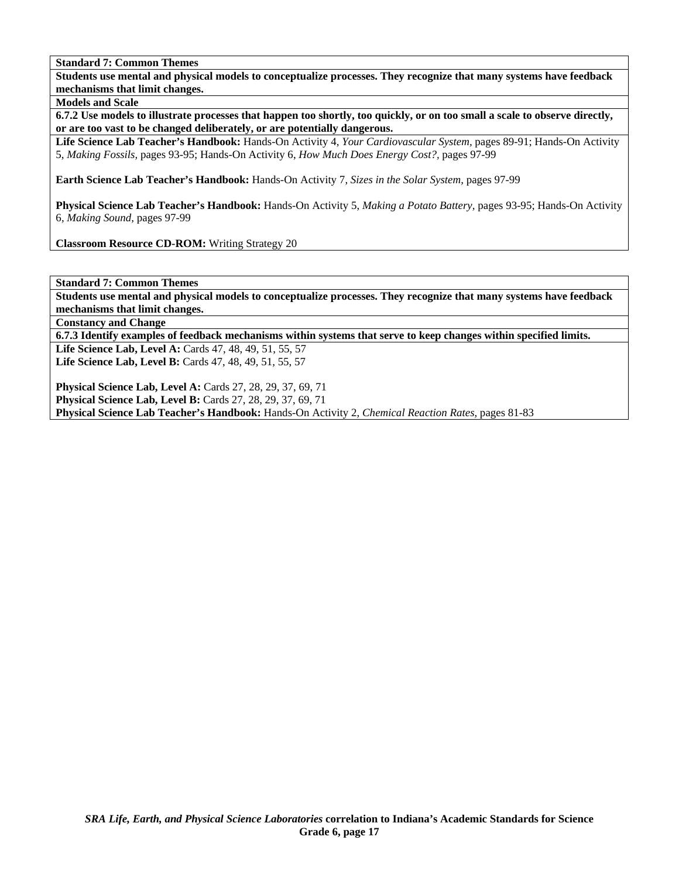**Standard 7: Common Themes**

**Students use mental and physical models to conceptualize processes. They recognize that many systems have feedback mechanisms that limit changes.**

**Models and Scale**

**6.7.2 Use models to illustrate processes that happen too shortly, too quickly, or on too small a scale to observe directly, or are too vast to be changed deliberately, or are potentially dangerous.**

**Life Science Lab Teacher's Handbook:** Hands-On Activity 4, *Your Cardiovascular System,* pages 89-91; Hands-On Activity 5, *Making Fossils,* pages 93-95; Hands-On Activity 6, *How Much Does Energy Cost?,* pages 97-99

**Earth Science Lab Teacher's Handbook:** Hands-On Activity 7, *Sizes in the Solar System,* pages 97-99

**Physical Science Lab Teacher's Handbook:** Hands-On Activity 5, *Making a Potato Battery,* pages 93-95; Hands-On Activity 6, *Making Sound,* pages 97-99

**Classroom Resource CD-ROM:** Writing Strategy 20

**Standard 7: Common Themes**

**Students use mental and physical models to conceptualize processes. They recognize that many systems have feedback mechanisms that limit changes.**

**Constancy and Change**

**6.7.3 Identify examples of feedback mechanisms within systems that serve to keep changes within specified limits.**

**Life Science Lab, Level A:** Cards 47, 48, 49, 51, 55, 57
**Life Science Lab, Level B:** Cards 47, 48, 49, 51, 55, 57

**Physical Science Lab, Level A:** Cards 27, 28, 29, 37, 69, 71
**Physical Science Lab, Level B:** Cards 27, 28, 29, 37, 69, 71
**Physical Science Lab Teacher's Handbook:** Hands-On Activity 2, *Chemical Reaction Rates,* pages 81-83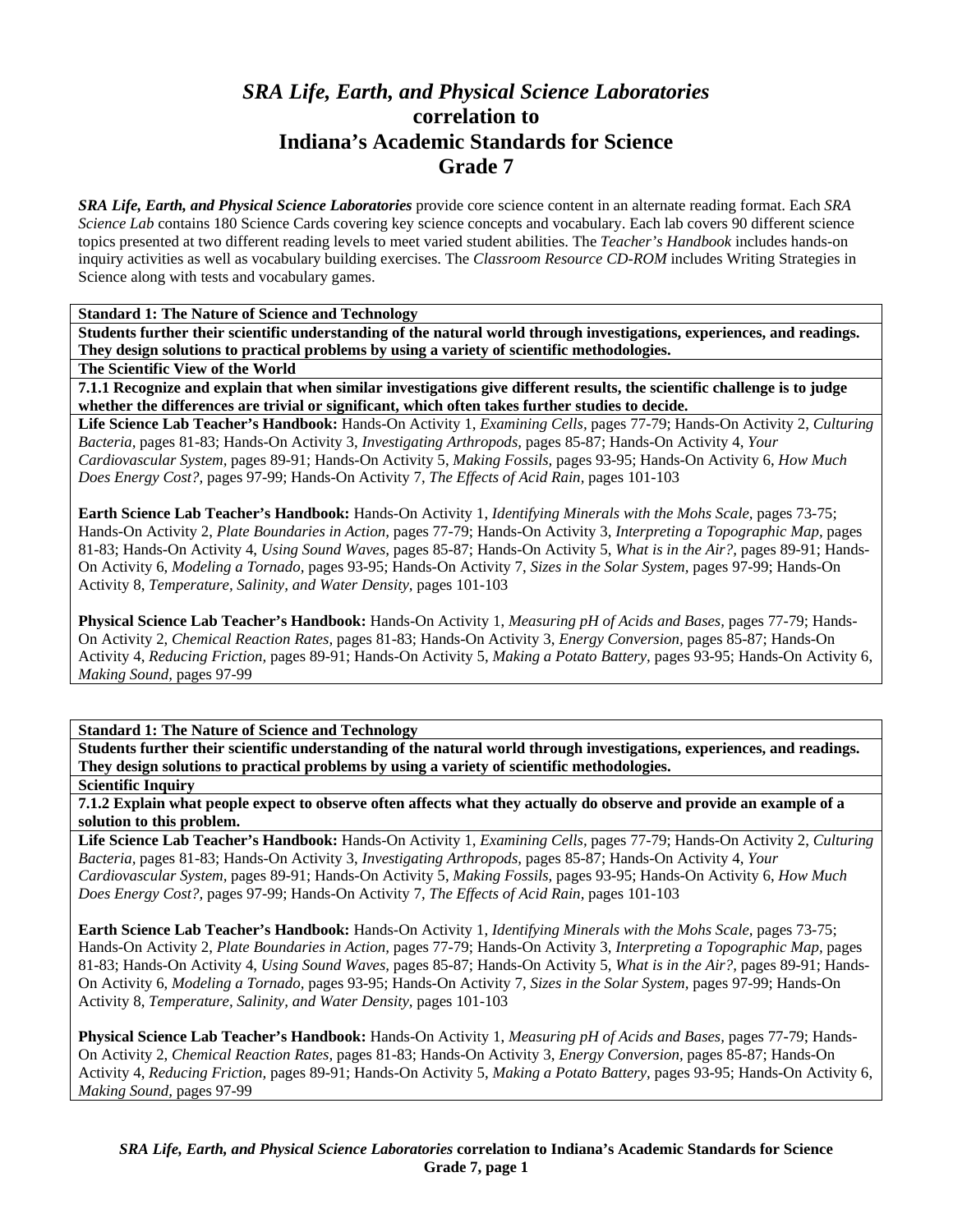# *SRA Life, Earth, and Physical Science Laboratories*
# correlation to
# Indiana's Academic Standards for Science
# Grade 7

***SRA Life, Earth, and Physical Science Laboratories*** provide core science content in an alternate reading format. Each *SRA Science Lab* contains 180 Science Cards covering key science concepts and vocabulary. Each lab covers 90 different science topics presented at two different reading levels to meet varied student abilities. The *Teacher's Handbook* includes hands-on inquiry activities as well as vocabulary building exercises. The *Classroom Resource CD-ROM* includes Writing Strategies in Science along with tests and vocabulary games.

**Standard 1: The Nature of Science and Technology**

**Students further their scientific understanding of the natural world through investigations, experiences, and readings. They design solutions to practical problems by using a variety of scientific methodologies.**

**The Scientific View of the World**

**7.1.1 Recognize and explain that when similar investigations give different results, the scientific challenge is to judge whether the differences are trivial or significant, which often takes further studies to decide.**

**Life Science Lab Teacher's Handbook:** Hands-On Activity 1, *Examining Cells*, pages 77-79; Hands-On Activity 2, *Culturing Bacteria*, pages 81-83; Hands-On Activity 3, *Investigating Arthropods*, pages 85-87; Hands-On Activity 4, *Your Cardiovascular System*, pages 89-91; Hands-On Activity 5, *Making Fossils*, pages 93-95; Hands-On Activity 6, *How Much Does Energy Cost?*, pages 97-99; Hands-On Activity 7, *The Effects of Acid Rain*, pages 101-103

**Earth Science Lab Teacher's Handbook:** Hands-On Activity 1, *Identifying Minerals with the Mohs Scale*, pages 73-75; Hands-On Activity 2, *Plate Boundaries in Action*, pages 77-79; Hands-On Activity 3, *Interpreting a Topographic Map*, pages 81-83; Hands-On Activity 4, *Using Sound Waves*, pages 85-87; Hands-On Activity 5, *What is in the Air?*, pages 89-91; Hands-On Activity 6, *Modeling a Tornado*, pages 93-95; Hands-On Activity 7, *Sizes in the Solar System*, pages 97-99; Hands-On Activity 8, *Temperature, Salinity, and Water Density*, pages 101-103

**Physical Science Lab Teacher's Handbook:** Hands-On Activity 1, *Measuring pH of Acids and Bases*, pages 77-79; Hands-On Activity 2, *Chemical Reaction Rates*, pages 81-83; Hands-On Activity 3, *Energy Conversion*, pages 85-87; Hands-On Activity 4, *Reducing Friction*, pages 89-91; Hands-On Activity 5, *Making a Potato Battery*, pages 93-95; Hands-On Activity 6, *Making Sound*, pages 97-99

**Standard 1: The Nature of Science and Technology**

**Students further their scientific understanding of the natural world through investigations, experiences, and readings. They design solutions to practical problems by using a variety of scientific methodologies.**

**Scientific Inquiry**

**7.1.2 Explain what people expect to observe often affects what they actually do observe and provide an example of a solution to this problem.**

**Life Science Lab Teacher's Handbook:** Hands-On Activity 1, *Examining Cells*, pages 77-79; Hands-On Activity 2, *Culturing Bacteria*, pages 81-83; Hands-On Activity 3, *Investigating Arthropods*, pages 85-87; Hands-On Activity 4, *Your Cardiovascular System*, pages 89-91; Hands-On Activity 5, *Making Fossils*, pages 93-95; Hands-On Activity 6, *How Much Does Energy Cost?*, pages 97-99; Hands-On Activity 7, *The Effects of Acid Rain*, pages 101-103

**Earth Science Lab Teacher's Handbook:** Hands-On Activity 1, *Identifying Minerals with the Mohs Scale*, pages 73-75; Hands-On Activity 2, *Plate Boundaries in Action*, pages 77-79; Hands-On Activity 3, *Interpreting a Topographic Map*, pages 81-83; Hands-On Activity 4, *Using Sound Waves*, pages 85-87; Hands-On Activity 5, *What is in the Air?*, pages 89-91; Hands-On Activity 6, *Modeling a Tornado*, pages 93-95; Hands-On Activity 7, *Sizes in the Solar System*, pages 97-99; Hands-On Activity 8, *Temperature, Salinity, and Water Density*, pages 101-103

**Physical Science Lab Teacher's Handbook:** Hands-On Activity 1, *Measuring pH of Acids and Bases*, pages 77-79; Hands-On Activity 2, *Chemical Reaction Rates*, pages 81-83; Hands-On Activity 3, *Energy Conversion*, pages 85-87; Hands-On Activity 4, *Reducing Friction*, pages 89-91; Hands-On Activity 5, *Making a Potato Battery*, pages 93-95; Hands-On Activity 6, *Making Sound*, pages 97-99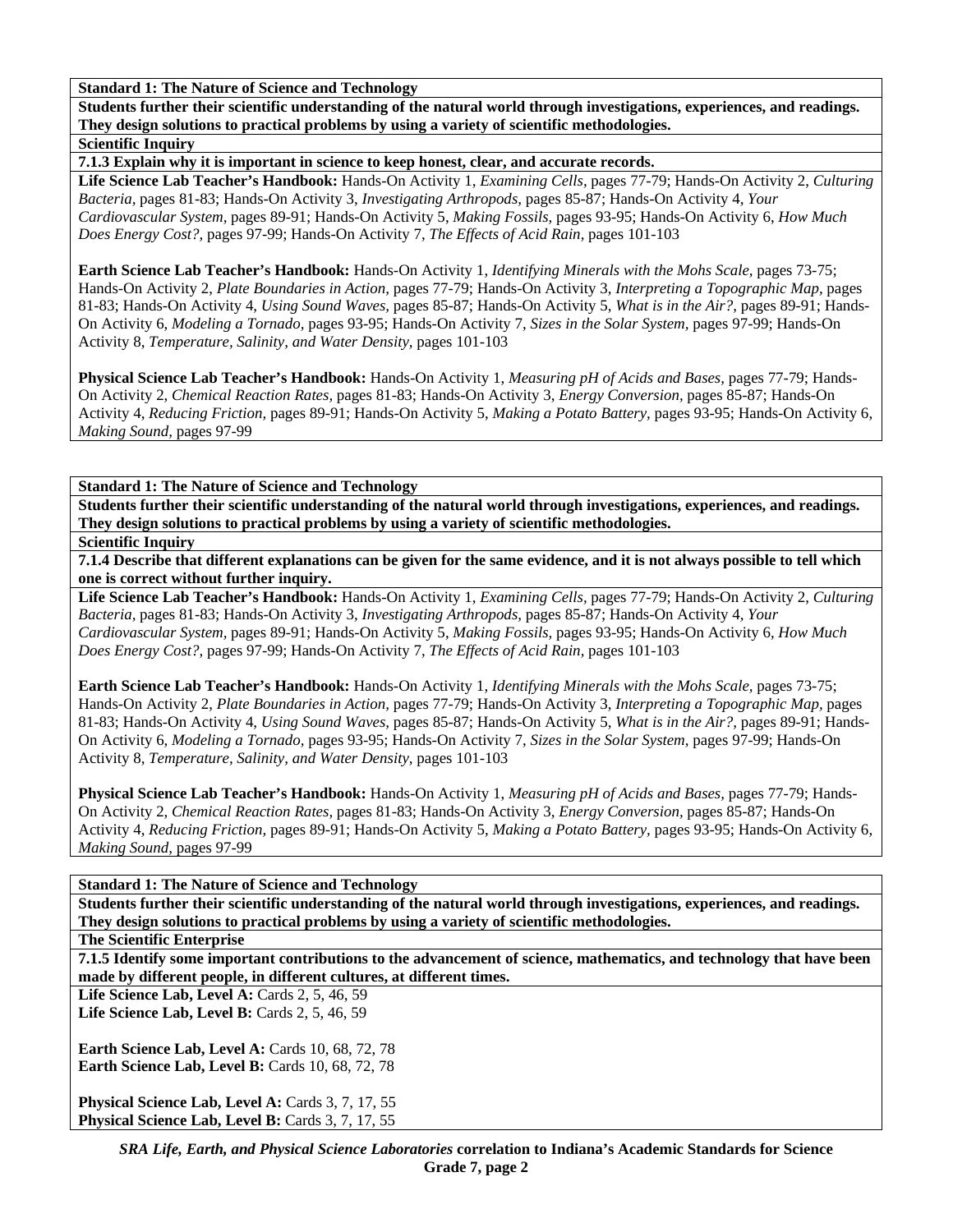**Standard 1: The Nature of Science and Technology**

**Students further their scientific understanding of the natural world through investigations, experiences, and readings. They design solutions to practical problems by using a variety of scientific methodologies.**

**Scientific Inquiry**

**7.1.3 Explain why it is important in science to keep honest, clear, and accurate records.**

**Life Science Lab Teacher's Handbook:** Hands-On Activity 1, *Examining Cells,* pages 77-79; Hands-On Activity 2, *Culturing Bacteria,* pages 81-83; Hands-On Activity 3, *Investigating Arthropods,* pages 85-87; Hands-On Activity 4, *Your Cardiovascular System,* pages 89-91; Hands-On Activity 5, *Making Fossils,* pages 93-95; Hands-On Activity 6, *How Much Does Energy Cost?,* pages 97-99; Hands-On Activity 7, *The Effects of Acid Rain,* pages 101-103

**Earth Science Lab Teacher's Handbook:** Hands-On Activity 1, *Identifying Minerals with the Mohs Scale,* pages 73-75; Hands-On Activity 2, *Plate Boundaries in Action,* pages 77-79; Hands-On Activity 3, *Interpreting a Topographic Map,* pages 81-83; Hands-On Activity 4, *Using Sound Waves,* pages 85-87; Hands-On Activity 5, *What is in the Air?,* pages 89-91; Hands-On Activity 6, *Modeling a Tornado,* pages 93-95; Hands-On Activity 7, *Sizes in the Solar System,* pages 97-99; Hands-On Activity 8, *Temperature, Salinity, and Water Density,* pages 101-103

**Physical Science Lab Teacher's Handbook:** Hands-On Activity 1, *Measuring pH of Acids and Bases,* pages 77-79; Hands-On Activity 2, *Chemical Reaction Rates,* pages 81-83; Hands-On Activity 3, *Energy Conversion,* pages 85-87; Hands-On Activity 4, *Reducing Friction,* pages 89-91; Hands-On Activity 5, *Making a Potato Battery,* pages 93-95; Hands-On Activity 6, *Making Sound,* pages 97-99

**Standard 1: The Nature of Science and Technology**

**Students further their scientific understanding of the natural world through investigations, experiences, and readings. They design solutions to practical problems by using a variety of scientific methodologies.**

**Scientific Inquiry**

**7.1.4 Describe that different explanations can be given for the same evidence, and it is not always possible to tell which one is correct without further inquiry.**

**Life Science Lab Teacher's Handbook:** Hands-On Activity 1, *Examining Cells,* pages 77-79; Hands-On Activity 2, *Culturing Bacteria,* pages 81-83; Hands-On Activity 3, *Investigating Arthropods,* pages 85-87; Hands-On Activity 4, *Your Cardiovascular System,* pages 89-91; Hands-On Activity 5, *Making Fossils,* pages 93-95; Hands-On Activity 6, *How Much Does Energy Cost?,* pages 97-99; Hands-On Activity 7, *The Effects of Acid Rain,* pages 101-103

**Earth Science Lab Teacher's Handbook:** Hands-On Activity 1, *Identifying Minerals with the Mohs Scale,* pages 73-75; Hands-On Activity 2, *Plate Boundaries in Action,* pages 77-79; Hands-On Activity 3, *Interpreting a Topographic Map,* pages 81-83; Hands-On Activity 4, *Using Sound Waves,* pages 85-87; Hands-On Activity 5, *What is in the Air?,* pages 89-91; Hands-On Activity 6, *Modeling a Tornado,* pages 93-95; Hands-On Activity 7, *Sizes in the Solar System,* pages 97-99; Hands-On Activity 8, *Temperature, Salinity, and Water Density,* pages 101-103

**Physical Science Lab Teacher's Handbook:** Hands-On Activity 1, *Measuring pH of Acids and Bases,* pages 77-79; Hands-On Activity 2, *Chemical Reaction Rates,* pages 81-83; Hands-On Activity 3, *Energy Conversion,* pages 85-87; Hands-On Activity 4, *Reducing Friction,* pages 89-91; Hands-On Activity 5, *Making a Potato Battery,* pages 93-95; Hands-On Activity 6, *Making Sound,* pages 97-99

**Standard 1: The Nature of Science and Technology**

**Students further their scientific understanding of the natural world through investigations, experiences, and readings. They design solutions to practical problems by using a variety of scientific methodologies.**

**The Scientific Enterprise**

**7.1.5 Identify some important contributions to the advancement of science, mathematics, and technology that have been made by different people, in different cultures, at different times.**

**Life Science Lab, Level A:** Cards 2, 5, 46, 59
**Life Science Lab, Level B:** Cards 2, 5, 46, 59

**Earth Science Lab, Level A:** Cards 10, 68, 72, 78
**Earth Science Lab, Level B:** Cards 10, 68, 72, 78

**Physical Science Lab, Level A:** Cards 3, 7, 17, 55
**Physical Science Lab, Level B:** Cards 3, 7, 17, 55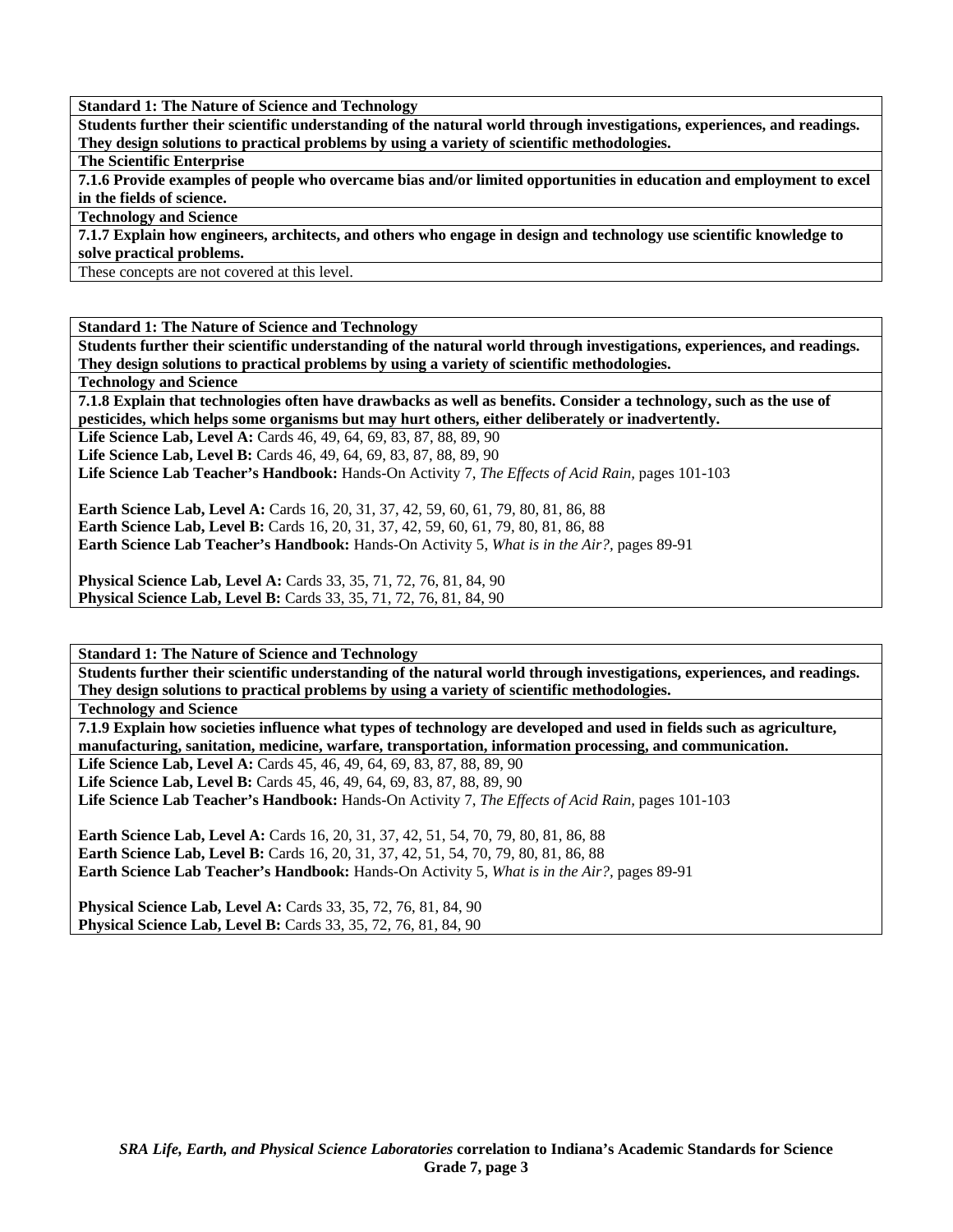**Standard 1: The Nature of Science and Technology**

**Students further their scientific understanding of the natural world through investigations, experiences, and readings. They design solutions to practical problems by using a variety of scientific methodologies.**

**The Scientific Enterprise**

**7.1.6 Provide examples of people who overcame bias and/or limited opportunities in education and employment to excel in the fields of science.**

**Technology and Science**

**7.1.7 Explain how engineers, architects, and others who engage in design and technology use scientific knowledge to solve practical problems.**

These concepts are not covered at this level.

**Standard 1: The Nature of Science and Technology**

**Students further their scientific understanding of the natural world through investigations, experiences, and readings. They design solutions to practical problems by using a variety of scientific methodologies.**

**Technology and Science**

**7.1.8 Explain that technologies often have drawbacks as well as benefits. Consider a technology, such as the use of pesticides, which helps some organisms but may hurt others, either deliberately or inadvertently.**

**Life Science Lab, Level A:** Cards 46, 49, 64, 69, 83, 87, 88, 89, 90
**Life Science Lab, Level B:** Cards 46, 49, 64, 69, 83, 87, 88, 89, 90
**Life Science Lab Teacher's Handbook:** Hands-On Activity 7, *The Effects of Acid Rain,* pages 101-103

**Earth Science Lab, Level A:** Cards 16, 20, 31, 37, 42, 59, 60, 61, 79, 80, 81, 86, 88
**Earth Science Lab, Level B:** Cards 16, 20, 31, 37, 42, 59, 60, 61, 79, 80, 81, 86, 88
**Earth Science Lab Teacher's Handbook:** Hands-On Activity 5, *What is in the Air?,* pages 89-91

**Physical Science Lab, Level A:** Cards 33, 35, 71, 72, 76, 81, 84, 90
**Physical Science Lab, Level B:** Cards 33, 35, 71, 72, 76, 81, 84, 90

**Standard 1: The Nature of Science and Technology**

**Students further their scientific understanding of the natural world through investigations, experiences, and readings. They design solutions to practical problems by using a variety of scientific methodologies.**

**Technology and Science**

**7.1.9 Explain how societies influence what types of technology are developed and used in fields such as agriculture, manufacturing, sanitation, medicine, warfare, transportation, information processing, and communication.**

**Life Science Lab, Level A:** Cards 45, 46, 49, 64, 69, 83, 87, 88, 89, 90
**Life Science Lab, Level B:** Cards 45, 46, 49, 64, 69, 83, 87, 88, 89, 90
**Life Science Lab Teacher's Handbook:** Hands-On Activity 7, *The Effects of Acid Rain,* pages 101-103

**Earth Science Lab, Level A:** Cards 16, 20, 31, 37, 42, 51, 54, 70, 79, 80, 81, 86, 88
**Earth Science Lab, Level B:** Cards 16, 20, 31, 37, 42, 51, 54, 70, 79, 80, 81, 86, 88
**Earth Science Lab Teacher's Handbook:** Hands-On Activity 5, *What is in the Air?,* pages 89-91

**Physical Science Lab, Level A:** Cards 33, 35, 72, 76, 81, 84, 90
**Physical Science Lab, Level B:** Cards 33, 35, 72, 76, 81, 84, 90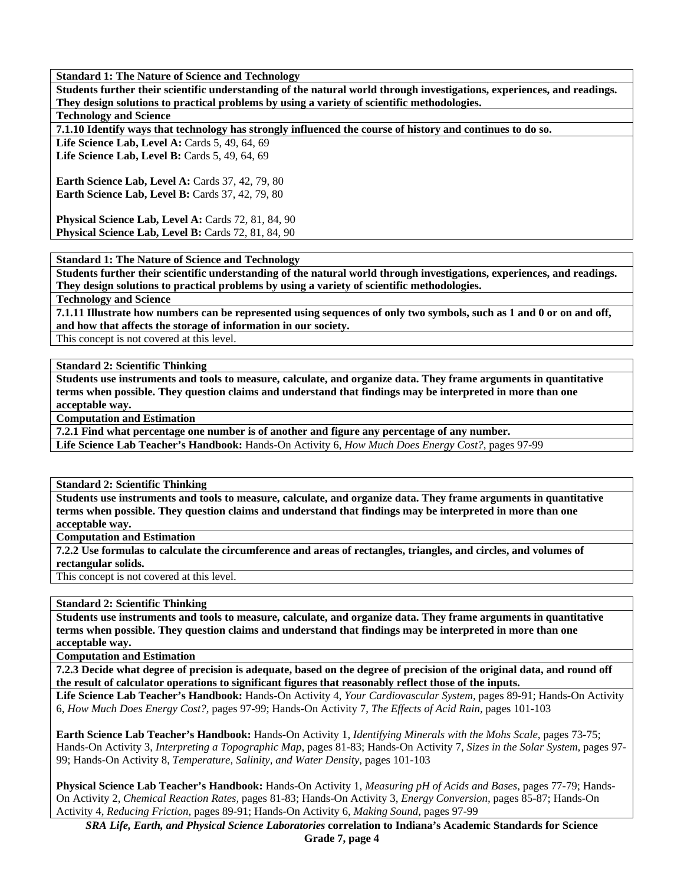**Standard 1: The Nature of Science and Technology**

**Students further their scientific understanding of the natural world through investigations, experiences, and readings. They design solutions to practical problems by using a variety of scientific methodologies.**

**Technology and Science**

**7.1.10 Identify ways that technology has strongly influenced the course of history and continues to do so.**

**Life Science Lab, Level A:** Cards 5, 49, 64, 69
**Life Science Lab, Level B:** Cards 5, 49, 64, 69

**Earth Science Lab, Level A:** Cards 37, 42, 79, 80
**Earth Science Lab, Level B:** Cards 37, 42, 79, 80

**Physical Science Lab, Level A:** Cards 72, 81, 84, 90
**Physical Science Lab, Level B:** Cards 72, 81, 84, 90

---

**Standard 1: The Nature of Science and Technology**

**Students further their scientific understanding of the natural world through investigations, experiences, and readings. They design solutions to practical problems by using a variety of scientific methodologies.**

**Technology and Science**

**7.1.11 Illustrate how numbers can be represented using sequences of only two symbols, such as 1 and 0 or on and off, and how that affects the storage of information in our society.**

This concept is not covered at this level.

---

**Standard 2: Scientific Thinking**

**Students use instruments and tools to measure, calculate, and organize data. They frame arguments in quantitative terms when possible. They question claims and understand that findings may be interpreted in more than one acceptable way.**

**Computation and Estimation**

**7.2.1 Find what percentage one number is of another and figure any percentage of any number.**

**Life Science Lab Teacher's Handbook:** Hands-On Activity 6, *How Much Does Energy Cost?,* pages 97-99

---

**Standard 2: Scientific Thinking**

**Students use instruments and tools to measure, calculate, and organize data. They frame arguments in quantitative terms when possible. They question claims and understand that findings may be interpreted in more than one acceptable way.**

**Computation and Estimation**

**7.2.2 Use formulas to calculate the circumference and areas of rectangles, triangles, and circles, and volumes of rectangular solids.**

This concept is not covered at this level.

---

**Standard 2: Scientific Thinking**

**Students use instruments and tools to measure, calculate, and organize data. They frame arguments in quantitative terms when possible. They question claims and understand that findings may be interpreted in more than one acceptable way.**

**Computation and Estimation**

**7.2.3 Decide what degree of precision is adequate, based on the degree of precision of the original data, and round off the result of calculator operations to significant figures that reasonably reflect those of the inputs.**

**Life Science Lab Teacher's Handbook:** Hands-On Activity 4, *Your Cardiovascular System,* pages 89-91; Hands-On Activity 6, *How Much Does Energy Cost?,* pages 97-99; Hands-On Activity 7, *The Effects of Acid Rain,* pages 101-103

**Earth Science Lab Teacher's Handbook:** Hands-On Activity 1, *Identifying Minerals with the Mohs Scale,* pages 73-75; Hands-On Activity 3, *Interpreting a Topographic Map,* pages 81-83; Hands-On Activity 7, *Sizes in the Solar System,* pages 97-99; Hands-On Activity 8, *Temperature, Salinity, and Water Density,* pages 101-103

**Physical Science Lab Teacher's Handbook:** Hands-On Activity 1, *Measuring pH of Acids and Bases,* pages 77-79; Hands-On Activity 2, *Chemical Reaction Rates,* pages 81-83; Hands-On Activity 3, *Energy Conversion,* pages 85-87; Hands-On Activity 4, *Reducing Friction,* pages 89-91; Hands-On Activity 6, *Making Sound,* pages 97-99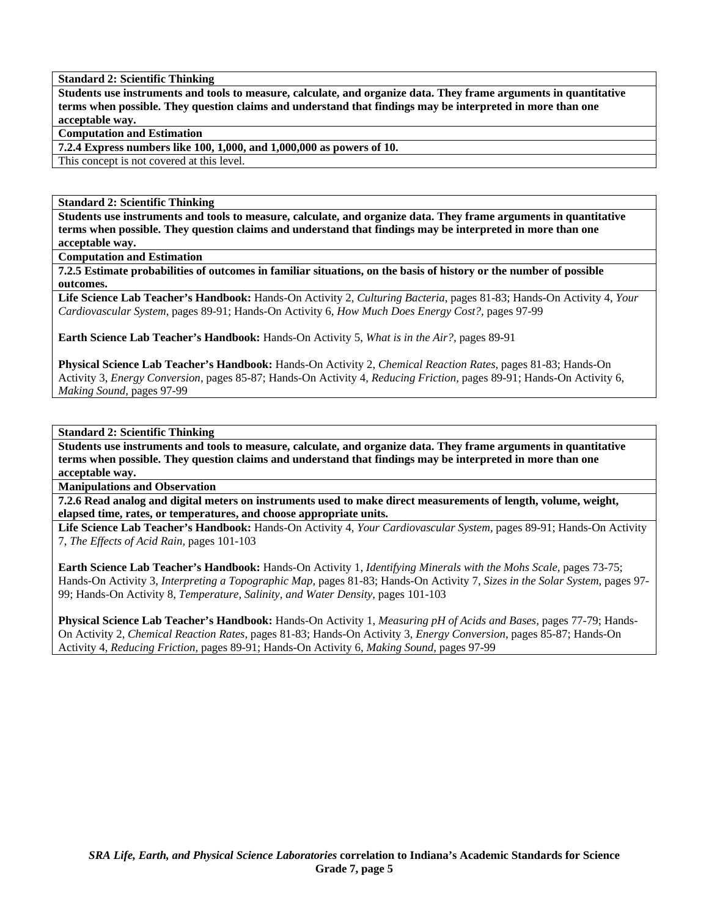**Standard 2: Scientific Thinking**

**Students use instruments and tools to measure, calculate, and organize data. They frame arguments in quantitative terms when possible. They question claims and understand that findings may be interpreted in more than one acceptable way.**

**Computation and Estimation**

**7.2.4 Express numbers like 100, 1,000, and 1,000,000 as powers of 10.**

This concept is not covered at this level.

**Standard 2: Scientific Thinking**

**Students use instruments and tools to measure, calculate, and organize data. They frame arguments in quantitative terms when possible. They question claims and understand that findings may be interpreted in more than one acceptable way.**

**Computation and Estimation**

**7.2.5 Estimate probabilities of outcomes in familiar situations, on the basis of history or the number of possible outcomes.**

**Life Science Lab Teacher's Handbook:** Hands-On Activity 2, *Culturing Bacteria,* pages 81-83; Hands-On Activity 4, *Your Cardiovascular System,* pages 89-91; Hands-On Activity 6, *How Much Does Energy Cost?,* pages 97-99

**Earth Science Lab Teacher's Handbook:** Hands-On Activity 5, *What is in the Air?,* pages 89-91

**Physical Science Lab Teacher's Handbook:** Hands-On Activity 2, *Chemical Reaction Rates,* pages 81-83; Hands-On Activity 3, *Energy Conversion,* pages 85-87; Hands-On Activity 4, *Reducing Friction,* pages 89-91; Hands-On Activity 6, *Making Sound,* pages 97-99

**Standard 2: Scientific Thinking**

**Students use instruments and tools to measure, calculate, and organize data. They frame arguments in quantitative terms when possible. They question claims and understand that findings may be interpreted in more than one acceptable way.**

**Manipulations and Observation**

**7.2.6 Read analog and digital meters on instruments used to make direct measurements of length, volume, weight, elapsed time, rates, or temperatures, and choose appropriate units.**

**Life Science Lab Teacher's Handbook:** Hands-On Activity 4, *Your Cardiovascular System,* pages 89-91; Hands-On Activity 7, *The Effects of Acid Rain,* pages 101-103

**Earth Science Lab Teacher's Handbook:** Hands-On Activity 1, *Identifying Minerals with the Mohs Scale,* pages 73-75; Hands-On Activity 3, *Interpreting a Topographic Map,* pages 81-83; Hands-On Activity 7, *Sizes in the Solar System,* pages 97-99; Hands-On Activity 8, *Temperature, Salinity, and Water Density,* pages 101-103

**Physical Science Lab Teacher's Handbook:** Hands-On Activity 1, *Measuring pH of Acids and Bases,* pages 77-79; Hands-On Activity 2, *Chemical Reaction Rates,* pages 81-83; Hands-On Activity 3, *Energy Conversion,* pages 85-87; Hands-On Activity 4, *Reducing Friction,* pages 89-91; Hands-On Activity 6, *Making Sound,* pages 97-99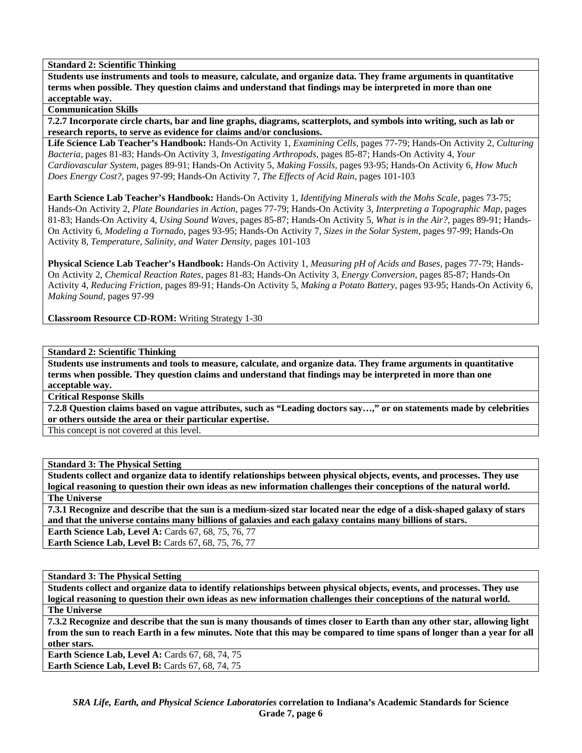**Standard 2: Scientific Thinking**

**Students use instruments and tools to measure, calculate, and organize data. They frame arguments in quantitative terms when possible. They question claims and understand that findings may be interpreted in more than one acceptable way.**

**Communication Skills**

**7.2.7 Incorporate circle charts, bar and line graphs, diagrams, scatterplots, and symbols into writing, such as lab or research reports, to serve as evidence for claims and/or conclusions.**

**Life Science Lab Teacher's Handbook:** Hands-On Activity 1, *Examining Cells,* pages 77-79; Hands-On Activity 2, *Culturing Bacteria,* pages 81-83; Hands-On Activity 3, *Investigating Arthropods,* pages 85-87; Hands-On Activity 4, *Your Cardiovascular System,* pages 89-91; Hands-On Activity 5, *Making Fossils,* pages 93-95; Hands-On Activity 6, *How Much Does Energy Cost?,* pages 97-99; Hands-On Activity 7, *The Effects of Acid Rain,* pages 101-103

**Earth Science Lab Teacher's Handbook:** Hands-On Activity 1, *Identifying Minerals with the Mohs Scale,* pages 73-75; Hands-On Activity 2, *Plate Boundaries in Action,* pages 77-79; Hands-On Activity 3, *Interpreting a Topographic Map,* pages 81-83; Hands-On Activity 4, *Using Sound Waves,* pages 85-87; Hands-On Activity 5, *What is in the Air?,* pages 89-91; Hands-On Activity 6, *Modeling a Tornado,* pages 93-95; Hands-On Activity 7, *Sizes in the Solar System,* pages 97-99; Hands-On Activity 8, *Temperature, Salinity, and Water Density,* pages 101-103

**Physical Science Lab Teacher's Handbook:** Hands-On Activity 1, *Measuring pH of Acids and Bases,* pages 77-79; Hands-On Activity 2, *Chemical Reaction Rates,* pages 81-83; Hands-On Activity 3, *Energy Conversion,* pages 85-87; Hands-On Activity 4, *Reducing Friction,* pages 89-91; Hands-On Activity 5, *Making a Potato Battery,* pages 93-95; Hands-On Activity 6, *Making Sound,* pages 97-99

**Classroom Resource CD-ROM:** Writing Strategy 1-30

**Standard 2: Scientific Thinking**

**Students use instruments and tools to measure, calculate, and organize data. They frame arguments in quantitative terms when possible. They question claims and understand that findings may be interpreted in more than one acceptable way.**

**Critical Response Skills**

**7.2.8 Question claims based on vague attributes, such as "Leading doctors say…," or on statements made by celebrities or others outside the area or their particular expertise.**

This concept is not covered at this level.

**Standard 3: The Physical Setting**

**Students collect and organize data to identify relationships between physical objects, events, and processes. They use logical reasoning to question their own ideas as new information challenges their conceptions of the natural world.**

**The Universe**

**7.3.1 Recognize and describe that the sun is a medium-sized star located near the edge of a disk-shaped galaxy of stars and that the universe contains many billions of galaxies and each galaxy contains many billions of stars.**

**Earth Science Lab, Level A:** Cards 67, 68, 75, 76, 77
**Earth Science Lab, Level B:** Cards 67, 68, 75, 76, 77

**Standard 3: The Physical Setting**

**Students collect and organize data to identify relationships between physical objects, events, and processes. They use logical reasoning to question their own ideas as new information challenges their conceptions of the natural world.**

**The Universe**

**7.3.2 Recognize and describe that the sun is many thousands of times closer to Earth than any other star, allowing light from the sun to reach Earth in a few minutes. Note that this may be compared to time spans of longer than a year for all other stars.**

**Earth Science Lab, Level A:** Cards 67, 68, 74, 75
**Earth Science Lab, Level B:** Cards 67, 68, 74, 75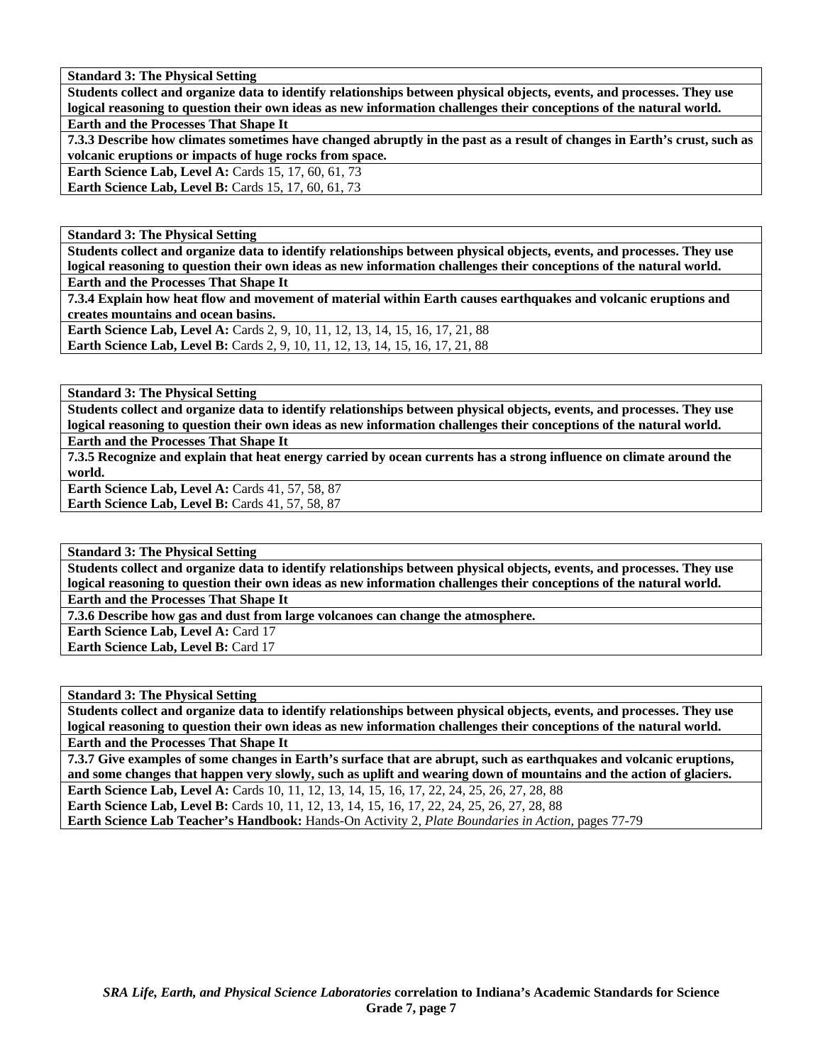**Standard 3: The Physical Setting**

**Students collect and organize data to identify relationships between physical objects, events, and processes. They use logical reasoning to question their own ideas as new information challenges their conceptions of the natural world.**

**Earth and the Processes That Shape It**

**7.3.3 Describe how climates sometimes have changed abruptly in the past as a result of changes in Earth's crust, such as volcanic eruptions or impacts of huge rocks from space.**

**Earth Science Lab, Level A:** Cards 15, 17, 60, 61, 73

**Earth Science Lab, Level B:** Cards 15, 17, 60, 61, 73

**Standard 3: The Physical Setting**

**Students collect and organize data to identify relationships between physical objects, events, and processes. They use logical reasoning to question their own ideas as new information challenges their conceptions of the natural world.**

**Earth and the Processes That Shape It**

**7.3.4 Explain how heat flow and movement of material within Earth causes earthquakes and volcanic eruptions and creates mountains and ocean basins.**

**Earth Science Lab, Level A:** Cards 2, 9, 10, 11, 12, 13, 14, 15, 16, 17, 21, 88

**Earth Science Lab, Level B:** Cards 2, 9, 10, 11, 12, 13, 14, 15, 16, 17, 21, 88

**Standard 3: The Physical Setting**

**Students collect and organize data to identify relationships between physical objects, events, and processes. They use logical reasoning to question their own ideas as new information challenges their conceptions of the natural world.**

**Earth and the Processes That Shape It**

**7.3.5 Recognize and explain that heat energy carried by ocean currents has a strong influence on climate around the world.**

**Earth Science Lab, Level A:** Cards 41, 57, 58, 87

**Earth Science Lab, Level B:** Cards 41, 57, 58, 87

**Standard 3: The Physical Setting**

**Students collect and organize data to identify relationships between physical objects, events, and processes. They use logical reasoning to question their own ideas as new information challenges their conceptions of the natural world.**

**Earth and the Processes That Shape It**

**7.3.6 Describe how gas and dust from large volcanoes can change the atmosphere.**

**Earth Science Lab, Level A:** Card 17

**Earth Science Lab, Level B:** Card 17

**Standard 3: The Physical Setting**

**Students collect and organize data to identify relationships between physical objects, events, and processes. They use logical reasoning to question their own ideas as new information challenges their conceptions of the natural world.**

**Earth and the Processes That Shape It**

**7.3.7 Give examples of some changes in Earth's surface that are abrupt, such as earthquakes and volcanic eruptions, and some changes that happen very slowly, such as uplift and wearing down of mountains and the action of glaciers.**

**Earth Science Lab, Level A:** Cards 10, 11, 12, 13, 14, 15, 16, 17, 22, 24, 25, 26, 27, 28, 88

**Earth Science Lab, Level B:** Cards 10, 11, 12, 13, 14, 15, 16, 17, 22, 24, 25, 26, 27, 28, 88

**Earth Science Lab Teacher's Handbook:** Hands-On Activity 2, *Plate Boundaries in Action,* pages 77-79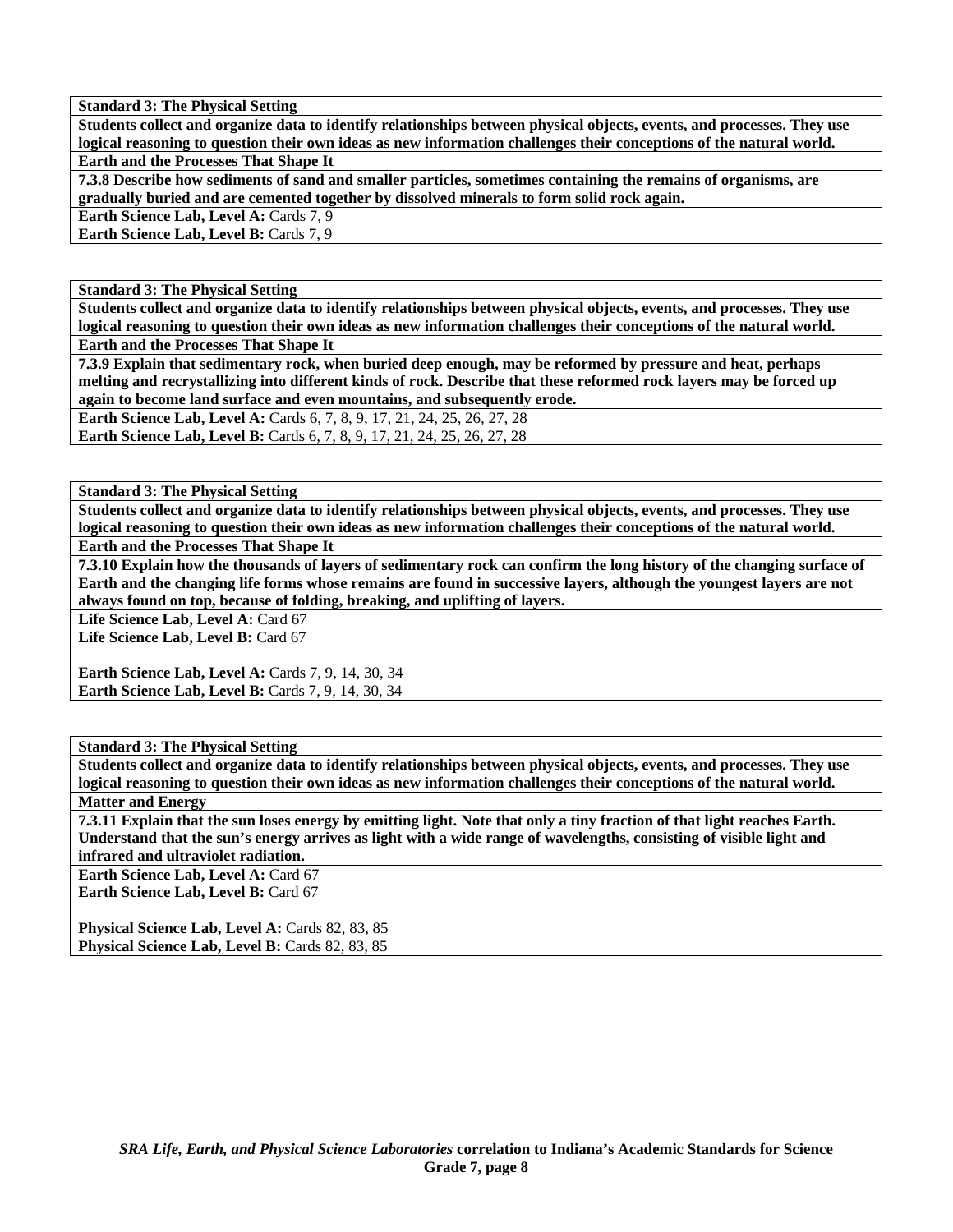**Standard 3: The Physical Setting**

**Students collect and organize data to identify relationships between physical objects, events, and processes. They use logical reasoning to question their own ideas as new information challenges their conceptions of the natural world.**

**Earth and the Processes That Shape It**

**7.3.8 Describe how sediments of sand and smaller particles, sometimes containing the remains of organisms, are gradually buried and are cemented together by dissolved minerals to form solid rock again.**

**Earth Science Lab, Level A:** Cards 7, 9
**Earth Science Lab, Level B:** Cards 7, 9

**Standard 3: The Physical Setting**

**Students collect and organize data to identify relationships between physical objects, events, and processes. They use logical reasoning to question their own ideas as new information challenges their conceptions of the natural world.**

**Earth and the Processes That Shape It**

**7.3.9 Explain that sedimentary rock, when buried deep enough, may be reformed by pressure and heat, perhaps melting and recrystallizing into different kinds of rock. Describe that these reformed rock layers may be forced up again to become land surface and even mountains, and subsequently erode.**

**Earth Science Lab, Level A:** Cards 6, 7, 8, 9, 17, 21, 24, 25, 26, 27, 28
**Earth Science Lab, Level B:** Cards 6, 7, 8, 9, 17, 21, 24, 25, 26, 27, 28

**Standard 3: The Physical Setting**

**Students collect and organize data to identify relationships between physical objects, events, and processes. They use logical reasoning to question their own ideas as new information challenges their conceptions of the natural world.**

**Earth and the Processes That Shape It**

**7.3.10 Explain how the thousands of layers of sedimentary rock can confirm the long history of the changing surface of Earth and the changing life forms whose remains are found in successive layers, although the youngest layers are not always found on top, because of folding, breaking, and uplifting of layers.**

**Life Science Lab, Level A:** Card 67
**Life Science Lab, Level B:** Card 67

**Earth Science Lab, Level A:** Cards 7, 9, 14, 30, 34
**Earth Science Lab, Level B:** Cards 7, 9, 14, 30, 34

**Standard 3: The Physical Setting**

**Students collect and organize data to identify relationships between physical objects, events, and processes. They use logical reasoning to question their own ideas as new information challenges their conceptions of the natural world.**

**Matter and Energy**

**7.3.11 Explain that the sun loses energy by emitting light. Note that only a tiny fraction of that light reaches Earth. Understand that the sun's energy arrives as light with a wide range of wavelengths, consisting of visible light and infrared and ultraviolet radiation.**

**Earth Science Lab, Level A:** Card 67
**Earth Science Lab, Level B:** Card 67

**Physical Science Lab, Level A:** Cards 82, 83, 85
**Physical Science Lab, Level B:** Cards 82, 83, 85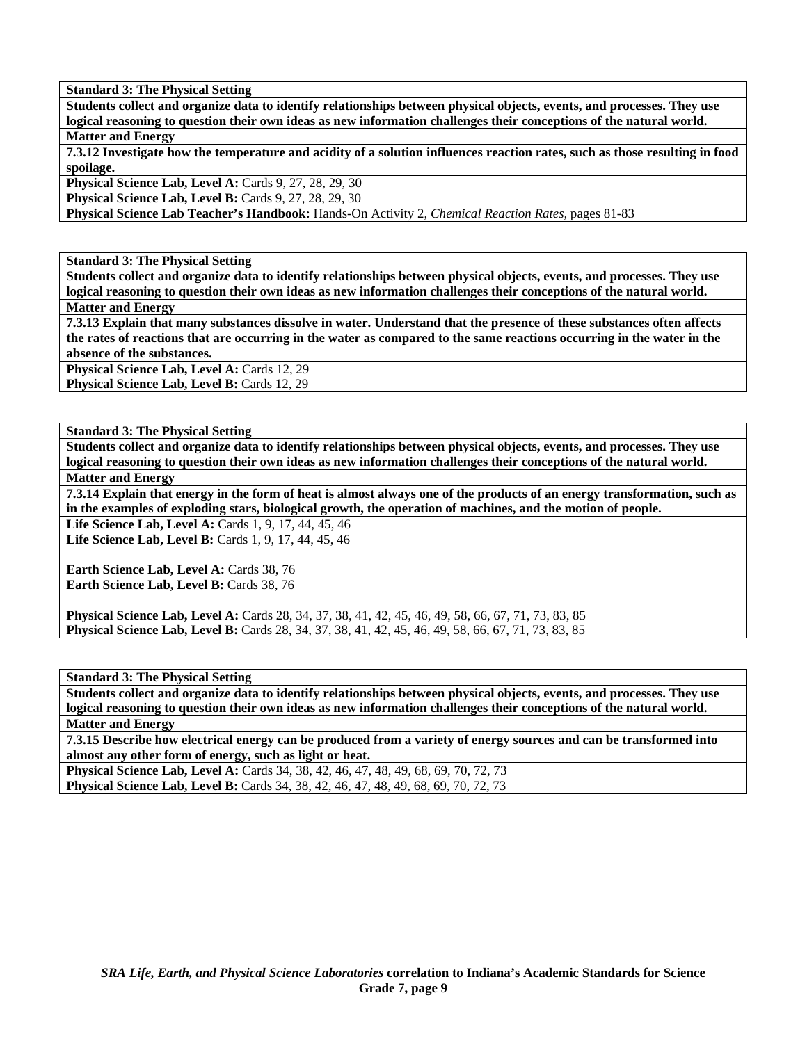**Standard 3: The Physical Setting**

**Students collect and organize data to identify relationships between physical objects, events, and processes. They use logical reasoning to question their own ideas as new information challenges their conceptions of the natural world.**

**Matter and Energy**

**7.3.12 Investigate how the temperature and acidity of a solution influences reaction rates, such as those resulting in food spoilage.**

**Physical Science Lab, Level A:** Cards 9, 27, 28, 29, 30
**Physical Science Lab, Level B:** Cards 9, 27, 28, 29, 30
**Physical Science Lab Teacher's Handbook:** Hands-On Activity 2, *Chemical Reaction Rates,* pages 81-83

**Standard 3: The Physical Setting**

**Students collect and organize data to identify relationships between physical objects, events, and processes. They use logical reasoning to question their own ideas as new information challenges their conceptions of the natural world.**

**Matter and Energy**

**7.3.13 Explain that many substances dissolve in water. Understand that the presence of these substances often affects the rates of reactions that are occurring in the water as compared to the same reactions occurring in the water in the absence of the substances.**

**Physical Science Lab, Level A:** Cards 12, 29
**Physical Science Lab, Level B:** Cards 12, 29

**Standard 3: The Physical Setting**

**Students collect and organize data to identify relationships between physical objects, events, and processes. They use logical reasoning to question their own ideas as new information challenges their conceptions of the natural world.**

**Matter and Energy**

**7.3.14 Explain that energy in the form of heat is almost always one of the products of an energy transformation, such as in the examples of exploding stars, biological growth, the operation of machines, and the motion of people.**

**Life Science Lab, Level A:** Cards 1, 9, 17, 44, 45, 46
**Life Science Lab, Level B:** Cards 1, 9, 17, 44, 45, 46

**Earth Science Lab, Level A:** Cards 38, 76
**Earth Science Lab, Level B:** Cards 38, 76

**Physical Science Lab, Level A:** Cards 28, 34, 37, 38, 41, 42, 45, 46, 49, 58, 66, 67, 71, 73, 83, 85
**Physical Science Lab, Level B:** Cards 28, 34, 37, 38, 41, 42, 45, 46, 49, 58, 66, 67, 71, 73, 83, 85

**Standard 3: The Physical Setting**

**Students collect and organize data to identify relationships between physical objects, events, and processes. They use logical reasoning to question their own ideas as new information challenges their conceptions of the natural world.**

**Matter and Energy**

**7.3.15 Describe how electrical energy can be produced from a variety of energy sources and can be transformed into almost any other form of energy, such as light or heat.**

**Physical Science Lab, Level A:** Cards 34, 38, 42, 46, 47, 48, 49, 68, 69, 70, 72, 73
**Physical Science Lab, Level B:** Cards 34, 38, 42, 46, 47, 48, 49, 68, 69, 70, 72, 73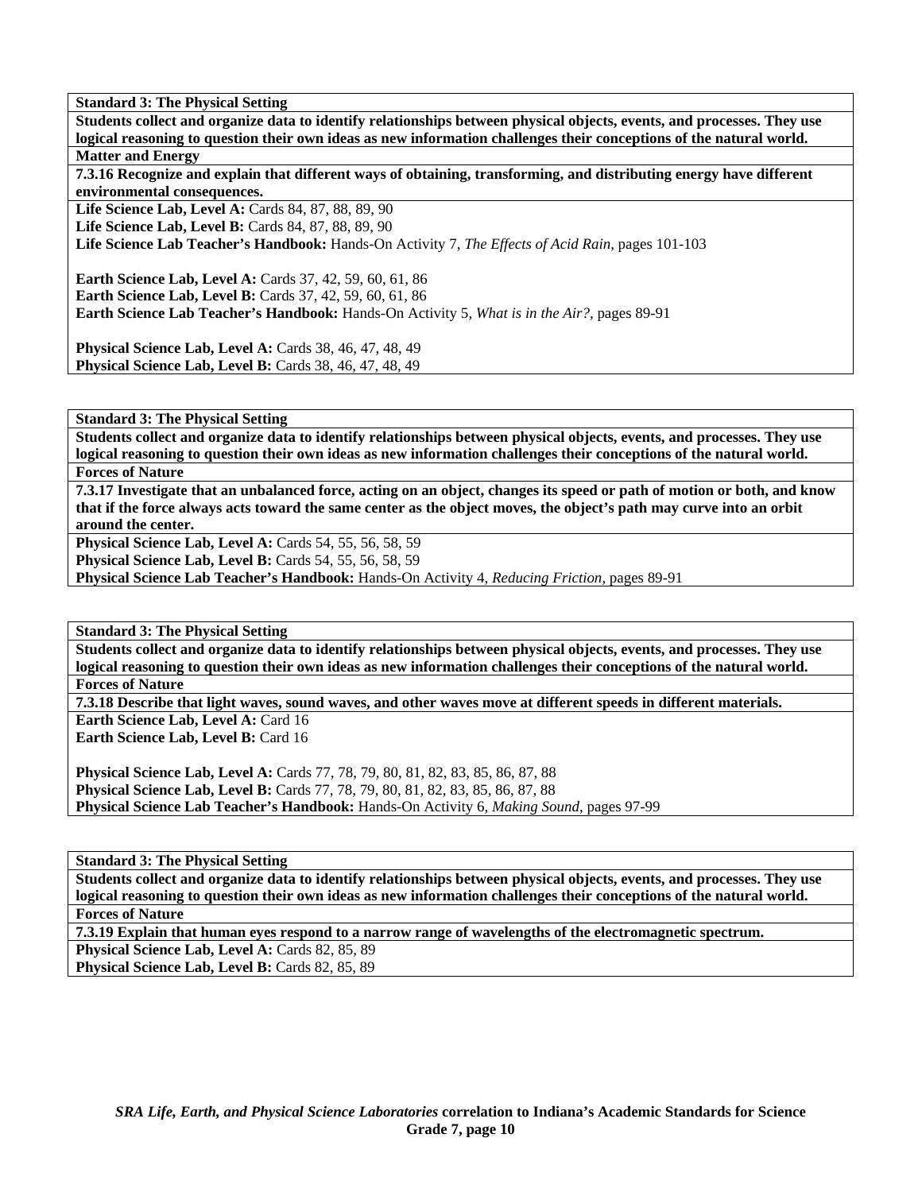**Standard 3: The Physical Setting**

**Students collect and organize data to identify relationships between physical objects, events, and processes. They use logical reasoning to question their own ideas as new information challenges their conceptions of the natural world.**

**Matter and Energy**

**7.3.16 Recognize and explain that different ways of obtaining, transforming, and distributing energy have different environmental consequences.**

**Life Science Lab, Level A:** Cards 84, 87, 88, 89, 90
**Life Science Lab, Level B:** Cards 84, 87, 88, 89, 90
**Life Science Lab Teacher's Handbook:** Hands-On Activity 7, *The Effects of Acid Rain,* pages 101-103

**Earth Science Lab, Level A:** Cards 37, 42, 59, 60, 61, 86
**Earth Science Lab, Level B:** Cards 37, 42, 59, 60, 61, 86
**Earth Science Lab Teacher's Handbook:** Hands-On Activity 5, *What is in the Air?,* pages 89-91

**Physical Science Lab, Level A:** Cards 38, 46, 47, 48, 49
**Physical Science Lab, Level B:** Cards 38, 46, 47, 48, 49

**Standard 3: The Physical Setting**

**Students collect and organize data to identify relationships between physical objects, events, and processes. They use logical reasoning to question their own ideas as new information challenges their conceptions of the natural world.**

**Forces of Nature**

**7.3.17 Investigate that an unbalanced force, acting on an object, changes its speed or path of motion or both, and know that if the force always acts toward the same center as the object moves, the object's path may curve into an orbit around the center.**

**Physical Science Lab, Level A:** Cards 54, 55, 56, 58, 59
**Physical Science Lab, Level B:** Cards 54, 55, 56, 58, 59
**Physical Science Lab Teacher's Handbook:** Hands-On Activity 4, *Reducing Friction,* pages 89-91

**Standard 3: The Physical Setting**

**Students collect and organize data to identify relationships between physical objects, events, and processes. They use logical reasoning to question their own ideas as new information challenges their conceptions of the natural world.**

**Forces of Nature**

**7.3.18 Describe that light waves, sound waves, and other waves move at different speeds in different materials.**

**Earth Science Lab, Level A:** Card 16
**Earth Science Lab, Level B:** Card 16

**Physical Science Lab, Level A:** Cards 77, 78, 79, 80, 81, 82, 83, 85, 86, 87, 88
**Physical Science Lab, Level B:** Cards 77, 78, 79, 80, 81, 82, 83, 85, 86, 87, 88
**Physical Science Lab Teacher's Handbook:** Hands-On Activity 6, *Making Sound,* pages 97-99

**Standard 3: The Physical Setting**

**Students collect and organize data to identify relationships between physical objects, events, and processes. They use logical reasoning to question their own ideas as new information challenges their conceptions of the natural world.**

**Forces of Nature**

**7.3.19 Explain that human eyes respond to a narrow range of wavelengths of the electromagnetic spectrum.**

**Physical Science Lab, Level A:** Cards 82, 85, 89
**Physical Science Lab, Level B:** Cards 82, 85, 89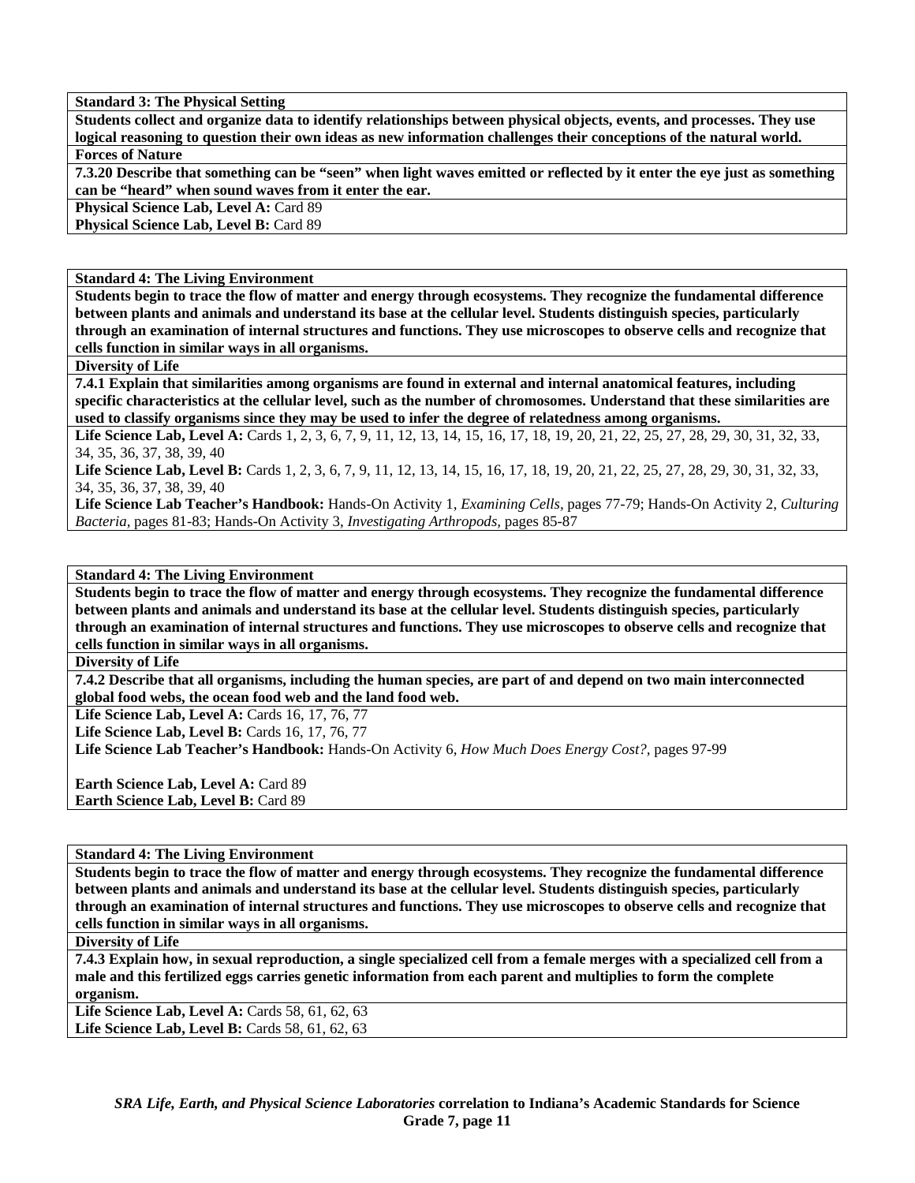**Standard 3: The Physical Setting**

**Students collect and organize data to identify relationships between physical objects, events, and processes. They use logical reasoning to question their own ideas as new information challenges their conceptions of the natural world.**

**Forces of Nature**

**7.3.20 Describe that something can be "seen" when light waves emitted or reflected by it enter the eye just as something can be "heard" when sound waves from it enter the ear.**

**Physical Science Lab, Level A:** Card 89
**Physical Science Lab, Level B:** Card 89

---

**Standard 4: The Living Environment**

**Students begin to trace the flow of matter and energy through ecosystems. They recognize the fundamental difference between plants and animals and understand its base at the cellular level. Students distinguish species, particularly through an examination of internal structures and functions. They use microscopes to observe cells and recognize that cells function in similar ways in all organisms.**

**Diversity of Life**

**7.4.1 Explain that similarities among organisms are found in external and internal anatomical features, including specific characteristics at the cellular level, such as the number of chromosomes. Understand that these similarities are used to classify organisms since they may be used to infer the degree of relatedness among organisms.**

**Life Science Lab, Level A:** Cards 1, 2, 3, 6, 7, 9, 11, 12, 13, 14, 15, 16, 17, 18, 19, 20, 21, 22, 25, 27, 28, 29, 30, 31, 32, 33, 34, 35, 36, 37, 38, 39, 40
**Life Science Lab, Level B:** Cards 1, 2, 3, 6, 7, 9, 11, 12, 13, 14, 15, 16, 17, 18, 19, 20, 21, 22, 25, 27, 28, 29, 30, 31, 32, 33, 34, 35, 36, 37, 38, 39, 40
**Life Science Lab Teacher's Handbook:** Hands-On Activity 1, *Examining Cells,* pages 77-79; Hands-On Activity 2, *Culturing Bacteria,* pages 81-83; Hands-On Activity 3, *Investigating Arthropods,* pages 85-87

---

**Standard 4: The Living Environment**

**Students begin to trace the flow of matter and energy through ecosystems. They recognize the fundamental difference between plants and animals and understand its base at the cellular level. Students distinguish species, particularly through an examination of internal structures and functions. They use microscopes to observe cells and recognize that cells function in similar ways in all organisms.**

**Diversity of Life**

**7.4.2 Describe that all organisms, including the human species, are part of and depend on two main interconnected global food webs, the ocean food web and the land food web.**

**Life Science Lab, Level A:** Cards 16, 17, 76, 77
**Life Science Lab, Level B:** Cards 16, 17, 76, 77
**Life Science Lab Teacher's Handbook:** Hands-On Activity 6, *How Much Does Energy Cost?,* pages 97-99

**Earth Science Lab, Level A:** Card 89
**Earth Science Lab, Level B:** Card 89

---

**Standard 4: The Living Environment**

**Students begin to trace the flow of matter and energy through ecosystems. They recognize the fundamental difference between plants and animals and understand its base at the cellular level. Students distinguish species, particularly through an examination of internal structures and functions. They use microscopes to observe cells and recognize that cells function in similar ways in all organisms.**

**Diversity of Life**

**7.4.3 Explain how, in sexual reproduction, a single specialized cell from a female merges with a specialized cell from a male and this fertilized eggs carries genetic information from each parent and multiplies to form the complete organism.**

**Life Science Lab, Level A:** Cards 58, 61, 62, 63
**Life Science Lab, Level B:** Cards 58, 61, 62, 63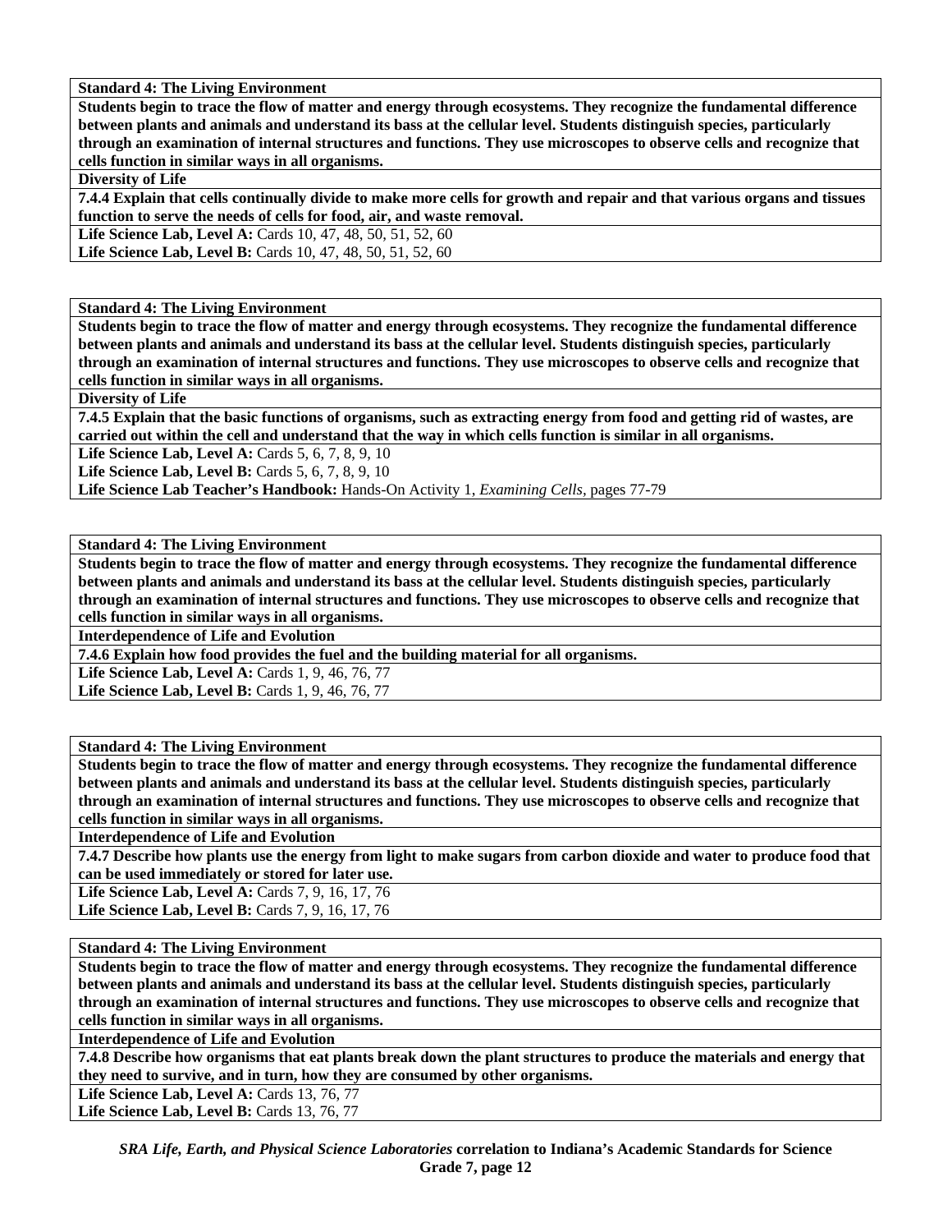**Standard 4: The Living Environment**

**Students begin to trace the flow of matter and energy through ecosystems. They recognize the fundamental difference between plants and animals and understand its bass at the cellular level. Students distinguish species, particularly through an examination of internal structures and functions. They use microscopes to observe cells and recognize that cells function in similar ways in all organisms.**

**Diversity of Life**

**7.4.4 Explain that cells continually divide to make more cells for growth and repair and that various organs and tissues function to serve the needs of cells for food, air, and waste removal.**

**Life Science Lab, Level A:** Cards 10, 47, 48, 50, 51, 52, 60
**Life Science Lab, Level B:** Cards 10, 47, 48, 50, 51, 52, 60

**Standard 4: The Living Environment**

**Students begin to trace the flow of matter and energy through ecosystems. They recognize the fundamental difference between plants and animals and understand its bass at the cellular level. Students distinguish species, particularly through an examination of internal structures and functions. They use microscopes to observe cells and recognize that cells function in similar ways in all organisms.**

**Diversity of Life**

**7.4.5 Explain that the basic functions of organisms, such as extracting energy from food and getting rid of wastes, are carried out within the cell and understand that the way in which cells function is similar in all organisms.**

**Life Science Lab, Level A:** Cards 5, 6, 7, 8, 9, 10
**Life Science Lab, Level B:** Cards 5, 6, 7, 8, 9, 10
**Life Science Lab Teacher's Handbook:** Hands-On Activity 1, *Examining Cells*, pages 77-79

**Standard 4: The Living Environment**

**Students begin to trace the flow of matter and energy through ecosystems. They recognize the fundamental difference between plants and animals and understand its bass at the cellular level. Students distinguish species, particularly through an examination of internal structures and functions. They use microscopes to observe cells and recognize that cells function in similar ways in all organisms.**

**Interdependence of Life and Evolution**

**7.4.6 Explain how food provides the fuel and the building material for all organisms.**

**Life Science Lab, Level A:** Cards 1, 9, 46, 76, 77
**Life Science Lab, Level B:** Cards 1, 9, 46, 76, 77

**Standard 4: The Living Environment**

**Students begin to trace the flow of matter and energy through ecosystems. They recognize the fundamental difference between plants and animals and understand its bass at the cellular level. Students distinguish species, particularly through an examination of internal structures and functions. They use microscopes to observe cells and recognize that cells function in similar ways in all organisms.**

**Interdependence of Life and Evolution**

**7.4.7 Describe how plants use the energy from light to make sugars from carbon dioxide and water to produce food that can be used immediately or stored for later use.**

**Life Science Lab, Level A:** Cards 7, 9, 16, 17, 76
**Life Science Lab, Level B:** Cards 7, 9, 16, 17, 76

**Standard 4: The Living Environment**

**Students begin to trace the flow of matter and energy through ecosystems. They recognize the fundamental difference between plants and animals and understand its bass at the cellular level. Students distinguish species, particularly through an examination of internal structures and functions. They use microscopes to observe cells and recognize that cells function in similar ways in all organisms.**

**Interdependence of Life and Evolution**

**7.4.8 Describe how organisms that eat plants break down the plant structures to produce the materials and energy that they need to survive, and in turn, how they are consumed by other organisms.**

**Life Science Lab, Level A:** Cards 13, 76, 77
**Life Science Lab, Level B:** Cards 13, 76, 77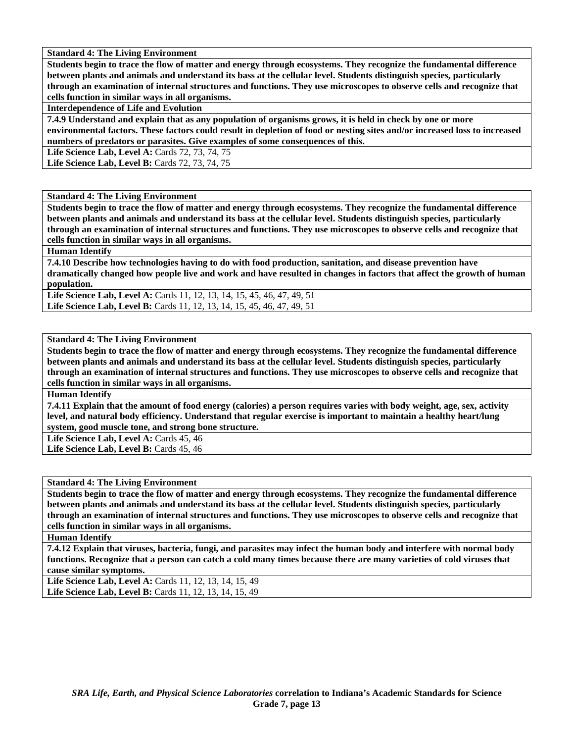| Standard 4: The Living Environment |
|---|
| **Students begin to trace the flow of matter and energy through ecosystems. They recognize the fundamental difference between plants and animals and understand its bass at the cellular level. Students distinguish species, particularly through an examination of internal structures and functions. They use microscopes to observe cells and recognize that cells function in similar ways in all organisms.** |
| **Interdependence of Life and Evolution** |
| **7.4.9 Understand and explain that as any population of organisms grows, it is held in check by one or more environmental factors. These factors could result in depletion of food or nesting sites and/or increased loss to increased numbers of predators or parasites. Give examples of some consequences of this.** |
| **Life Science Lab, Level A:** Cards 72, 73, 74, 75<br>**Life Science Lab, Level B:** Cards 72, 73, 74, 75 |

| Standard 4: The Living Environment |
|---|
| **Students begin to trace the flow of matter and energy through ecosystems. They recognize the fundamental difference between plants and animals and understand its bass at the cellular level. Students distinguish species, particularly through an examination of internal structures and functions. They use microscopes to observe cells and recognize that cells function in similar ways in all organisms.** |
| **Human Identify** |
| **7.4.10 Describe how technologies having to do with food production, sanitation, and disease prevention have dramatically changed how people live and work and have resulted in changes in factors that affect the growth of human population.** |
| **Life Science Lab, Level A:** Cards 11, 12, 13, 14, 15, 45, 46, 47, 49, 51<br>**Life Science Lab, Level B:** Cards 11, 12, 13, 14, 15, 45, 46, 47, 49, 51 |

| Standard 4: The Living Environment |
|---|
| **Students begin to trace the flow of matter and energy through ecosystems. They recognize the fundamental difference between plants and animals and understand its bass at the cellular level. Students distinguish species, particularly through an examination of internal structures and functions. They use microscopes to observe cells and recognize that cells function in similar ways in all organisms.** |
| **Human Identify** |
| **7.4.11 Explain that the amount of food energy (calories) a person requires varies with body weight, age, sex, activity level, and natural body efficiency. Understand that regular exercise is important to maintain a healthy heart/lung system, good muscle tone, and strong bone structure.** |
| **Life Science Lab, Level A:** Cards 45, 46<br>**Life Science Lab, Level B:** Cards 45, 46 |

| Standard 4: The Living Environment |
|---|
| **Students begin to trace the flow of matter and energy through ecosystems. They recognize the fundamental difference between plants and animals and understand its bass at the cellular level. Students distinguish species, particularly through an examination of internal structures and functions. They use microscopes to observe cells and recognize that cells function in similar ways in all organisms.** |
| **Human Identify** |
| **7.4.12 Explain that viruses, bacteria, fungi, and parasites may infect the human body and interfere with normal body functions. Recognize that a person can catch a cold many times because there are many varieties of cold viruses that cause similar symptoms.** |
| **Life Science Lab, Level A:** Cards 11, 12, 13, 14, 15, 49<br>**Life Science Lab, Level B:** Cards 11, 12, 13, 14, 15, 49 |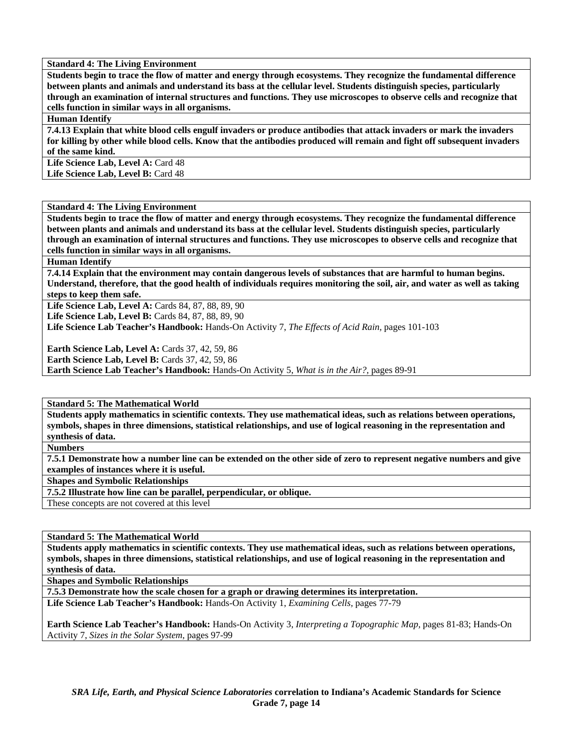**Standard 4: The Living Environment**

**Students begin to trace the flow of matter and energy through ecosystems. They recognize the fundamental difference between plants and animals and understand its bass at the cellular level. Students distinguish species, particularly through an examination of internal structures and functions. They use microscopes to observe cells and recognize that cells function in similar ways in all organisms.**

**Human Identify**

**7.4.13 Explain that white blood cells engulf invaders or produce antibodies that attack invaders or mark the invaders for killing by other while blood cells. Know that the antibodies produced will remain and fight off subsequent invaders of the same kind.**

**Life Science Lab, Level A:** Card 48
**Life Science Lab, Level B:** Card 48

**Standard 4: The Living Environment**

**Students begin to trace the flow of matter and energy through ecosystems. They recognize the fundamental difference between plants and animals and understand its bass at the cellular level. Students distinguish species, particularly through an examination of internal structures and functions. They use microscopes to observe cells and recognize that cells function in similar ways in all organisms.**

**Human Identify**

**7.4.14 Explain that the environment may contain dangerous levels of substances that are harmful to human begins. Understand, therefore, that the good health of individuals requires monitoring the soil, air, and water as well as taking steps to keep them safe.**

**Life Science Lab, Level A:** Cards 84, 87, 88, 89, 90
**Life Science Lab, Level B:** Cards 84, 87, 88, 89, 90
**Life Science Lab Teacher's Handbook:** Hands-On Activity 7, *The Effects of Acid Rain,* pages 101-103

**Earth Science Lab, Level A:** Cards 37, 42, 59, 86
**Earth Science Lab, Level B:** Cards 37, 42, 59, 86
**Earth Science Lab Teacher's Handbook:** Hands-On Activity 5, *What is in the Air?,* pages 89-91

**Standard 5: The Mathematical World**

**Students apply mathematics in scientific contexts. They use mathematical ideas, such as relations between operations, symbols, shapes in three dimensions, statistical relationships, and use of logical reasoning in the representation and synthesis of data.**

**Numbers**

**7.5.1 Demonstrate how a number line can be extended on the other side of zero to represent negative numbers and give examples of instances where it is useful.**

**Shapes and Symbolic Relationships**

**7.5.2 Illustrate how line can be parallel, perpendicular, or oblique.**

These concepts are not covered at this level

**Standard 5: The Mathematical World**

**Students apply mathematics in scientific contexts. They use mathematical ideas, such as relations between operations, symbols, shapes in three dimensions, statistical relationships, and use of logical reasoning in the representation and synthesis of data.**

**Shapes and Symbolic Relationships**

**7.5.3 Demonstrate how the scale chosen for a graph or drawing determines its interpretation.**

**Life Science Lab Teacher's Handbook:** Hands-On Activity 1, *Examining Cells,* pages 77-79

**Earth Science Lab Teacher's Handbook:** Hands-On Activity 3, *Interpreting a Topographic Map,* pages 81-83; Hands-On Activity 7, *Sizes in the Solar System,* pages 97-99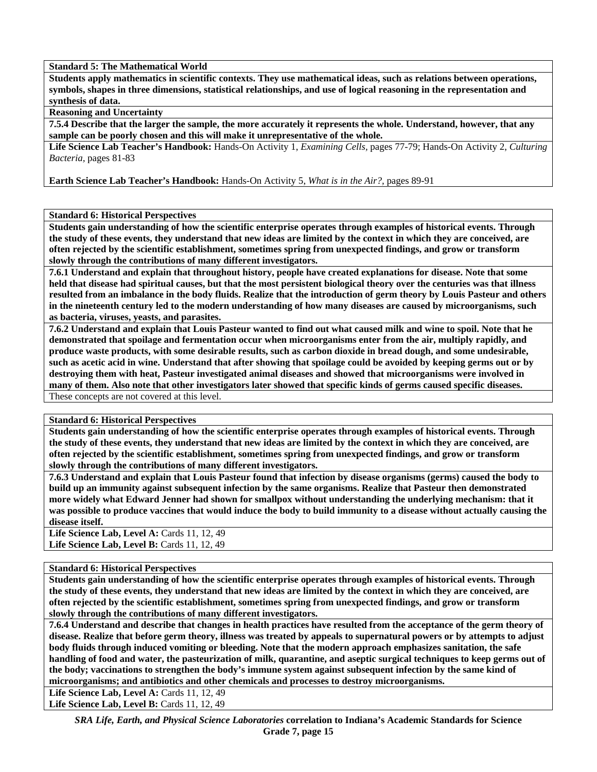**Standard 5: The Mathematical World**

**Students apply mathematics in scientific contexts. They use mathematical ideas, such as relations between operations, symbols, shapes in three dimensions, statistical relationships, and use of logical reasoning in the representation and synthesis of data.**

**Reasoning and Uncertainty**

**7.5.4 Describe that the larger the sample, the more accurately it represents the whole. Understand, however, that any sample can be poorly chosen and this will make it unrepresentative of the whole.**

**Life Science Lab Teacher's Handbook:** Hands-On Activity 1, *Examining Cells*, pages 77-79; Hands-On Activity 2, *Culturing Bacteria*, pages 81-83

**Earth Science Lab Teacher's Handbook:** Hands-On Activity 5, *What is in the Air?*, pages 89-91

**Standard 6: Historical Perspectives**

**Students gain understanding of how the scientific enterprise operates through examples of historical events. Through the study of these events, they understand that new ideas are limited by the context in which they are conceived, are often rejected by the scientific establishment, sometimes spring from unexpected findings, and grow or transform slowly through the contributions of many different investigators.**

**7.6.1 Understand and explain that throughout history, people have created explanations for disease. Note that some held that disease had spiritual causes, but that the most persistent biological theory over the centuries was that illness resulted from an imbalance in the body fluids. Realize that the introduction of germ theory by Louis Pasteur and others in the nineteenth century led to the modern understanding of how many diseases are caused by microorganisms, such as bacteria, viruses, yeasts, and parasites.**

**7.6.2 Understand and explain that Louis Pasteur wanted to find out what caused milk and wine to spoil. Note that he demonstrated that spoilage and fermentation occur when microorganisms enter from the air, multiply rapidly, and produce waste products, with some desirable results, such as carbon dioxide in bread dough, and some undesirable, such as acetic acid in wine. Understand that after showing that spoilage could be avoided by keeping germs out or by destroying them with heat, Pasteur investigated animal diseases and showed that microorganisms were involved in many of them. Also note that other investigators later showed that specific kinds of germs caused specific diseases.**

These concepts are not covered at this level.

**Standard 6: Historical Perspectives**

**Students gain understanding of how the scientific enterprise operates through examples of historical events. Through the study of these events, they understand that new ideas are limited by the context in which they are conceived, are often rejected by the scientific establishment, sometimes spring from unexpected findings, and grow or transform slowly through the contributions of many different investigators.**

**7.6.3 Understand and explain that Louis Pasteur found that infection by disease organisms (germs) caused the body to build up an immunity against subsequent infection by the same organisms. Realize that Pasteur then demonstrated more widely what Edward Jenner had shown for smallpox without understanding the underlying mechanism: that it was possible to produce vaccines that would induce the body to build immunity to a disease without actually causing the disease itself.**

**Life Science Lab, Level A:** Cards 11, 12, 49
**Life Science Lab, Level B:** Cards 11, 12, 49

**Standard 6: Historical Perspectives**

**Students gain understanding of how the scientific enterprise operates through examples of historical events. Through the study of these events, they understand that new ideas are limited by the context in which they are conceived, are often rejected by the scientific establishment, sometimes spring from unexpected findings, and grow or transform slowly through the contributions of many different investigators.**

**7.6.4 Understand and describe that changes in health practices have resulted from the acceptance of the germ theory of disease. Realize that before germ theory, illness was treated by appeals to supernatural powers or by attempts to adjust body fluids through induced vomiting or bleeding. Note that the modern approach emphasizes sanitation, the safe handling of food and water, the pasteurization of milk, quarantine, and aseptic surgical techniques to keep germs out of the body; vaccinations to strengthen the body's immune system against subsequent infection by the same kind of microorganisms; and antibiotics and other chemicals and processes to destroy microorganisms.**

**Life Science Lab, Level A:** Cards 11, 12, 49
**Life Science Lab, Level B:** Cards 11, 12, 49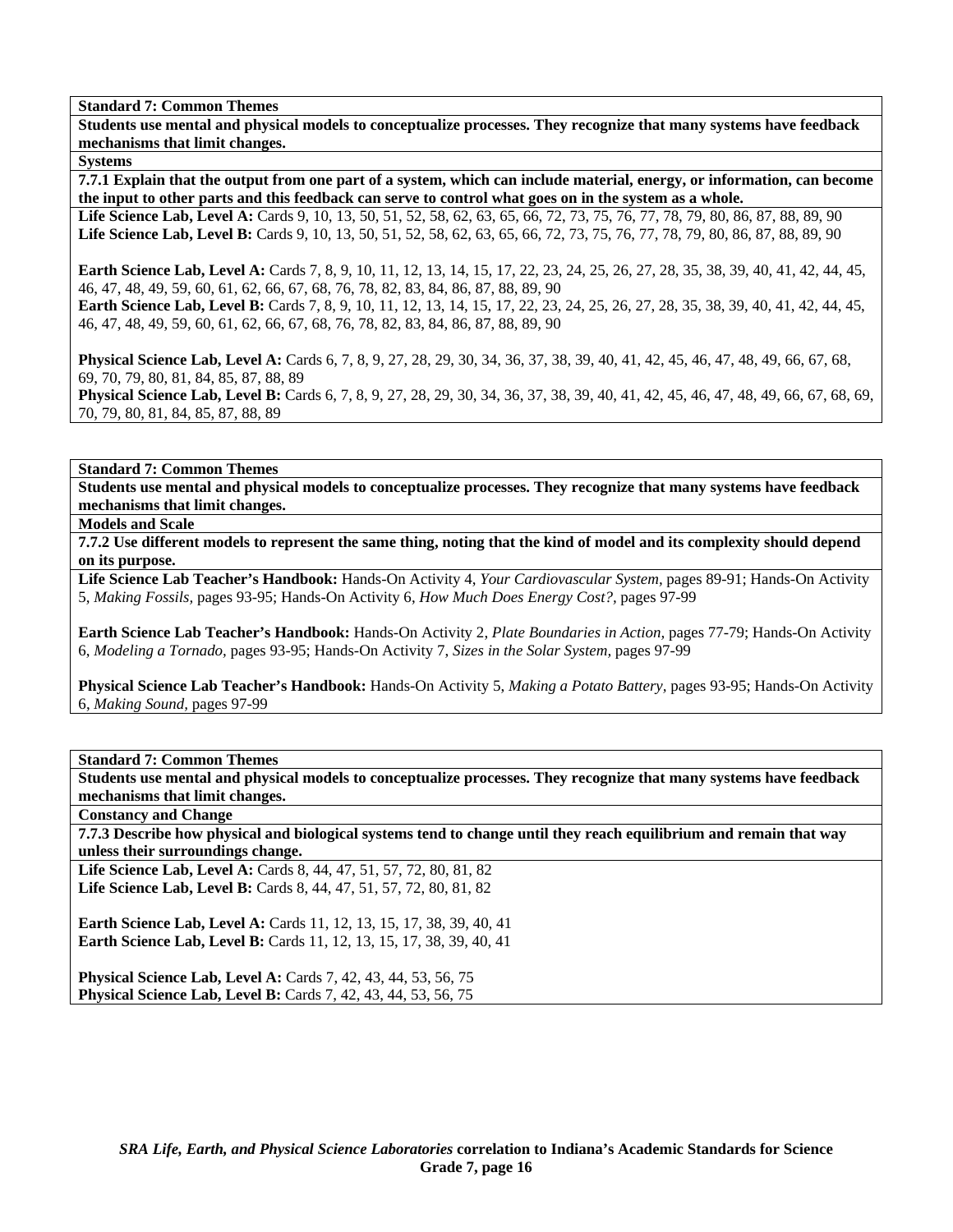**Standard 7: Common Themes**

**Students use mental and physical models to conceptualize processes. They recognize that many systems have feedback mechanisms that limit changes.**

**Systems**

**7.7.1 Explain that the output from one part of a system, which can include material, energy, or information, can become the input to other parts and this feedback can serve to control what goes on in the system as a whole.**

**Life Science Lab, Level A:** Cards 9, 10, 13, 50, 51, 52, 58, 62, 63, 65, 66, 72, 73, 75, 76, 77, 78, 79, 80, 86, 87, 88, 89, 90
**Life Science Lab, Level B:** Cards 9, 10, 13, 50, 51, 52, 58, 62, 63, 65, 66, 72, 73, 75, 76, 77, 78, 79, 80, 86, 87, 88, 89, 90

**Earth Science Lab, Level A:** Cards 7, 8, 9, 10, 11, 12, 13, 14, 15, 17, 22, 23, 24, 25, 26, 27, 28, 35, 38, 39, 40, 41, 42, 44, 45, 46, 47, 48, 49, 59, 60, 61, 62, 66, 67, 68, 76, 78, 82, 83, 84, 86, 87, 88, 89, 90
**Earth Science Lab, Level B:** Cards 7, 8, 9, 10, 11, 12, 13, 14, 15, 17, 22, 23, 24, 25, 26, 27, 28, 35, 38, 39, 40, 41, 42, 44, 45, 46, 47, 48, 49, 59, 60, 61, 62, 66, 67, 68, 76, 78, 82, 83, 84, 86, 87, 88, 89, 90

**Physical Science Lab, Level A:** Cards 6, 7, 8, 9, 27, 28, 29, 30, 34, 36, 37, 38, 39, 40, 41, 42, 45, 46, 47, 48, 49, 66, 67, 68, 69, 70, 79, 80, 81, 84, 85, 87, 88, 89
**Physical Science Lab, Level B:** Cards 6, 7, 8, 9, 27, 28, 29, 30, 34, 36, 37, 38, 39, 40, 41, 42, 45, 46, 47, 48, 49, 66, 67, 68, 69, 70, 79, 80, 81, 84, 85, 87, 88, 89

**Standard 7: Common Themes**

**Students use mental and physical models to conceptualize processes. They recognize that many systems have feedback mechanisms that limit changes.**

**Models and Scale**

**7.7.2 Use different models to represent the same thing, noting that the kind of model and its complexity should depend on its purpose.**

**Life Science Lab Teacher's Handbook:** Hands-On Activity 4, *Your Cardiovascular System,* pages 89-91; Hands-On Activity 5, *Making Fossils,* pages 93-95; Hands-On Activity 6, *How Much Does Energy Cost?,* pages 97-99

**Earth Science Lab Teacher's Handbook:** Hands-On Activity 2, *Plate Boundaries in Action,* pages 77-79; Hands-On Activity 6, *Modeling a Tornado,* pages 93-95; Hands-On Activity 7, *Sizes in the Solar System,* pages 97-99

**Physical Science Lab Teacher's Handbook:** Hands-On Activity 5, *Making a Potato Battery,* pages 93-95; Hands-On Activity 6, *Making Sound,* pages 97-99

**Standard 7: Common Themes**

**Students use mental and physical models to conceptualize processes. They recognize that many systems have feedback mechanisms that limit changes.**

**Constancy and Change**

**7.7.3 Describe how physical and biological systems tend to change until they reach equilibrium and remain that way unless their surroundings change.**

**Life Science Lab, Level A:** Cards 8, 44, 47, 51, 57, 72, 80, 81, 82
**Life Science Lab, Level B:** Cards 8, 44, 47, 51, 57, 72, 80, 81, 82

**Earth Science Lab, Level A:** Cards 11, 12, 13, 15, 17, 38, 39, 40, 41
**Earth Science Lab, Level B:** Cards 11, 12, 13, 15, 17, 38, 39, 40, 41

**Physical Science Lab, Level A:** Cards 7, 42, 43, 44, 53, 56, 75
**Physical Science Lab, Level B:** Cards 7, 42, 43, 44, 53, 56, 75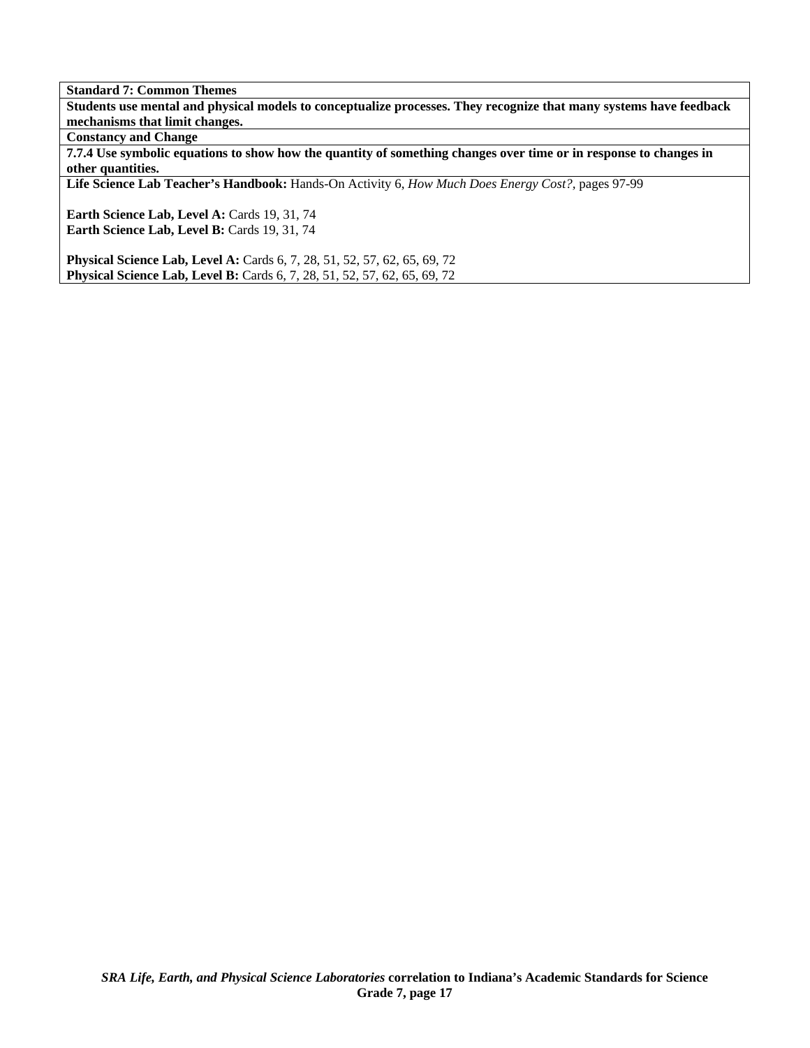**Standard 7: Common Themes**

**Students use mental and physical models to conceptualize processes. They recognize that many systems have feedback mechanisms that limit changes.**

**Constancy and Change**

**7.7.4 Use symbolic equations to show how the quantity of something changes over time or in response to changes in other quantities.**

**Life Science Lab Teacher's Handbook:** Hands-On Activity 6, *How Much Does Energy Cost?,* pages 97-99

**Earth Science Lab, Level A:** Cards 19, 31, 74
**Earth Science Lab, Level B:** Cards 19, 31, 74

**Physical Science Lab, Level A:** Cards 6, 7, 28, 51, 52, 57, 62, 65, 69, 72
**Physical Science Lab, Level B:** Cards 6, 7, 28, 51, 52, 57, 62, 65, 69, 72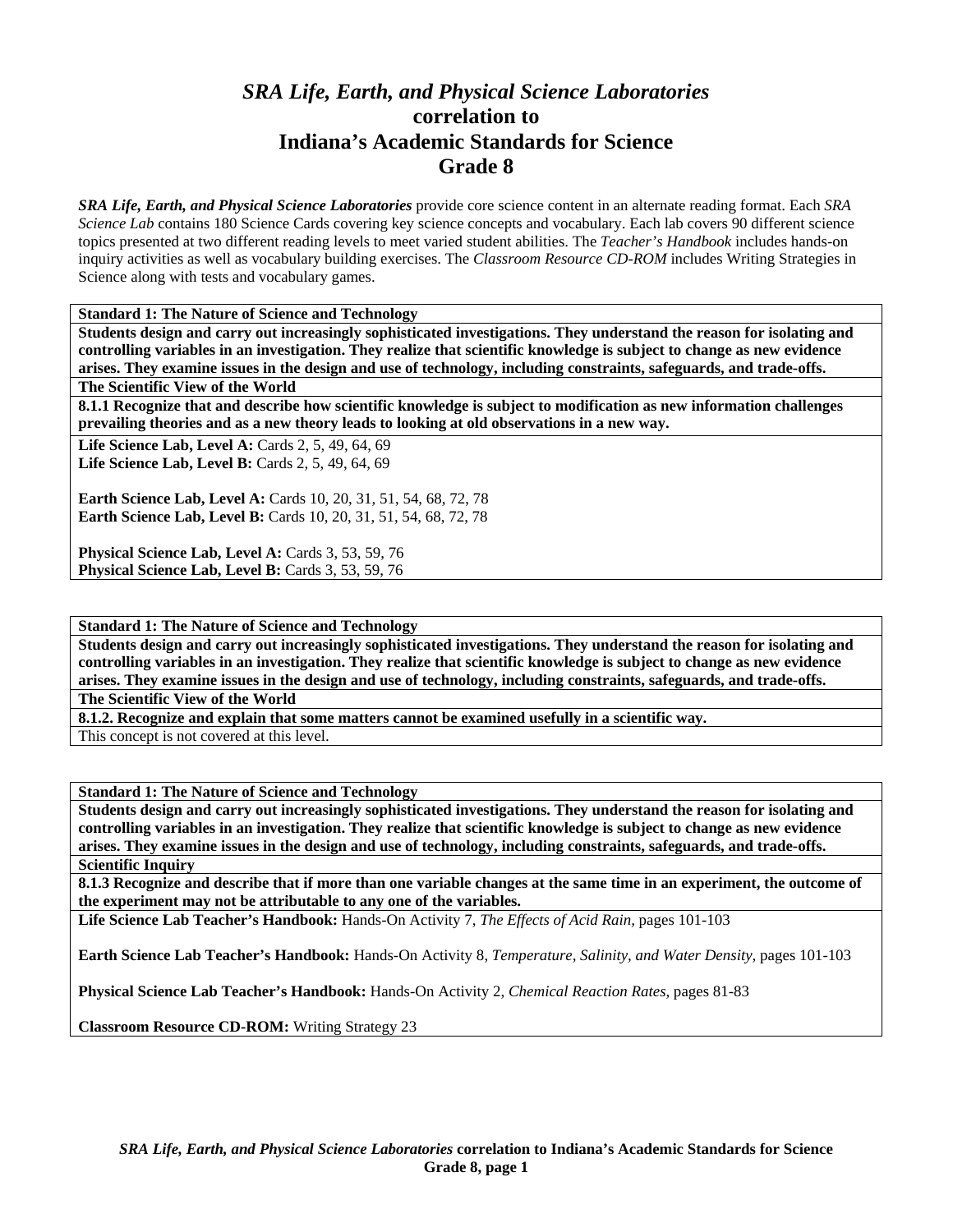# *SRA Life, Earth, and Physical Science Laboratories* correlation to Indiana's Academic Standards for Science Grade 8

***SRA Life, Earth, and Physical Science Laboratories*** provide core science content in an alternate reading format. Each *SRA Science Lab* contains 180 Science Cards covering key science concepts and vocabulary. Each lab covers 90 different science topics presented at two different reading levels to meet varied student abilities. The *Teacher's Handbook* includes hands-on inquiry activities as well as vocabulary building exercises. The *Classroom Resource CD-ROM* includes Writing Strategies in Science along with tests and vocabulary games.

**Standard 1: The Nature of Science and Technology**

**Students design and carry out increasingly sophisticated investigations. They understand the reason for isolating and controlling variables in an investigation. They realize that scientific knowledge is subject to change as new evidence arises. They examine issues in the design and use of technology, including constraints, safeguards, and trade-offs.**

**The Scientific View of the World**

**8.1.1 Recognize that and describe how scientific knowledge is subject to modification as new information challenges prevailing theories and as a new theory leads to looking at old observations in a new way.**

**Life Science Lab, Level A:** Cards 2, 5, 49, 64, 69
**Life Science Lab, Level B:** Cards 2, 5, 49, 64, 69

**Earth Science Lab, Level A:** Cards 10, 20, 31, 51, 54, 68, 72, 78
**Earth Science Lab, Level B:** Cards 10, 20, 31, 51, 54, 68, 72, 78

**Physical Science Lab, Level A:** Cards 3, 53, 59, 76
**Physical Science Lab, Level B:** Cards 3, 53, 59, 76

**Standard 1: The Nature of Science and Technology**

**Students design and carry out increasingly sophisticated investigations. They understand the reason for isolating and controlling variables in an investigation. They realize that scientific knowledge is subject to change as new evidence arises. They examine issues in the design and use of technology, including constraints, safeguards, and trade-offs.**

**The Scientific View of the World**

**8.1.2. Recognize and explain that some matters cannot be examined usefully in a scientific way.**

This concept is not covered at this level.

**Standard 1: The Nature of Science and Technology**

**Students design and carry out increasingly sophisticated investigations. They understand the reason for isolating and controlling variables in an investigation. They realize that scientific knowledge is subject to change as new evidence arises. They examine issues in the design and use of technology, including constraints, safeguards, and trade-offs.**

**Scientific Inquiry**

**8.1.3 Recognize and describe that if more than one variable changes at the same time in an experiment, the outcome of the experiment may not be attributable to any one of the variables.**

**Life Science Lab Teacher's Handbook:** Hands-On Activity 7, *The Effects of Acid Rain,* pages 101-103

**Earth Science Lab Teacher's Handbook:** Hands-On Activity 8, *Temperature, Salinity, and Water Density,* pages 101-103

**Physical Science Lab Teacher's Handbook:** Hands-On Activity 2, *Chemical Reaction Rates,* pages 81-83

**Classroom Resource CD-ROM:** Writing Strategy 23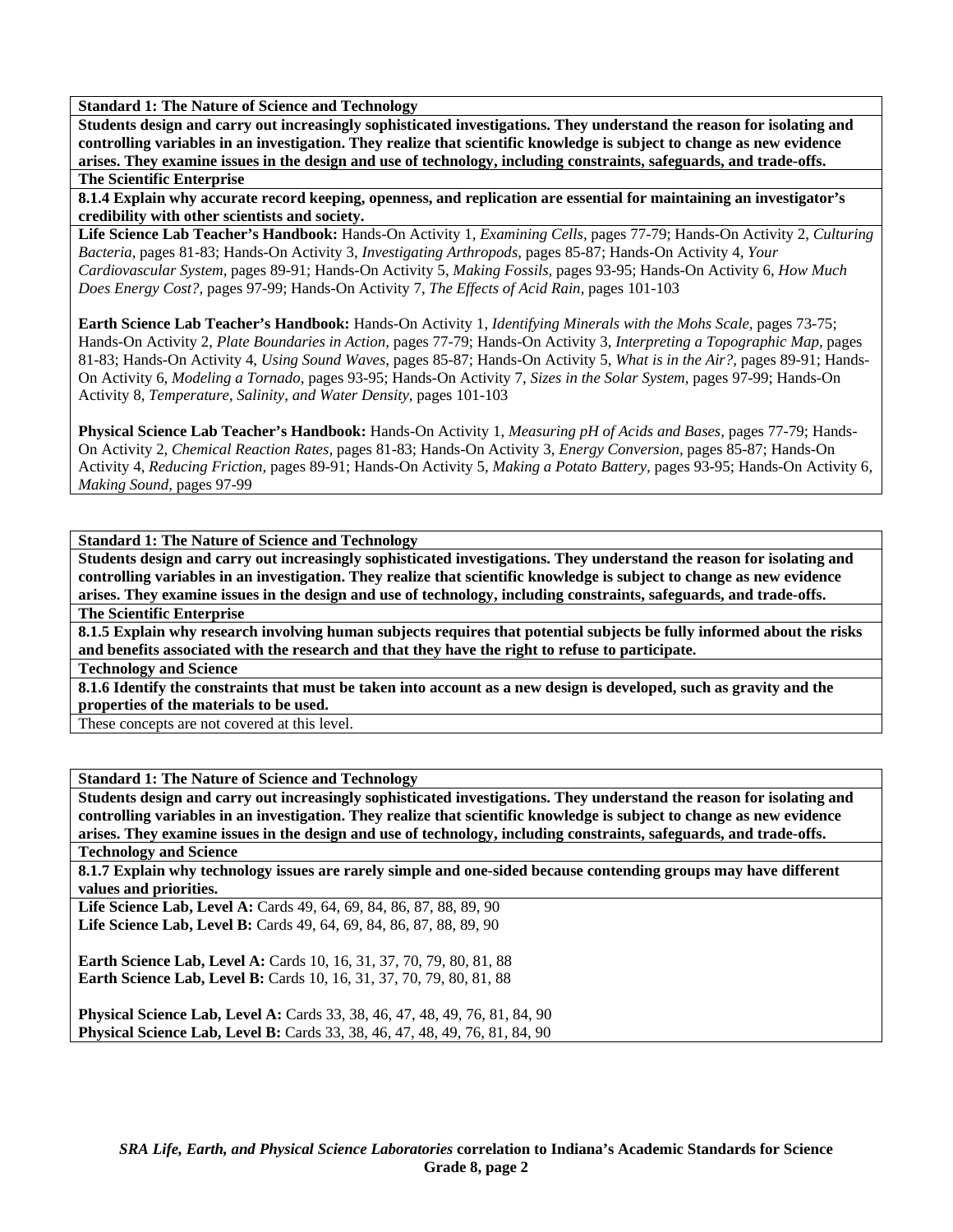**Standard 1: The Nature of Science and Technology**

**Students design and carry out increasingly sophisticated investigations. They understand the reason for isolating and controlling variables in an investigation. They realize that scientific knowledge is subject to change as new evidence arises. They examine issues in the design and use of technology, including constraints, safeguards, and trade-offs.**

**The Scientific Enterprise**

**8.1.4 Explain why accurate record keeping, openness, and replication are essential for maintaining an investigator's credibility with other scientists and society.**

**Life Science Lab Teacher's Handbook:** Hands-On Activity 1, *Examining Cells,* pages 77-79; Hands-On Activity 2, *Culturing Bacteria,* pages 81-83; Hands-On Activity 3, *Investigating Arthropods,* pages 85-87; Hands-On Activity 4, *Your Cardiovascular System,* pages 89-91; Hands-On Activity 5, *Making Fossils,* pages 93-95; Hands-On Activity 6, *How Much Does Energy Cost?,* pages 97-99; Hands-On Activity 7, *The Effects of Acid Rain,* pages 101-103

**Earth Science Lab Teacher's Handbook:** Hands-On Activity 1, *Identifying Minerals with the Mohs Scale,* pages 73-75; Hands-On Activity 2, *Plate Boundaries in Action,* pages 77-79; Hands-On Activity 3, *Interpreting a Topographic Map,* pages 81-83; Hands-On Activity 4, *Using Sound Waves,* pages 85-87; Hands-On Activity 5, *What is in the Air?,* pages 89-91; Hands-On Activity 6, *Modeling a Tornado,* pages 93-95; Hands-On Activity 7, *Sizes in the Solar System,* pages 97-99; Hands-On Activity 8, *Temperature, Salinity, and Water Density,* pages 101-103

**Physical Science Lab Teacher's Handbook:** Hands-On Activity 1, *Measuring pH of Acids and Bases,* pages 77-79; Hands-On Activity 2, *Chemical Reaction Rates,* pages 81-83; Hands-On Activity 3, *Energy Conversion,* pages 85-87; Hands-On Activity 4, *Reducing Friction,* pages 89-91; Hands-On Activity 5, *Making a Potato Battery,* pages 93-95; Hands-On Activity 6, *Making Sound,* pages 97-99

---

**Standard 1: The Nature of Science and Technology**

**Students design and carry out increasingly sophisticated investigations. They understand the reason for isolating and controlling variables in an investigation. They realize that scientific knowledge is subject to change as new evidence arises. They examine issues in the design and use of technology, including constraints, safeguards, and trade-offs.**

**The Scientific Enterprise**

**8.1.5 Explain why research involving human subjects requires that potential subjects be fully informed about the risks and benefits associated with the research and that they have the right to refuse to participate.**

**Technology and Science**

**8.1.6 Identify the constraints that must be taken into account as a new design is developed, such as gravity and the properties of the materials to be used.**

These concepts are not covered at this level.

---

**Standard 1: The Nature of Science and Technology**

**Students design and carry out increasingly sophisticated investigations. They understand the reason for isolating and controlling variables in an investigation. They realize that scientific knowledge is subject to change as new evidence arises. They examine issues in the design and use of technology, including constraints, safeguards, and trade-offs.**

**Technology and Science**

**8.1.7 Explain why technology issues are rarely simple and one-sided because contending groups may have different values and priorities.**

**Life Science Lab, Level A:** Cards 49, 64, 69, 84, 86, 87, 88, 89, 90
**Life Science Lab, Level B:** Cards 49, 64, 69, 84, 86, 87, 88, 89, 90

**Earth Science Lab, Level A:** Cards 10, 16, 31, 37, 70, 79, 80, 81, 88
**Earth Science Lab, Level B:** Cards 10, 16, 31, 37, 70, 79, 80, 81, 88

**Physical Science Lab, Level A:** Cards 33, 38, 46, 47, 48, 49, 76, 81, 84, 90
**Physical Science Lab, Level B:** Cards 33, 38, 46, 47, 48, 49, 76, 81, 84, 90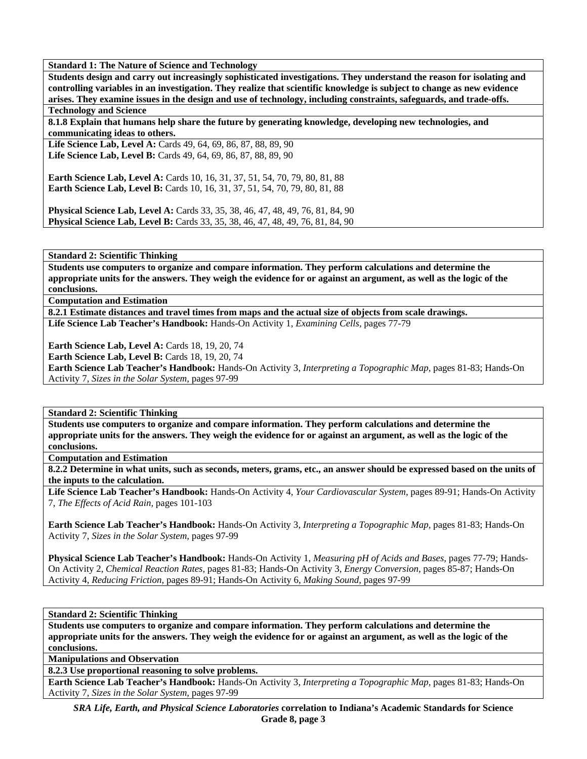**Standard 1: The Nature of Science and Technology**

**Students design and carry out increasingly sophisticated investigations. They understand the reason for isolating and controlling variables in an investigation. They realize that scientific knowledge is subject to change as new evidence arises. They examine issues in the design and use of technology, including constraints, safeguards, and trade-offs.**

**Technology and Science**

**8.1.8 Explain that humans help share the future by generating knowledge, developing new technologies, and communicating ideas to others.**

**Life Science Lab, Level A:** Cards 49, 64, 69, 86, 87, 88, 89, 90
**Life Science Lab, Level B:** Cards 49, 64, 69, 86, 87, 88, 89, 90

**Earth Science Lab, Level A:** Cards 10, 16, 31, 37, 51, 54, 70, 79, 80, 81, 88
**Earth Science Lab, Level B:** Cards 10, 16, 31, 37, 51, 54, 70, 79, 80, 81, 88

**Physical Science Lab, Level A:** Cards 33, 35, 38, 46, 47, 48, 49, 76, 81, 84, 90
**Physical Science Lab, Level B:** Cards 33, 35, 38, 46, 47, 48, 49, 76, 81, 84, 90

---

**Standard 2: Scientific Thinking**

**Students use computers to organize and compare information. They perform calculations and determine the appropriate units for the answers. They weigh the evidence for or against an argument, as well as the logic of the conclusions.**

**Computation and Estimation**

**8.2.1 Estimate distances and travel times from maps and the actual size of objects from scale drawings.**

**Life Science Lab Teacher's Handbook:** Hands-On Activity 1, *Examining Cells,* pages 77-79

**Earth Science Lab, Level A:** Cards 18, 19, 20, 74
**Earth Science Lab, Level B:** Cards 18, 19, 20, 74
**Earth Science Lab Teacher's Handbook:** Hands-On Activity 3, *Interpreting a Topographic Map,* pages 81-83; Hands-On Activity 7, *Sizes in the Solar System,* pages 97-99

---

**Standard 2: Scientific Thinking**

**Students use computers to organize and compare information. They perform calculations and determine the appropriate units for the answers. They weigh the evidence for or against an argument, as well as the logic of the conclusions.**

**Computation and Estimation**

**8.2.2 Determine in what units, such as seconds, meters, grams, etc., an answer should be expressed based on the units of the inputs to the calculation.**

**Life Science Lab Teacher's Handbook:** Hands-On Activity 4, *Your Cardiovascular System,* pages 89-91; Hands-On Activity 7, *The Effects of Acid Rain,* pages 101-103

**Earth Science Lab Teacher's Handbook:** Hands-On Activity 3, *Interpreting a Topographic Map,* pages 81-83; Hands-On Activity 7, *Sizes in the Solar System,* pages 97-99

**Physical Science Lab Teacher's Handbook:** Hands-On Activity 1, *Measuring pH of Acids and Bases,* pages 77-79; Hands-On Activity 2, *Chemical Reaction Rates,* pages 81-83; Hands-On Activity 3, *Energy Conversion,* pages 85-87; Hands-On Activity 4, *Reducing Friction,* pages 89-91; Hands-On Activity 6, *Making Sound,* pages 97-99

---

**Standard 2: Scientific Thinking**

**Students use computers to organize and compare information. They perform calculations and determine the appropriate units for the answers. They weigh the evidence for or against an argument, as well as the logic of the conclusions.**

**Manipulations and Observation**

**8.2.3 Use proportional reasoning to solve problems.**

**Earth Science Lab Teacher's Handbook:** Hands-On Activity 3, *Interpreting a Topographic Map,* pages 81-83; Hands-On Activity 7, *Sizes in the Solar System,* pages 97-99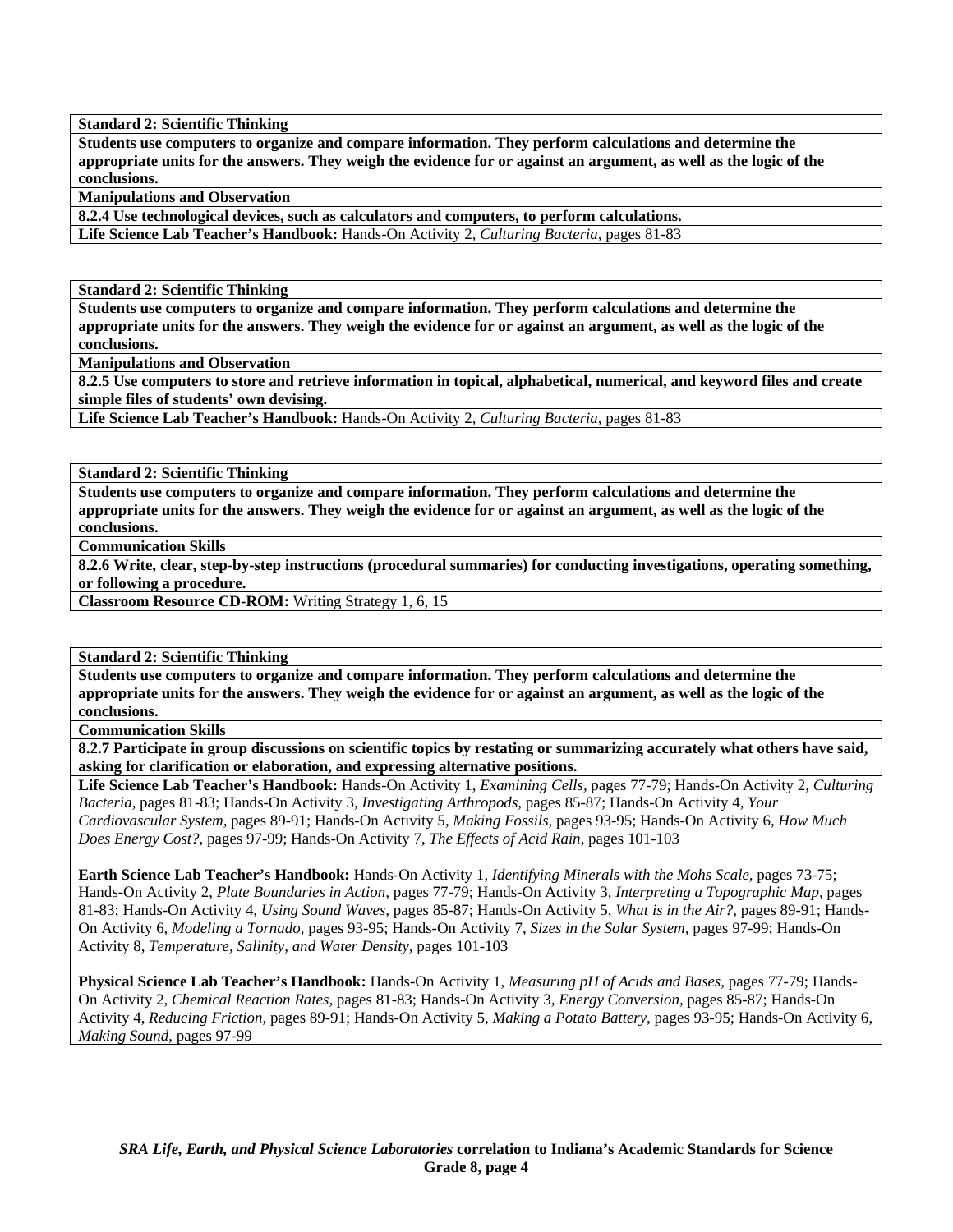**Standard 2: Scientific Thinking**

**Students use computers to organize and compare information. They perform calculations and determine the appropriate units for the answers. They weigh the evidence for or against an argument, as well as the logic of the conclusions.**

**Manipulations and Observation**

**8.2.4 Use technological devices, such as calculators and computers, to perform calculations.**

**Life Science Lab Teacher's Handbook:** Hands-On Activity 2, *Culturing Bacteria,* pages 81-83

---

**Standard 2: Scientific Thinking**

**Students use computers to organize and compare information. They perform calculations and determine the appropriate units for the answers. They weigh the evidence for or against an argument, as well as the logic of the conclusions.**

**Manipulations and Observation**

**8.2.5 Use computers to store and retrieve information in topical, alphabetical, numerical, and keyword files and create simple files of students' own devising.**

**Life Science Lab Teacher's Handbook:** Hands-On Activity 2, *Culturing Bacteria,* pages 81-83

---

**Standard 2: Scientific Thinking**

**Students use computers to organize and compare information. They perform calculations and determine the appropriate units for the answers. They weigh the evidence for or against an argument, as well as the logic of the conclusions.**

**Communication Skills**

**8.2.6 Write, clear, step-by-step instructions (procedural summaries) for conducting investigations, operating something, or following a procedure.**

**Classroom Resource CD-ROM:** Writing Strategy 1, 6, 15

---

**Standard 2: Scientific Thinking**

**Students use computers to organize and compare information. They perform calculations and determine the appropriate units for the answers. They weigh the evidence for or against an argument, as well as the logic of the conclusions.**

**Communication Skills**

**8.2.7 Participate in group discussions on scientific topics by restating or summarizing accurately what others have said, asking for clarification or elaboration, and expressing alternative positions.**

**Life Science Lab Teacher's Handbook:** Hands-On Activity 1, *Examining Cells,* pages 77-79; Hands-On Activity 2, *Culturing Bacteria,* pages 81-83; Hands-On Activity 3, *Investigating Arthropods,* pages 85-87; Hands-On Activity 4, *Your Cardiovascular System,* pages 89-91; Hands-On Activity 5, *Making Fossils,* pages 93-95; Hands-On Activity 6, *How Much Does Energy Cost?,* pages 97-99; Hands-On Activity 7, *The Effects of Acid Rain,* pages 101-103

**Earth Science Lab Teacher's Handbook:** Hands-On Activity 1, *Identifying Minerals with the Mohs Scale,* pages 73-75; Hands-On Activity 2, *Plate Boundaries in Action,* pages 77-79; Hands-On Activity 3, *Interpreting a Topographic Map,* pages 81-83; Hands-On Activity 4, *Using Sound Waves,* pages 85-87; Hands-On Activity 5, *What is in the Air?,* pages 89-91; Hands-On Activity 6, *Modeling a Tornado,* pages 93-95; Hands-On Activity 7, *Sizes in the Solar System,* pages 97-99; Hands-On Activity 8, *Temperature, Salinity, and Water Density,* pages 101-103

**Physical Science Lab Teacher's Handbook:** Hands-On Activity 1, *Measuring pH of Acids and Bases,* pages 77-79; Hands-On Activity 2, *Chemical Reaction Rates,* pages 81-83; Hands-On Activity 3, *Energy Conversion,* pages 85-87; Hands-On Activity 4, *Reducing Friction,* pages 89-91; Hands-On Activity 5, *Making a Potato Battery,* pages 93-95; Hands-On Activity 6, *Making Sound,* pages 97-99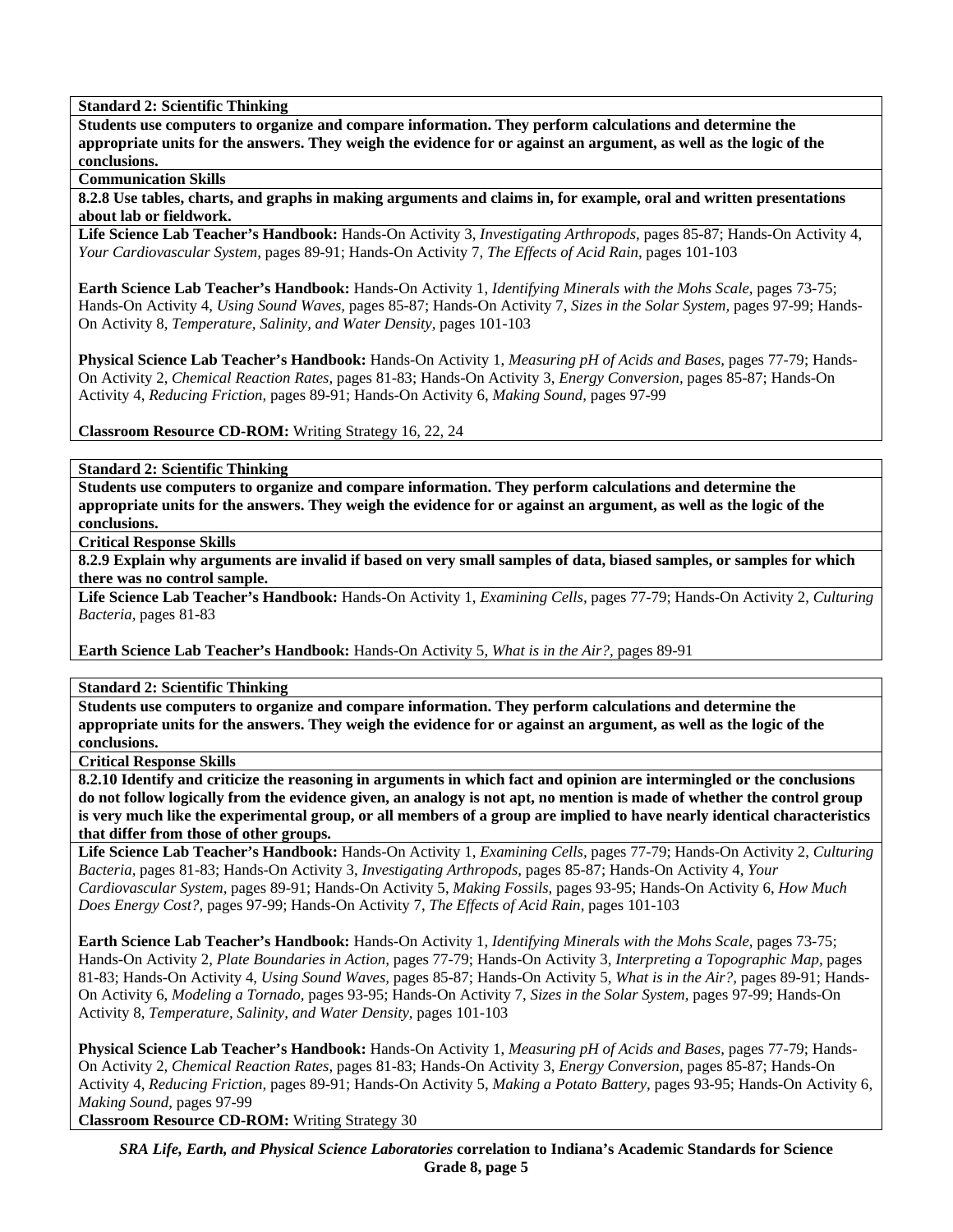**Standard 2: Scientific Thinking**

**Students use computers to organize and compare information. They perform calculations and determine the appropriate units for the answers. They weigh the evidence for or against an argument, as well as the logic of the conclusions.**

**Communication Skills**

**8.2.8 Use tables, charts, and graphs in making arguments and claims in, for example, oral and written presentations about lab or fieldwork.**

**Life Science Lab Teacher's Handbook:** Hands-On Activity 3, *Investigating Arthropods,* pages 85-87; Hands-On Activity 4, *Your Cardiovascular System,* pages 89-91; Hands-On Activity 7, *The Effects of Acid Rain,* pages 101-103

**Earth Science Lab Teacher's Handbook:** Hands-On Activity 1, *Identifying Minerals with the Mohs Scale,* pages 73-75; Hands-On Activity 4, *Using Sound Waves,* pages 85-87; Hands-On Activity 7, *Sizes in the Solar System,* pages 97-99; Hands-On Activity 8, *Temperature, Salinity, and Water Density,* pages 101-103

**Physical Science Lab Teacher's Handbook:** Hands-On Activity 1, *Measuring pH of Acids and Bases,* pages 77-79; Hands-On Activity 2, *Chemical Reaction Rates,* pages 81-83; Hands-On Activity 3, *Energy Conversion,* pages 85-87; Hands-On Activity 4, *Reducing Friction,* pages 89-91; Hands-On Activity 6, *Making Sound,* pages 97-99

**Classroom Resource CD-ROM:** Writing Strategy 16, 22, 24

---

**Standard 2: Scientific Thinking**

**Students use computers to organize and compare information. They perform calculations and determine the appropriate units for the answers. They weigh the evidence for or against an argument, as well as the logic of the conclusions.**

**Critical Response Skills**

**8.2.9 Explain why arguments are invalid if based on very small samples of data, biased samples, or samples for which there was no control sample.**

**Life Science Lab Teacher's Handbook:** Hands-On Activity 1, *Examining Cells,* pages 77-79; Hands-On Activity 2, *Culturing Bacteria,* pages 81-83

**Earth Science Lab Teacher's Handbook:** Hands-On Activity 5, *What is in the Air?,* pages 89-91

---

**Standard 2: Scientific Thinking**

**Students use computers to organize and compare information. They perform calculations and determine the appropriate units for the answers. They weigh the evidence for or against an argument, as well as the logic of the conclusions.**

**Critical Response Skills**

**8.2.10 Identify and criticize the reasoning in arguments in which fact and opinion are intermingled or the conclusions do not follow logically from the evidence given, an analogy is not apt, no mention is made of whether the control group is very much like the experimental group, or all members of a group are implied to have nearly identical characteristics that differ from those of other groups.**

**Life Science Lab Teacher's Handbook:** Hands-On Activity 1, *Examining Cells,* pages 77-79; Hands-On Activity 2, *Culturing Bacteria,* pages 81-83; Hands-On Activity 3, *Investigating Arthropods,* pages 85-87; Hands-On Activity 4, *Your Cardiovascular System,* pages 89-91; Hands-On Activity 5, *Making Fossils,* pages 93-95; Hands-On Activity 6, *How Much Does Energy Cost?,* pages 97-99; Hands-On Activity 7, *The Effects of Acid Rain,* pages 101-103

**Earth Science Lab Teacher's Handbook:** Hands-On Activity 1, *Identifying Minerals with the Mohs Scale,* pages 73-75; Hands-On Activity 2, *Plate Boundaries in Action,* pages 77-79; Hands-On Activity 3, *Interpreting a Topographic Map,* pages 81-83; Hands-On Activity 4, *Using Sound Waves,* pages 85-87; Hands-On Activity 5, *What is in the Air?,* pages 89-91; Hands-On Activity 6, *Modeling a Tornado,* pages 93-95; Hands-On Activity 7, *Sizes in the Solar System,* pages 97-99; Hands-On Activity 8, *Temperature, Salinity, and Water Density,* pages 101-103

**Physical Science Lab Teacher's Handbook:** Hands-On Activity 1, *Measuring pH of Acids and Bases,* pages 77-79; Hands-On Activity 2, *Chemical Reaction Rates,* pages 81-83; Hands-On Activity 3, *Energy Conversion,* pages 85-87; Hands-On Activity 4, *Reducing Friction,* pages 89-91; Hands-On Activity 5, *Making a Potato Battery,* pages 93-95; Hands-On Activity 6, *Making Sound,* pages 97-99

**Classroom Resource CD-ROM:** Writing Strategy 30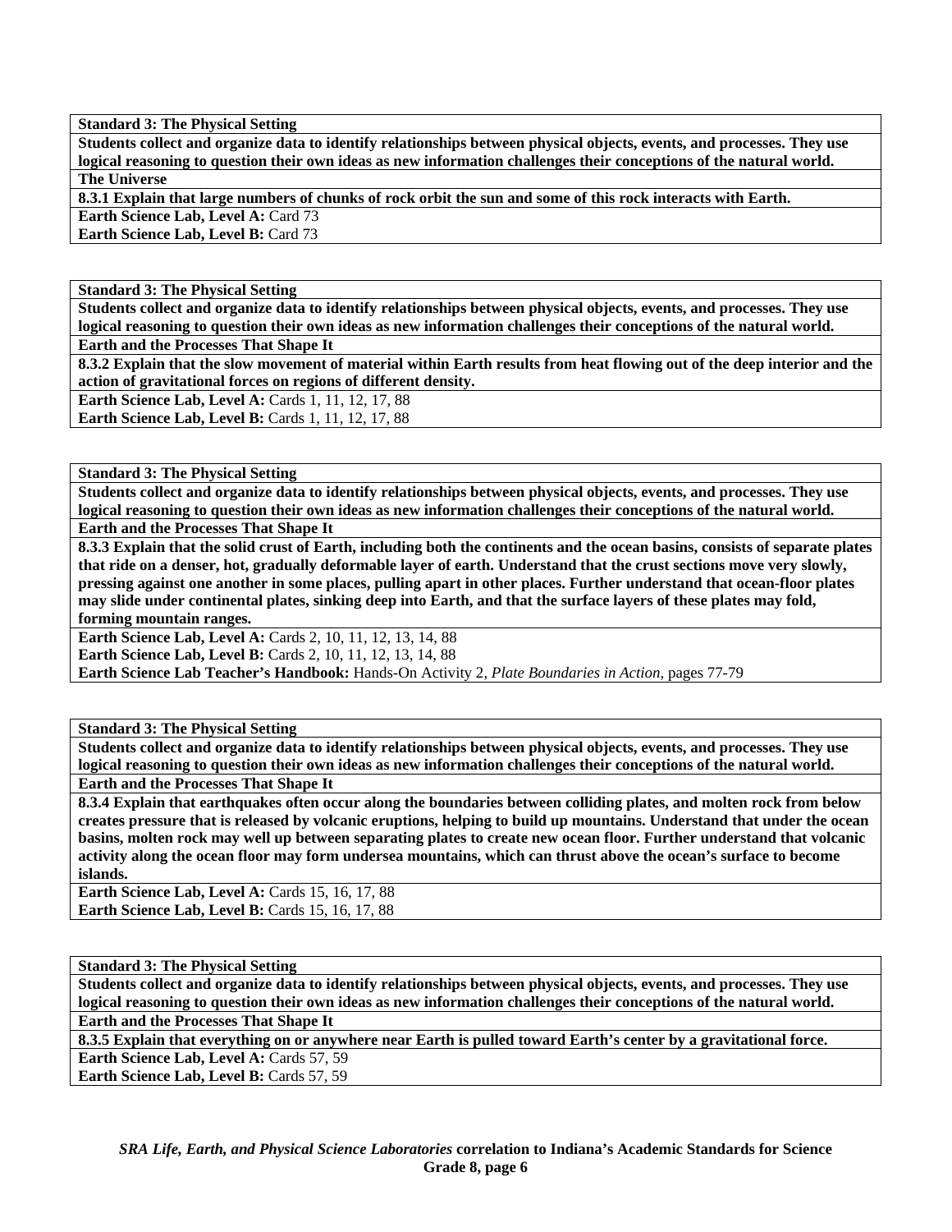| **Standard 3: The Physical Setting** |
|---|
| **Students collect and organize data to identify relationships between physical objects, events, and processes. They use logical reasoning to question their own ideas as new information challenges their conceptions of the natural world.** |
| **The Universe** |
| **8.3.1 Explain that large numbers of chunks of rock orbit the sun and some of this rock interacts with Earth.** |
| **Earth Science Lab, Level A:** Card 73<br>**Earth Science Lab, Level B:** Card 73 |

| **Standard 3: The Physical Setting** |
|---|
| **Students collect and organize data to identify relationships between physical objects, events, and processes. They use logical reasoning to question their own ideas as new information challenges their conceptions of the natural world.** |
| **Earth and the Processes That Shape It** |
| **8.3.2 Explain that the slow movement of material within Earth results from heat flowing out of the deep interior and the action of gravitational forces on regions of different density.** |
| **Earth Science Lab, Level A:** Cards 1, 11, 12, 17, 88<br>**Earth Science Lab, Level B:** Cards 1, 11, 12, 17, 88 |

| **Standard 3: The Physical Setting** |
|---|
| **Students collect and organize data to identify relationships between physical objects, events, and processes. They use logical reasoning to question their own ideas as new information challenges their conceptions of the natural world.** |
| **Earth and the Processes That Shape It** |
| **8.3.3 Explain that the solid crust of Earth, including both the continents and the ocean basins, consists of separate plates that ride on a denser, hot, gradually deformable layer of earth. Understand that the crust sections move very slowly, pressing against one another in some places, pulling apart in other places. Further understand that ocean-floor plates may slide under continental plates, sinking deep into Earth, and that the surface layers of these plates may fold, forming mountain ranges.** |
| **Earth Science Lab, Level A:** Cards 2, 10, 11, 12, 13, 14, 88<br>**Earth Science Lab, Level B:** Cards 2, 10, 11, 12, 13, 14, 88<br>**Earth Science Lab Teacher's Handbook:** Hands-On Activity 2, *Plate Boundaries in Action,* pages 77-79 |

| **Standard 3: The Physical Setting** |
|---|
| **Students collect and organize data to identify relationships between physical objects, events, and processes. They use logical reasoning to question their own ideas as new information challenges their conceptions of the natural world.** |
| **Earth and the Processes That Shape It** |
| **8.3.4 Explain that earthquakes often occur along the boundaries between colliding plates, and molten rock from below creates pressure that is released by volcanic eruptions, helping to build up mountains. Understand that under the ocean basins, molten rock may well up between separating plates to create new ocean floor. Further understand that volcanic activity along the ocean floor may form undersea mountains, which can thrust above the ocean's surface to become islands.** |
| **Earth Science Lab, Level A:** Cards 15, 16, 17, 88<br>**Earth Science Lab, Level B:** Cards 15, 16, 17, 88 |

| **Standard 3: The Physical Setting** |
|---|
| **Students collect and organize data to identify relationships between physical objects, events, and processes. They use logical reasoning to question their own ideas as new information challenges their conceptions of the natural world.** |
| **Earth and the Processes That Shape It** |
| **8.3.5 Explain that everything on or anywhere near Earth is pulled toward Earth's center by a gravitational force.** |
| **Earth Science Lab, Level A:** Cards 57, 59<br>**Earth Science Lab, Level B:** Cards 57, 59 |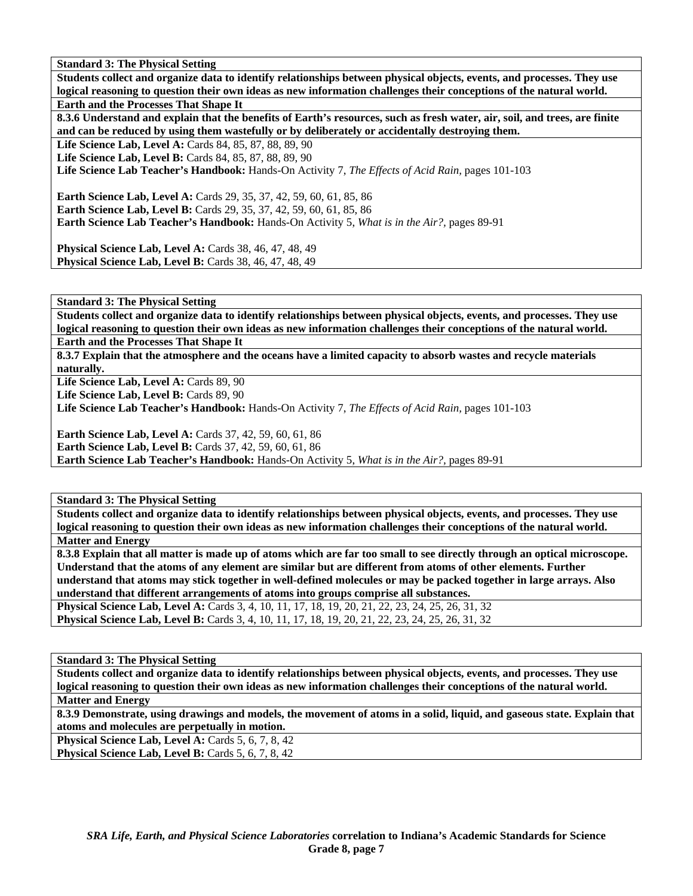**Standard 3: The Physical Setting**

**Students collect and organize data to identify relationships between physical objects, events, and processes. They use logical reasoning to question their own ideas as new information challenges their conceptions of the natural world.**

**Earth and the Processes That Shape It**

**8.3.6 Understand and explain that the benefits of Earth's resources, such as fresh water, air, soil, and trees, are finite and can be reduced by using them wastefully or by deliberately or accidentally destroying them.**

**Life Science Lab, Level A:** Cards 84, 85, 87, 88, 89, 90
**Life Science Lab, Level B:** Cards 84, 85, 87, 88, 89, 90
**Life Science Lab Teacher's Handbook:** Hands-On Activity 7, *The Effects of Acid Rain,* pages 101-103

**Earth Science Lab, Level A:** Cards 29, 35, 37, 42, 59, 60, 61, 85, 86
**Earth Science Lab, Level B:** Cards 29, 35, 37, 42, 59, 60, 61, 85, 86
**Earth Science Lab Teacher's Handbook:** Hands-On Activity 5, *What is in the Air?,* pages 89-91

**Physical Science Lab, Level A:** Cards 38, 46, 47, 48, 49
**Physical Science Lab, Level B:** Cards 38, 46, 47, 48, 49

**Standard 3: The Physical Setting**

**Students collect and organize data to identify relationships between physical objects, events, and processes. They use logical reasoning to question their own ideas as new information challenges their conceptions of the natural world.**

**Earth and the Processes That Shape It**

**8.3.7 Explain that the atmosphere and the oceans have a limited capacity to absorb wastes and recycle materials naturally.**

**Life Science Lab, Level A:** Cards 89, 90
**Life Science Lab, Level B:** Cards 89, 90
**Life Science Lab Teacher's Handbook:** Hands-On Activity 7, *The Effects of Acid Rain,* pages 101-103

**Earth Science Lab, Level A:** Cards 37, 42, 59, 60, 61, 86
**Earth Science Lab, Level B:** Cards 37, 42, 59, 60, 61, 86
**Earth Science Lab Teacher's Handbook:** Hands-On Activity 5, *What is in the Air?,* pages 89-91

**Standard 3: The Physical Setting**

**Students collect and organize data to identify relationships between physical objects, events, and processes. They use logical reasoning to question their own ideas as new information challenges their conceptions of the natural world.**

**Matter and Energy**

**8.3.8 Explain that all matter is made up of atoms which are far too small to see directly through an optical microscope. Understand that the atoms of any element are similar but are different from atoms of other elements. Further understand that atoms may stick together in well-defined molecules or may be packed together in large arrays. Also understand that different arrangements of atoms into groups comprise all substances.**

**Physical Science Lab, Level A:** Cards 3, 4, 10, 11, 17, 18, 19, 20, 21, 22, 23, 24, 25, 26, 31, 32
**Physical Science Lab, Level B:** Cards 3, 4, 10, 11, 17, 18, 19, 20, 21, 22, 23, 24, 25, 26, 31, 32

**Standard 3: The Physical Setting**

**Students collect and organize data to identify relationships between physical objects, events, and processes. They use logical reasoning to question their own ideas as new information challenges their conceptions of the natural world.**

**Matter and Energy**

**8.3.9 Demonstrate, using drawings and models, the movement of atoms in a solid, liquid, and gaseous state. Explain that atoms and molecules are perpetually in motion.**

**Physical Science Lab, Level A:** Cards 5, 6, 7, 8, 42
**Physical Science Lab, Level B:** Cards 5, 6, 7, 8, 42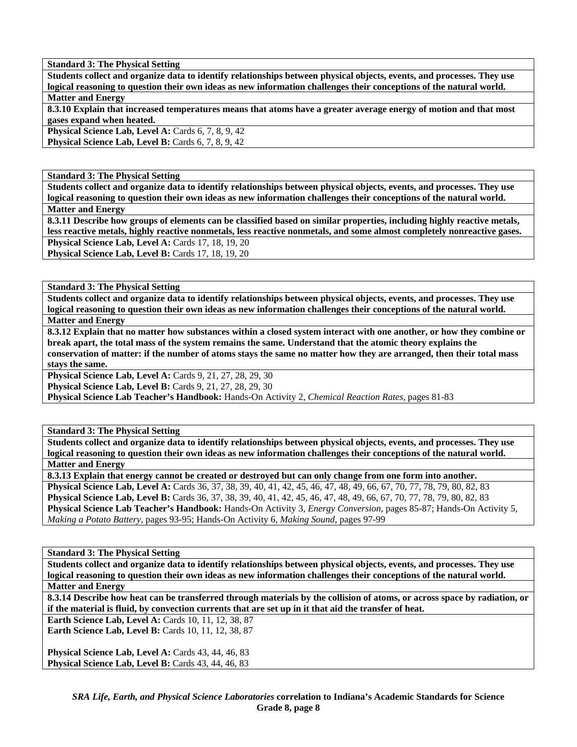| **Standard 3: The Physical Setting** |
|---|
| **Students collect and organize data to identify relationships between physical objects, events, and processes. They use logical reasoning to question their own ideas as new information challenges their conceptions of the natural world.** |
| **Matter and Energy** |
| **8.3.10 Explain that increased temperatures means that atoms have a greater average energy of motion and that most gases expand when heated.** |
| **Physical Science Lab, Level A:** Cards 6, 7, 8, 9, 42<br>**Physical Science Lab, Level B:** Cards 6, 7, 8, 9, 42 |

| **Standard 3: The Physical Setting** |
|---|
| **Students collect and organize data to identify relationships between physical objects, events, and processes. They use logical reasoning to question their own ideas as new information challenges their conceptions of the natural world.** |
| **Matter and Energy** |
| **8.3.11 Describe how groups of elements can be classified based on similar properties, including highly reactive metals, less reactive metals, highly reactive nonmetals, less reactive nonmetals, and some almost completely nonreactive gases.** |
| **Physical Science Lab, Level A:** Cards 17, 18, 19, 20<br>**Physical Science Lab, Level B:** Cards 17, 18, 19, 20 |

| **Standard 3: The Physical Setting** |
|---|
| **Students collect and organize data to identify relationships between physical objects, events, and processes. They use logical reasoning to question their own ideas as new information challenges their conceptions of the natural world.** |
| **Matter and Energy** |
| **8.3.12 Explain that no matter how substances within a closed system interact with one another, or how they combine or break apart, the total mass of the system remains the same. Understand that the atomic theory explains the conservation of matter: if the number of atoms stays the same no matter how they are arranged, then their total mass stays the same.** |
| **Physical Science Lab, Level A:** Cards 9, 21, 27, 28, 29, 30<br>**Physical Science Lab, Level B:** Cards 9, 21, 27, 28, 29, 30<br>**Physical Science Lab Teacher's Handbook:** Hands-On Activity 2, *Chemical Reaction Rates,* pages 81-83 |

| **Standard 3: The Physical Setting** |
|---|
| **Students collect and organize data to identify relationships between physical objects, events, and processes. They use logical reasoning to question their own ideas as new information challenges their conceptions of the natural world.** |
| **Matter and Energy** |
| **8.3.13 Explain that energy cannot be created or destroyed but can only change from one form into another.** |
| **Physical Science Lab, Level A:** Cards 36, 37, 38, 39, 40, 41, 42, 45, 46, 47, 48, 49, 66, 67, 70, 77, 78, 79, 80, 82, 83<br>**Physical Science Lab, Level B:** Cards 36, 37, 38, 39, 40, 41, 42, 45, 46, 47, 48, 49, 66, 67, 70, 77, 78, 79, 80, 82, 83<br>**Physical Science Lab Teacher's Handbook:** Hands-On Activity 3, *Energy Conversion,* pages 85-87; Hands-On Activity 5, *Making a Potato Battery,* pages 93-95; Hands-On Activity 6, *Making Sound,* pages 97-99 |

| **Standard 3: The Physical Setting** |
|---|
| **Students collect and organize data to identify relationships between physical objects, events, and processes. They use logical reasoning to question their own ideas as new information challenges their conceptions of the natural world.** |
| **Matter and Energy** |
| **8.3.14 Describe how heat can be transferred through materials by the collision of atoms, or across space by radiation, or if the material is fluid, by convection currents that are set up in it that aid the transfer of heat.** |
| **Earth Science Lab, Level A:** Cards 10, 11, 12, 38, 87<br>**Earth Science Lab, Level B:** Cards 10, 11, 12, 38, 87<br><br>**Physical Science Lab, Level A:** Cards 43, 44, 46, 83<br>**Physical Science Lab, Level B:** Cards 43, 44, 46, 83 |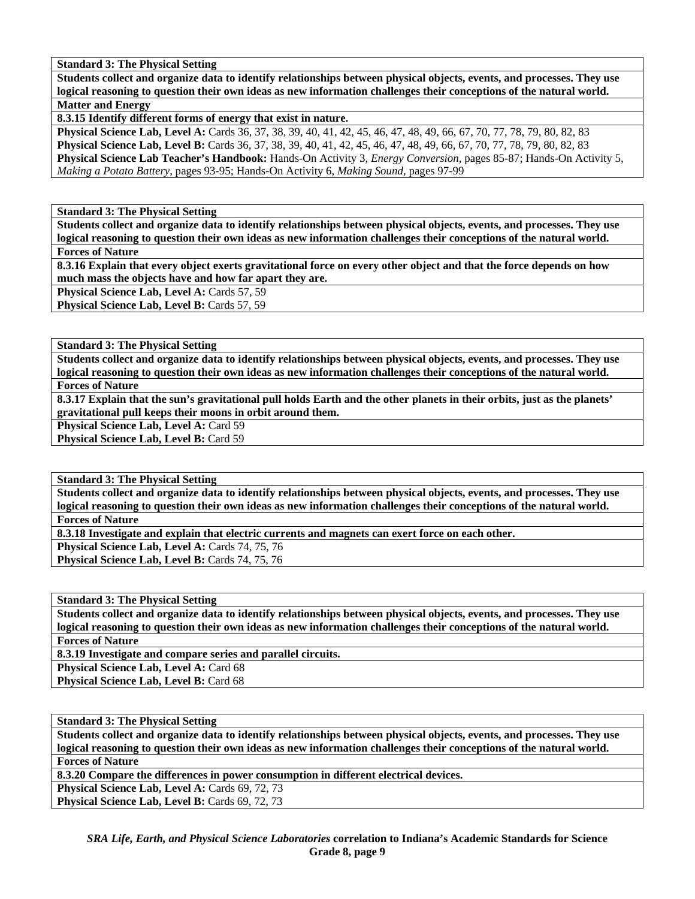**Standard 3: The Physical Setting**

**Students collect and organize data to identify relationships between physical objects, events, and processes. They use logical reasoning to question their own ideas as new information challenges their conceptions of the natural world.**

**Matter and Energy**

**8.3.15 Identify different forms of energy that exist in nature.**

**Physical Science Lab, Level A:** Cards 36, 37, 38, 39, 40, 41, 42, 45, 46, 47, 48, 49, 66, 67, 70, 77, 78, 79, 80, 82, 83

**Physical Science Lab, Level B:** Cards 36, 37, 38, 39, 40, 41, 42, 45, 46, 47, 48, 49, 66, 67, 70, 77, 78, 79, 80, 82, 83

**Physical Science Lab Teacher's Handbook:** Hands-On Activity 3, *Energy Conversion*, pages 85-87; Hands-On Activity 5, *Making a Potato Battery*, pages 93-95; Hands-On Activity 6, *Making Sound*, pages 97-99

**Standard 3: The Physical Setting**

**Students collect and organize data to identify relationships between physical objects, events, and processes. They use logical reasoning to question their own ideas as new information challenges their conceptions of the natural world.**

**Forces of Nature**

**8.3.16 Explain that every object exerts gravitational force on every other object and that the force depends on how much mass the objects have and how far apart they are.**

**Physical Science Lab, Level A:** Cards 57, 59

**Physical Science Lab, Level B:** Cards 57, 59

**Standard 3: The Physical Setting**

**Students collect and organize data to identify relationships between physical objects, events, and processes. They use logical reasoning to question their own ideas as new information challenges their conceptions of the natural world.**

**Forces of Nature**

**8.3.17 Explain that the sun's gravitational pull holds Earth and the other planets in their orbits, just as the planets' gravitational pull keeps their moons in orbit around them.**

**Physical Science Lab, Level A:** Card 59

**Physical Science Lab, Level B:** Card 59

**Standard 3: The Physical Setting**

**Students collect and organize data to identify relationships between physical objects, events, and processes. They use logical reasoning to question their own ideas as new information challenges their conceptions of the natural world.**

**Forces of Nature**

**8.3.18 Investigate and explain that electric currents and magnets can exert force on each other.**

**Physical Science Lab, Level A:** Cards 74, 75, 76

**Physical Science Lab, Level B:** Cards 74, 75, 76

**Standard 3: The Physical Setting**

**Students collect and organize data to identify relationships between physical objects, events, and processes. They use logical reasoning to question their own ideas as new information challenges their conceptions of the natural world.**

**Forces of Nature**

**8.3.19 Investigate and compare series and parallel circuits.**

**Physical Science Lab, Level A:** Card 68

**Physical Science Lab, Level B:** Card 68

**Standard 3: The Physical Setting**

**Students collect and organize data to identify relationships between physical objects, events, and processes. They use logical reasoning to question their own ideas as new information challenges their conceptions of the natural world.**

**Forces of Nature**

**8.3.20 Compare the differences in power consumption in different electrical devices.**

**Physical Science Lab, Level A:** Cards 69, 72, 73

**Physical Science Lab, Level B:** Cards 69, 72, 73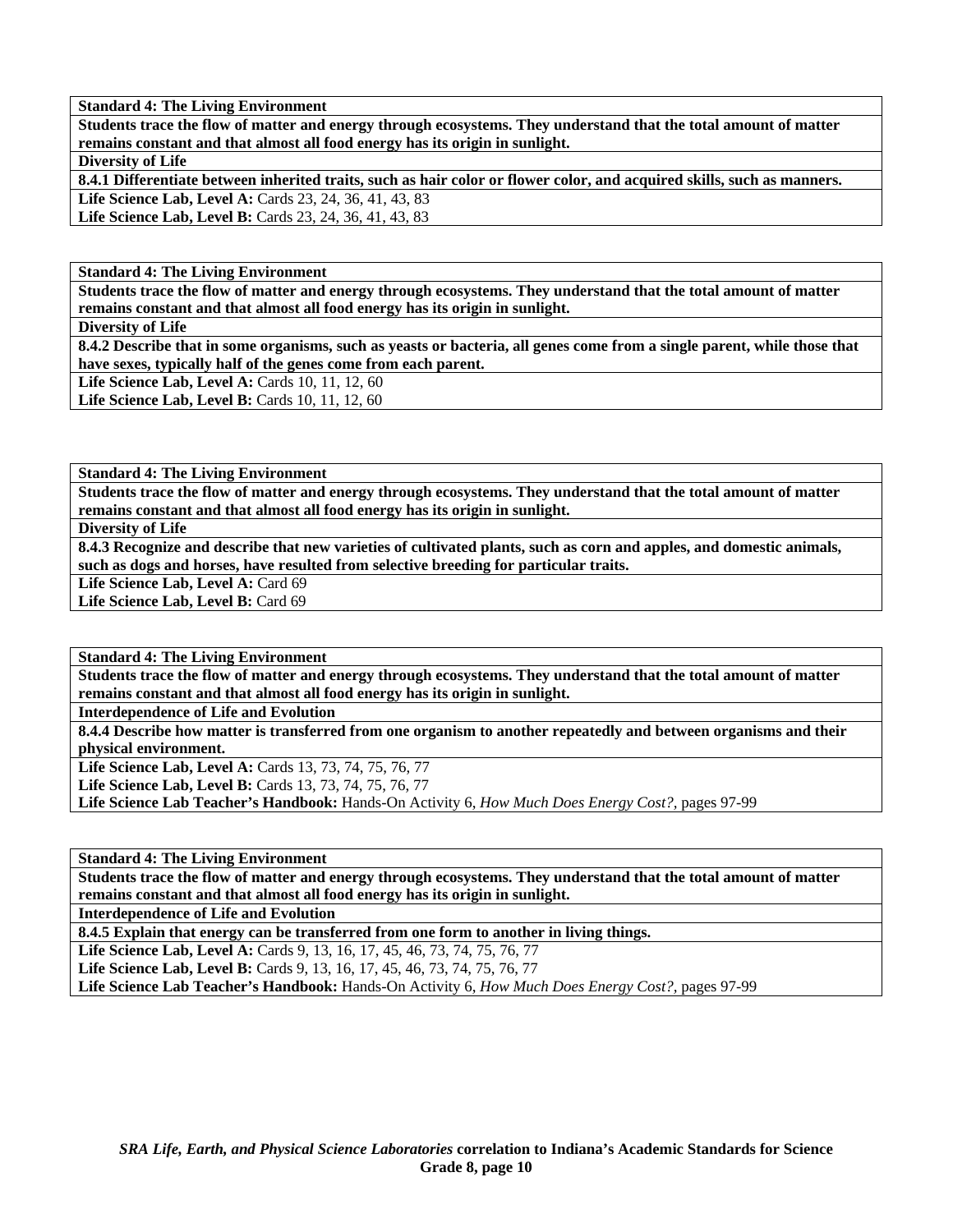**Standard 4: The Living Environment**

**Students trace the flow of matter and energy through ecosystems. They understand that the total amount of matter remains constant and that almost all food energy has its origin in sunlight.**

**Diversity of Life**

**8.4.1 Differentiate between inherited traits, such as hair color or flower color, and acquired skills, such as manners.**

**Life Science Lab, Level A:** Cards 23, 24, 36, 41, 43, 83
**Life Science Lab, Level B:** Cards 23, 24, 36, 41, 43, 83

**Standard 4: The Living Environment**

**Students trace the flow of matter and energy through ecosystems. They understand that the total amount of matter remains constant and that almost all food energy has its origin in sunlight.**

**Diversity of Life**

**8.4.2 Describe that in some organisms, such as yeasts or bacteria, all genes come from a single parent, while those that have sexes, typically half of the genes come from each parent.**

**Life Science Lab, Level A:** Cards 10, 11, 12, 60
**Life Science Lab, Level B:** Cards 10, 11, 12, 60

**Standard 4: The Living Environment**

**Students trace the flow of matter and energy through ecosystems. They understand that the total amount of matter remains constant and that almost all food energy has its origin in sunlight.**

**Diversity of Life**

**8.4.3 Recognize and describe that new varieties of cultivated plants, such as corn and apples, and domestic animals, such as dogs and horses, have resulted from selective breeding for particular traits.**

**Life Science Lab, Level A:** Card 69
**Life Science Lab, Level B:** Card 69

**Standard 4: The Living Environment**

**Students trace the flow of matter and energy through ecosystems. They understand that the total amount of matter remains constant and that almost all food energy has its origin in sunlight.**

**Interdependence of Life and Evolution**

**8.4.4 Describe how matter is transferred from one organism to another repeatedly and between organisms and their physical environment.**

**Life Science Lab, Level A:** Cards 13, 73, 74, 75, 76, 77
**Life Science Lab, Level B:** Cards 13, 73, 74, 75, 76, 77
**Life Science Lab Teacher's Handbook:** Hands-On Activity 6, *How Much Does Energy Cost?,* pages 97-99

**Standard 4: The Living Environment**

**Students trace the flow of matter and energy through ecosystems. They understand that the total amount of matter remains constant and that almost all food energy has its origin in sunlight.**

**Interdependence of Life and Evolution**

**8.4.5 Explain that energy can be transferred from one form to another in living things.**

**Life Science Lab, Level A:** Cards 9, 13, 16, 17, 45, 46, 73, 74, 75, 76, 77
**Life Science Lab, Level B:** Cards 9, 13, 16, 17, 45, 46, 73, 74, 75, 76, 77
**Life Science Lab Teacher's Handbook:** Hands-On Activity 6, *How Much Does Energy Cost?,* pages 97-99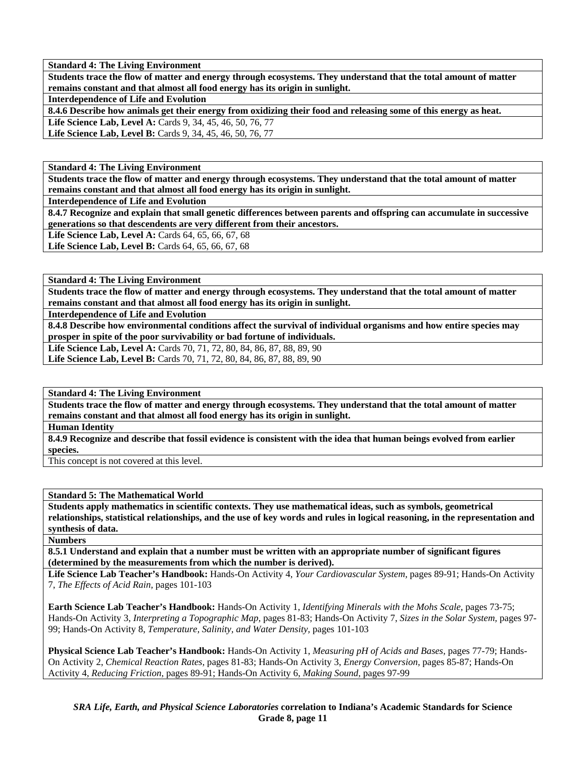**Standard 4: The Living Environment**

**Students trace the flow of matter and energy through ecosystems. They understand that the total amount of matter remains constant and that almost all food energy has its origin in sunlight.**

**Interdependence of Life and Evolution**

**8.4.6 Describe how animals get their energy from oxidizing their food and releasing some of this energy as heat.**

**Life Science Lab, Level A:** Cards 9, 34, 45, 46, 50, 76, 77

**Life Science Lab, Level B:** Cards 9, 34, 45, 46, 50, 76, 77

**Standard 4: The Living Environment**

**Students trace the flow of matter and energy through ecosystems. They understand that the total amount of matter remains constant and that almost all food energy has its origin in sunlight.**

**Interdependence of Life and Evolution**

**8.4.7 Recognize and explain that small genetic differences between parents and offspring can accumulate in successive generations so that descendents are very different from their ancestors.**

**Life Science Lab, Level A:** Cards 64, 65, 66, 67, 68

**Life Science Lab, Level B:** Cards 64, 65, 66, 67, 68

**Standard 4: The Living Environment**

**Students trace the flow of matter and energy through ecosystems. They understand that the total amount of matter remains constant and that almost all food energy has its origin in sunlight.**

**Interdependence of Life and Evolution**

**8.4.8 Describe how environmental conditions affect the survival of individual organisms and how entire species may prosper in spite of the poor survivability or bad fortune of individuals.**

**Life Science Lab, Level A:** Cards 70, 71, 72, 80, 84, 86, 87, 88, 89, 90

**Life Science Lab, Level B:** Cards 70, 71, 72, 80, 84, 86, 87, 88, 89, 90

**Standard 4: The Living Environment**

**Students trace the flow of matter and energy through ecosystems. They understand that the total amount of matter remains constant and that almost all food energy has its origin in sunlight.**

**Human Identity**

**8.4.9 Recognize and describe that fossil evidence is consistent with the idea that human beings evolved from earlier species.**

This concept is not covered at this level.

**Standard 5: The Mathematical World**

**Students apply mathematics in scientific contexts. They use mathematical ideas, such as symbols, geometrical relationships, statistical relationships, and the use of key words and rules in logical reasoning, in the representation and synthesis of data.**

**Numbers**

**8.5.1 Understand and explain that a number must be written with an appropriate number of significant figures (determined by the measurements from which the number is derived).**

**Life Science Lab Teacher's Handbook:** Hands-On Activity 4, *Your Cardiovascular System,* pages 89-91; Hands-On Activity 7, *The Effects of Acid Rain,* pages 101-103

**Earth Science Lab Teacher's Handbook:** Hands-On Activity 1, *Identifying Minerals with the Mohs Scale,* pages 73-75; Hands-On Activity 3, *Interpreting a Topographic Map,* pages 81-83; Hands-On Activity 7, *Sizes in the Solar System,* pages 97-99; Hands-On Activity 8, *Temperature, Salinity, and Water Density,* pages 101-103

**Physical Science Lab Teacher's Handbook:** Hands-On Activity 1, *Measuring pH of Acids and Bases,* pages 77-79; Hands-On Activity 2, *Chemical Reaction Rates,* pages 81-83; Hands-On Activity 3, *Energy Conversion,* pages 85-87; Hands-On Activity 4, *Reducing Friction,* pages 89-91; Hands-On Activity 6, *Making Sound,* pages 97-99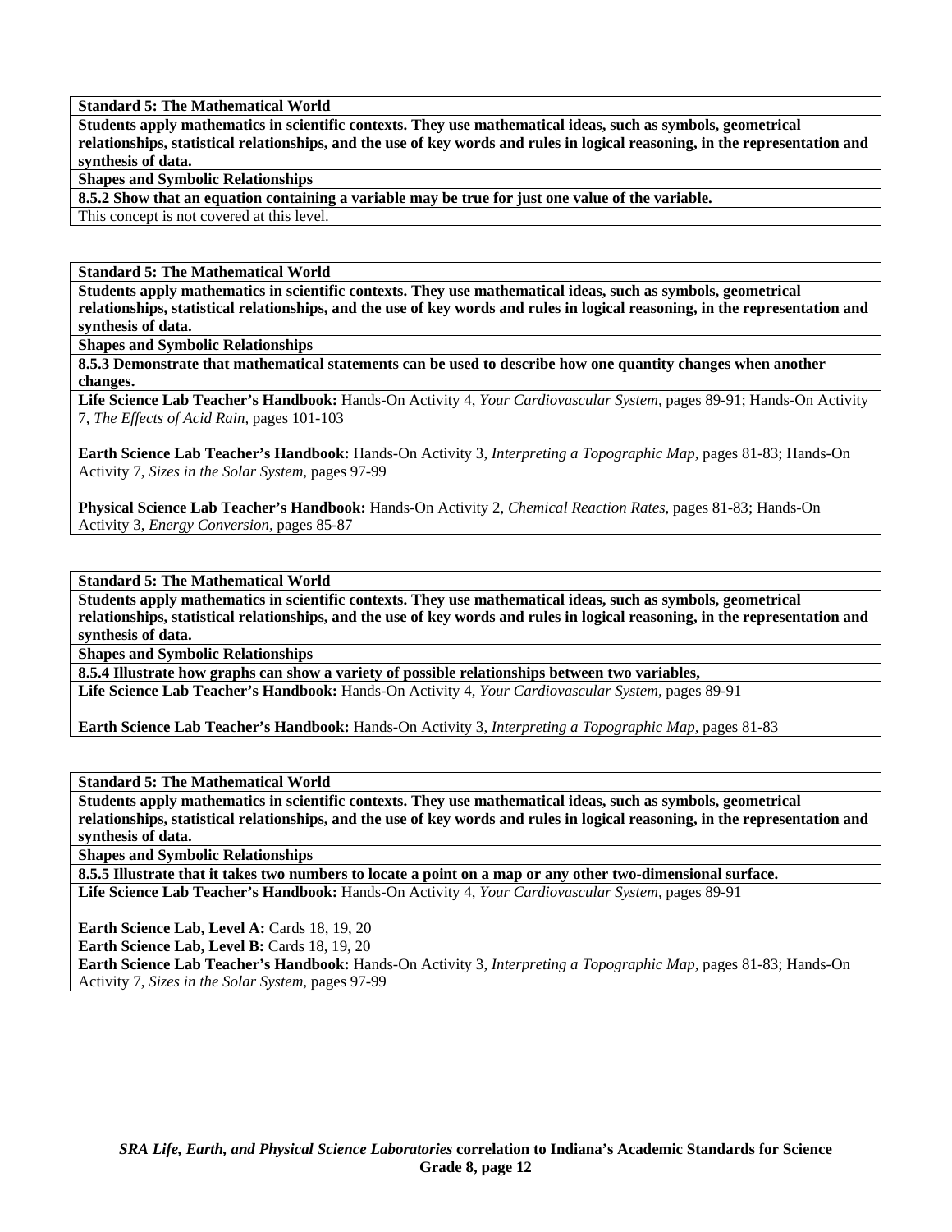**Standard 5: The Mathematical World**

**Students apply mathematics in scientific contexts. They use mathematical ideas, such as symbols, geometrical relationships, statistical relationships, and the use of key words and rules in logical reasoning, in the representation and synthesis of data.**

**Shapes and Symbolic Relationships**

**8.5.2 Show that an equation containing a variable may be true for just one value of the variable.**

This concept is not covered at this level.

**Standard 5: The Mathematical World**

**Students apply mathematics in scientific contexts. They use mathematical ideas, such as symbols, geometrical relationships, statistical relationships, and the use of key words and rules in logical reasoning, in the representation and synthesis of data.**

**Shapes and Symbolic Relationships**

**8.5.3 Demonstrate that mathematical statements can be used to describe how one quantity changes when another changes.**

**Life Science Lab Teacher's Handbook:** Hands-On Activity 4, *Your Cardiovascular System,* pages 89-91; Hands-On Activity 7, *The Effects of Acid Rain,* pages 101-103

**Earth Science Lab Teacher's Handbook:** Hands-On Activity 3, *Interpreting a Topographic Map,* pages 81-83; Hands-On Activity 7, *Sizes in the Solar System,* pages 97-99

**Physical Science Lab Teacher's Handbook:** Hands-On Activity 2, *Chemical Reaction Rates,* pages 81-83; Hands-On Activity 3, *Energy Conversion,* pages 85-87

**Standard 5: The Mathematical World**

**Students apply mathematics in scientific contexts. They use mathematical ideas, such as symbols, geometrical relationships, statistical relationships, and the use of key words and rules in logical reasoning, in the representation and synthesis of data.**

**Shapes and Symbolic Relationships**

**8.5.4 Illustrate how graphs can show a variety of possible relationships between two variables,**

**Life Science Lab Teacher's Handbook:** Hands-On Activity 4, *Your Cardiovascular System,* pages 89-91

**Earth Science Lab Teacher's Handbook:** Hands-On Activity 3, *Interpreting a Topographic Map,* pages 81-83

**Standard 5: The Mathematical World**

**Students apply mathematics in scientific contexts. They use mathematical ideas, such as symbols, geometrical relationships, statistical relationships, and the use of key words and rules in logical reasoning, in the representation and synthesis of data.**

**Shapes and Symbolic Relationships**

**8.5.5 Illustrate that it takes two numbers to locate a point on a map or any other two-dimensional surface.**

**Life Science Lab Teacher's Handbook:** Hands-On Activity 4, *Your Cardiovascular System,* pages 89-91

**Earth Science Lab, Level A:** Cards 18, 19, 20
**Earth Science Lab, Level B:** Cards 18, 19, 20
**Earth Science Lab Teacher's Handbook:** Hands-On Activity 3, *Interpreting a Topographic Map,* pages 81-83; Hands-On Activity 7, *Sizes in the Solar System,* pages 97-99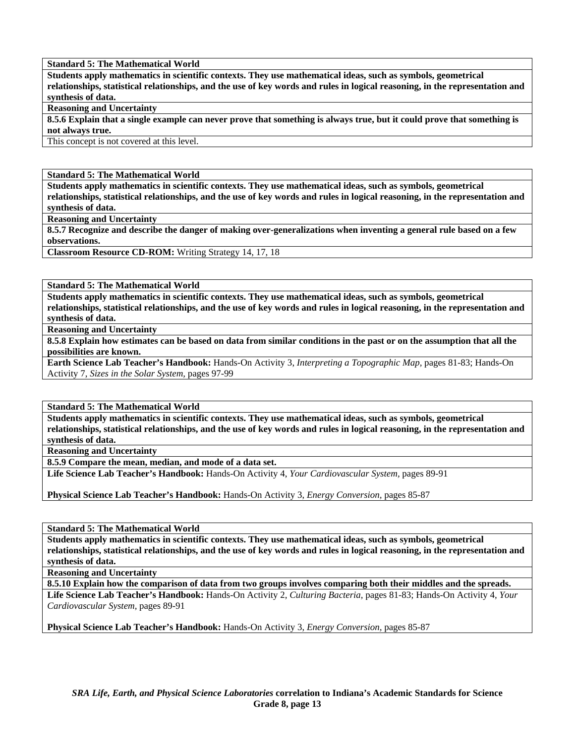**Standard 5: The Mathematical World**

**Students apply mathematics in scientific contexts. They use mathematical ideas, such as symbols, geometrical relationships, statistical relationships, and the use of key words and rules in logical reasoning, in the representation and synthesis of data.**

**Reasoning and Uncertainty**

**8.5.6 Explain that a single example can never prove that something is always true, but it could prove that something is not always true.**

This concept is not covered at this level.

**Standard 5: The Mathematical World**

**Students apply mathematics in scientific contexts. They use mathematical ideas, such as symbols, geometrical relationships, statistical relationships, and the use of key words and rules in logical reasoning, in the representation and synthesis of data.**

**Reasoning and Uncertainty**

**8.5.7 Recognize and describe the danger of making over-generalizations when inventing a general rule based on a few observations.**

**Classroom Resource CD-ROM:** Writing Strategy 14, 17, 18

**Standard 5: The Mathematical World**

**Students apply mathematics in scientific contexts. They use mathematical ideas, such as symbols, geometrical relationships, statistical relationships, and the use of key words and rules in logical reasoning, in the representation and synthesis of data.**

**Reasoning and Uncertainty**

**8.5.8 Explain how estimates can be based on data from similar conditions in the past or on the assumption that all the possibilities are known.**

**Earth Science Lab Teacher's Handbook:** Hands-On Activity 3, *Interpreting a Topographic Map,* pages 81-83; Hands-On Activity 7, *Sizes in the Solar System,* pages 97-99

**Standard 5: The Mathematical World**

**Students apply mathematics in scientific contexts. They use mathematical ideas, such as symbols, geometrical relationships, statistical relationships, and the use of key words and rules in logical reasoning, in the representation and synthesis of data.**

**Reasoning and Uncertainty**

**8.5.9 Compare the mean, median, and mode of a data set.**

**Life Science Lab Teacher's Handbook:** Hands-On Activity 4, *Your Cardiovascular System,* pages 89-91

**Physical Science Lab Teacher's Handbook:** Hands-On Activity 3, *Energy Conversion,* pages 85-87

**Standard 5: The Mathematical World**

**Students apply mathematics in scientific contexts. They use mathematical ideas, such as symbols, geometrical relationships, statistical relationships, and the use of key words and rules in logical reasoning, in the representation and synthesis of data.**

**Reasoning and Uncertainty**

**8.5.10 Explain how the comparison of data from two groups involves comparing both their middles and the spreads.**

**Life Science Lab Teacher's Handbook:** Hands-On Activity 2, *Culturing Bacteria,* pages 81-83; Hands-On Activity 4, *Your Cardiovascular System,* pages 89-91

**Physical Science Lab Teacher's Handbook:** Hands-On Activity 3, *Energy Conversion,* pages 85-87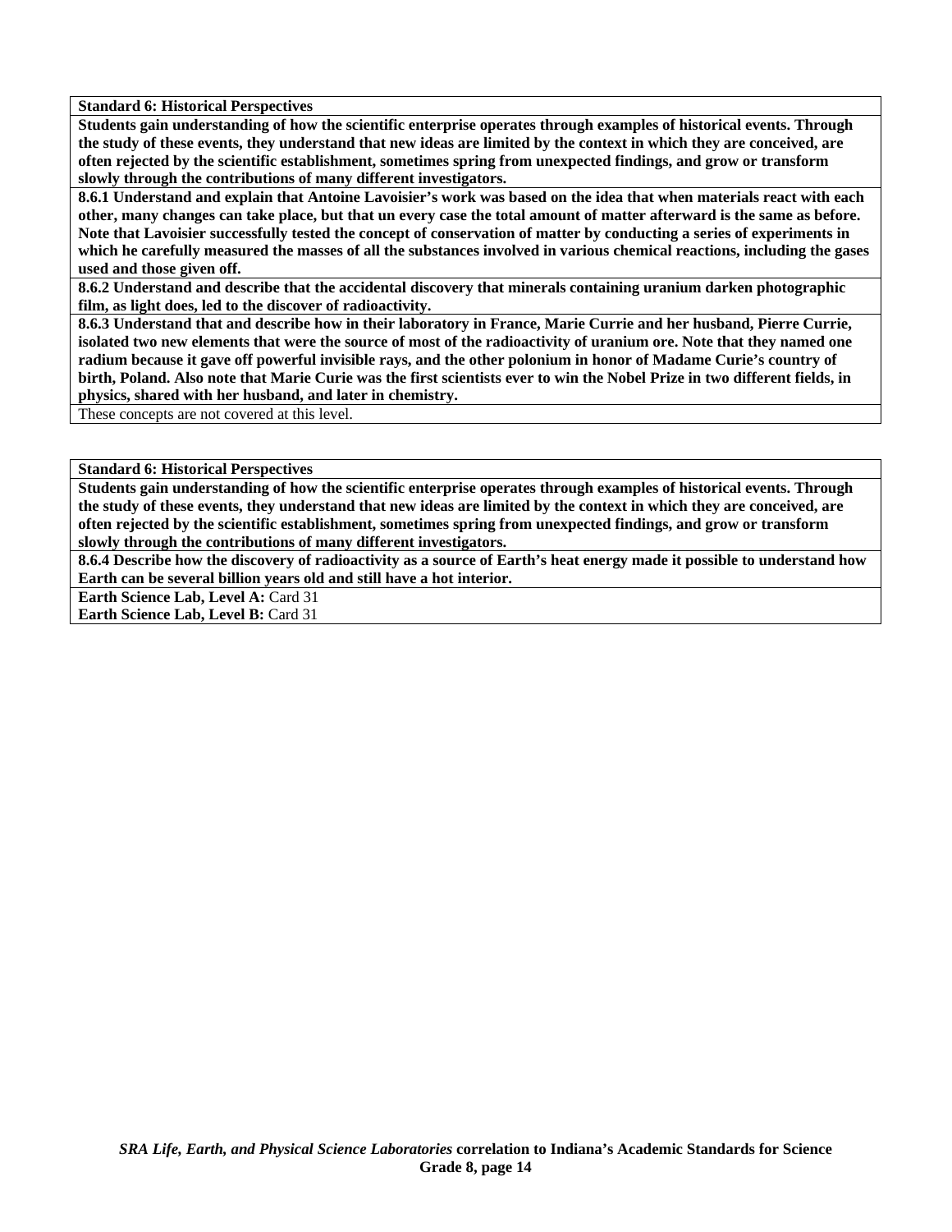| **Standard 6: Historical Perspectives** |
|---|
| **Students gain understanding of how the scientific enterprise operates through examples of historical events. Through the study of these events, they understand that new ideas are limited by the context in which they are conceived, are often rejected by the scientific establishment, sometimes spring from unexpected findings, and grow or transform slowly through the contributions of many different investigators.** |
| **8.6.1 Understand and explain that Antoine Lavoisier's work was based on the idea that when materials react with each other, many changes can take place, but that un every case the total amount of matter afterward is the same as before. Note that Lavoisier successfully tested the concept of conservation of matter by conducting a series of experiments in which he carefully measured the masses of all the substances involved in various chemical reactions, including the gases used and those given off.** |
| **8.6.2 Understand and describe that the accidental discovery that minerals containing uranium darken photographic film, as light does, led to the discover of radioactivity.** |
| **8.6.3 Understand that and describe how in their laboratory in France, Marie Currie and her husband, Pierre Currie, isolated two new elements that were the source of most of the radioactivity of uranium ore. Note that they named one radium because it gave off powerful invisible rays, and the other polonium in honor of Madame Curie's country of birth, Poland. Also note that Marie Curie was the first scientists ever to win the Nobel Prize in two different fields, in physics, shared with her husband, and later in chemistry.** |
| These concepts are not covered at this level. |

| **Standard 6: Historical Perspectives** |
|---|
| **Students gain understanding of how the scientific enterprise operates through examples of historical events. Through the study of these events, they understand that new ideas are limited by the context in which they are conceived, are often rejected by the scientific establishment, sometimes spring from unexpected findings, and grow or transform slowly through the contributions of many different investigators.** |
| **8.6.4 Describe how the discovery of radioactivity as a source of Earth's heat energy made it possible to understand how Earth can be several billion years old and still have a hot interior.** |
| **Earth Science Lab, Level A:** Card 31<br>**Earth Science Lab, Level B:** Card 31 |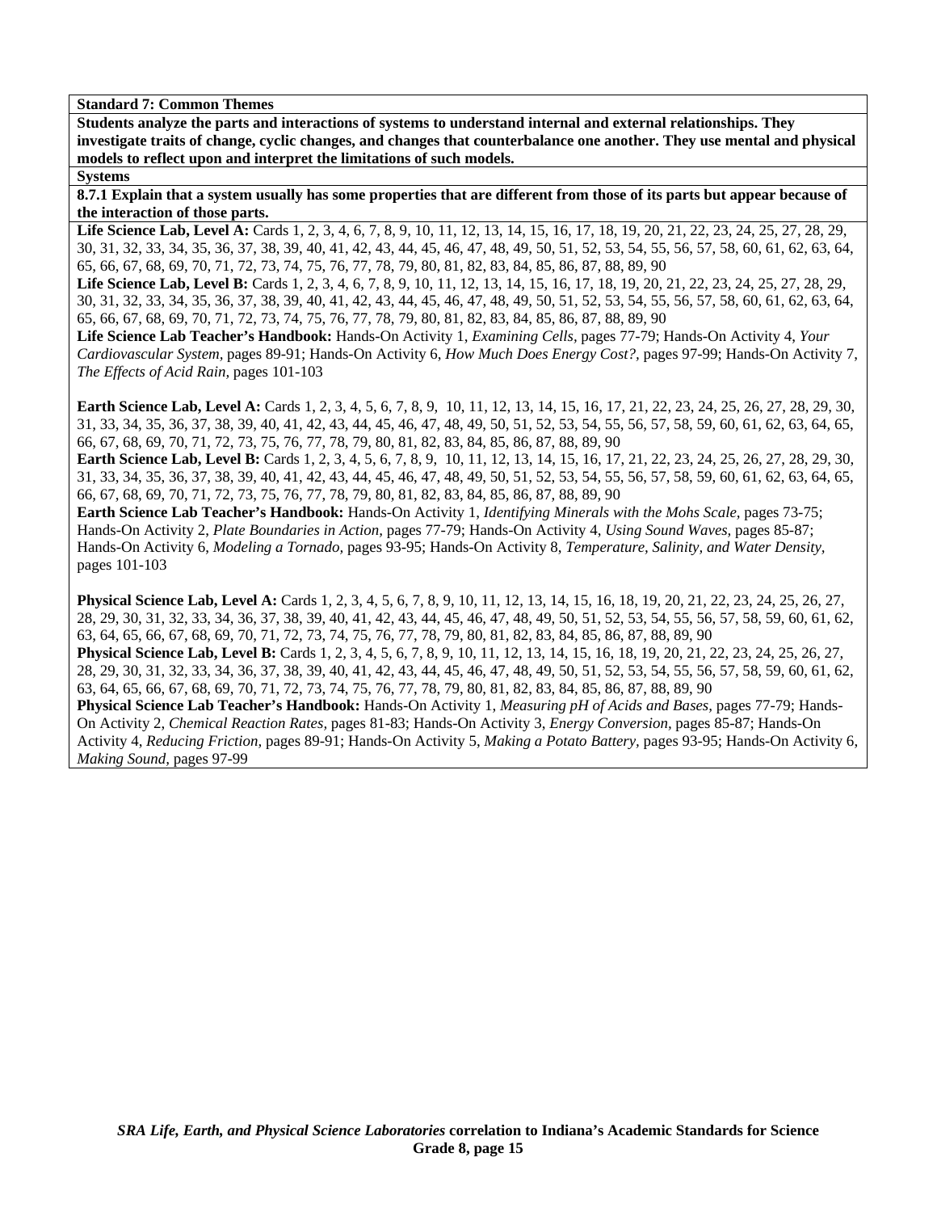**Standard 7: Common Themes**

**Students analyze the parts and interactions of systems to understand internal and external relationships. They investigate traits of change, cyclic changes, and changes that counterbalance one another. They use mental and physical models to reflect upon and interpret the limitations of such models.**

**Systems**

**8.7.1 Explain that a system usually has some properties that are different from those of its parts but appear because of the interaction of those parts.**

**Life Science Lab, Level A:** Cards 1, 2, 3, 4, 6, 7, 8, 9, 10, 11, 12, 13, 14, 15, 16, 17, 18, 19, 20, 21, 22, 23, 24, 25, 27, 28, 29, 30, 31, 32, 33, 34, 35, 36, 37, 38, 39, 40, 41, 42, 43, 44, 45, 46, 47, 48, 49, 50, 51, 52, 53, 54, 55, 56, 57, 58, 60, 61, 62, 63, 64, 65, 66, 67, 68, 69, 70, 71, 72, 73, 74, 75, 76, 77, 78, 79, 80, 81, 82, 83, 84, 85, 86, 87, 88, 89, 90

**Life Science Lab, Level B:** Cards 1, 2, 3, 4, 6, 7, 8, 9, 10, 11, 12, 13, 14, 15, 16, 17, 18, 19, 20, 21, 22, 23, 24, 25, 27, 28, 29, 30, 31, 32, 33, 34, 35, 36, 37, 38, 39, 40, 41, 42, 43, 44, 45, 46, 47, 48, 49, 50, 51, 52, 53, 54, 55, 56, 57, 58, 60, 61, 62, 63, 64, 65, 66, 67, 68, 69, 70, 71, 72, 73, 74, 75, 76, 77, 78, 79, 80, 81, 82, 83, 84, 85, 86, 87, 88, 89, 90

**Life Science Lab Teacher's Handbook:** Hands-On Activity 1, *Examining Cells,* pages 77-79; Hands-On Activity 4, *Your Cardiovascular System,* pages 89-91; Hands-On Activity 6, *How Much Does Energy Cost?,* pages 97-99; Hands-On Activity 7, *The Effects of Acid Rain,* pages 101-103

**Earth Science Lab, Level A:** Cards 1, 2, 3, 4, 5, 6, 7, 8, 9, 10, 11, 12, 13, 14, 15, 16, 17, 21, 22, 23, 24, 25, 26, 27, 28, 29, 30, 31, 33, 34, 35, 36, 37, 38, 39, 40, 41, 42, 43, 44, 45, 46, 47, 48, 49, 50, 51, 52, 53, 54, 55, 56, 57, 58, 59, 60, 61, 62, 63, 64, 65, 66, 67, 68, 69, 70, 71, 72, 73, 75, 76, 77, 78, 79, 80, 81, 82, 83, 84, 85, 86, 87, 88, 89, 90

**Earth Science Lab, Level B:** Cards 1, 2, 3, 4, 5, 6, 7, 8, 9, 10, 11, 12, 13, 14, 15, 16, 17, 21, 22, 23, 24, 25, 26, 27, 28, 29, 30, 31, 33, 34, 35, 36, 37, 38, 39, 40, 41, 42, 43, 44, 45, 46, 47, 48, 49, 50, 51, 52, 53, 54, 55, 56, 57, 58, 59, 60, 61, 62, 63, 64, 65, 66, 67, 68, 69, 70, 71, 72, 73, 75, 76, 77, 78, 79, 80, 81, 82, 83, 84, 85, 86, 87, 88, 89, 90

**Earth Science Lab Teacher's Handbook:** Hands-On Activity 1, *Identifying Minerals with the Mohs Scale,* pages 73-75; Hands-On Activity 2, *Plate Boundaries in Action,* pages 77-79; Hands-On Activity 4, *Using Sound Waves,* pages 85-87; Hands-On Activity 6, *Modeling a Tornado,* pages 93-95; Hands-On Activity 8, *Temperature, Salinity, and Water Density,* pages 101-103

**Physical Science Lab, Level A:** Cards 1, 2, 3, 4, 5, 6, 7, 8, 9, 10, 11, 12, 13, 14, 15, 16, 18, 19, 20, 21, 22, 23, 24, 25, 26, 27, 28, 29, 30, 31, 32, 33, 34, 36, 37, 38, 39, 40, 41, 42, 43, 44, 45, 46, 47, 48, 49, 50, 51, 52, 53, 54, 55, 56, 57, 58, 59, 60, 61, 62, 63, 64, 65, 66, 67, 68, 69, 70, 71, 72, 73, 74, 75, 76, 77, 78, 79, 80, 81, 82, 83, 84, 85, 86, 87, 88, 89, 90

**Physical Science Lab, Level B:** Cards 1, 2, 3, 4, 5, 6, 7, 8, 9, 10, 11, 12, 13, 14, 15, 16, 18, 19, 20, 21, 22, 23, 24, 25, 26, 27, 28, 29, 30, 31, 32, 33, 34, 36, 37, 38, 39, 40, 41, 42, 43, 44, 45, 46, 47, 48, 49, 50, 51, 52, 53, 54, 55, 56, 57, 58, 59, 60, 61, 62, 63, 64, 65, 66, 67, 68, 69, 70, 71, 72, 73, 74, 75, 76, 77, 78, 79, 80, 81, 82, 83, 84, 85, 86, 87, 88, 89, 90

**Physical Science Lab Teacher's Handbook:** Hands-On Activity 1, *Measuring pH of Acids and Bases,* pages 77-79; Hands-On Activity 2, *Chemical Reaction Rates,* pages 81-83; Hands-On Activity 3, *Energy Conversion,* pages 85-87; Hands-On Activity 4, *Reducing Friction,* pages 89-91; Hands-On Activity 5, *Making a Potato Battery,* pages 93-95; Hands-On Activity 6, *Making Sound,* pages 97-99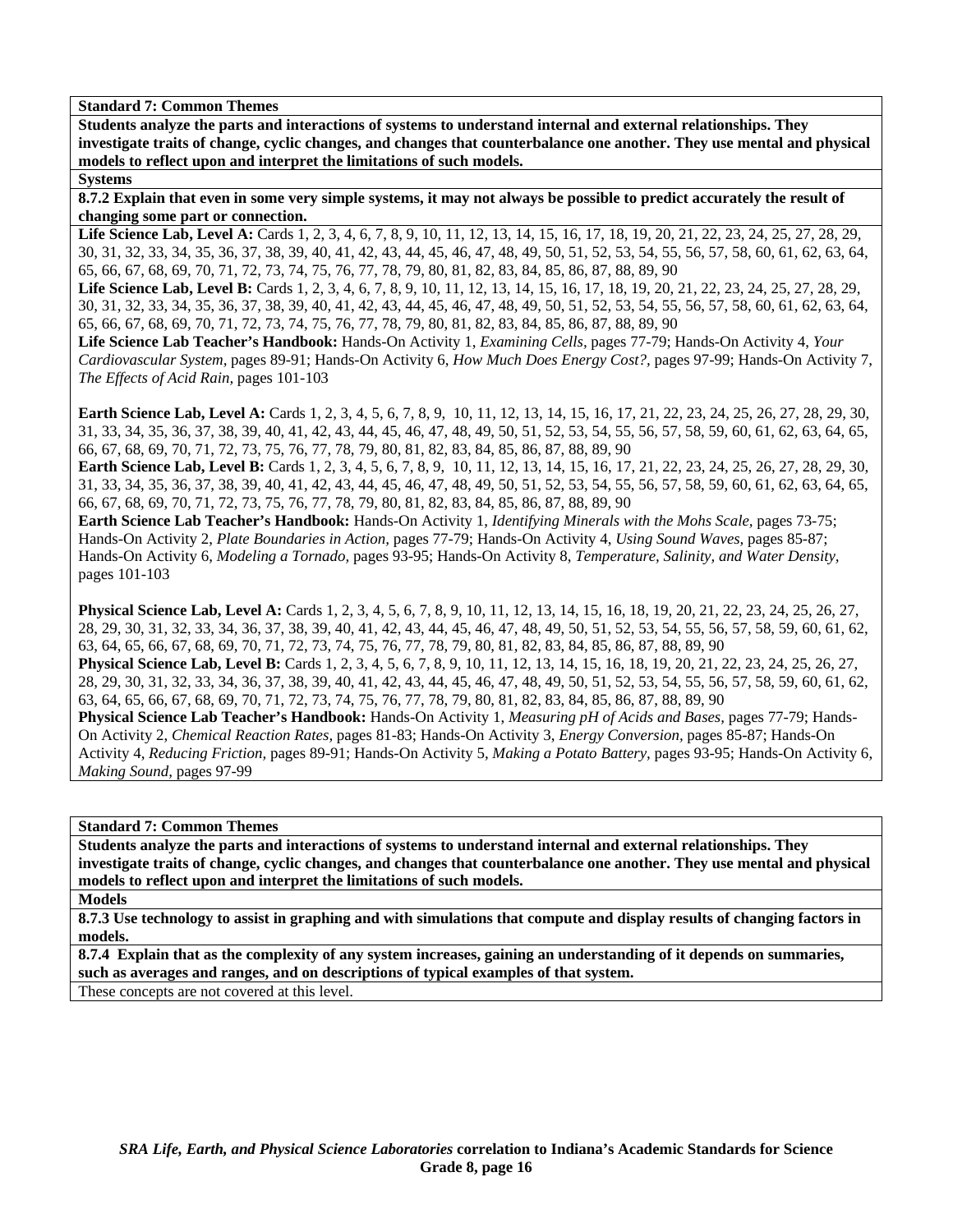**Standard 7: Common Themes**

**Students analyze the parts and interactions of systems to understand internal and external relationships. They investigate traits of change, cyclic changes, and changes that counterbalance one another. They use mental and physical models to reflect upon and interpret the limitations of such models.**

**Systems**

**8.7.2 Explain that even in some very simple systems, it may not always be possible to predict accurately the result of changing some part or connection.**

**Life Science Lab, Level A:** Cards 1, 2, 3, 4, 6, 7, 8, 9, 10, 11, 12, 13, 14, 15, 16, 17, 18, 19, 20, 21, 22, 23, 24, 25, 27, 28, 29, 30, 31, 32, 33, 34, 35, 36, 37, 38, 39, 40, 41, 42, 43, 44, 45, 46, 47, 48, 49, 50, 51, 52, 53, 54, 55, 56, 57, 58, 60, 61, 62, 63, 64, 65, 66, 67, 68, 69, 70, 71, 72, 73, 74, 75, 76, 77, 78, 79, 80, 81, 82, 83, 84, 85, 86, 87, 88, 89, 90

**Life Science Lab, Level B:** Cards 1, 2, 3, 4, 6, 7, 8, 9, 10, 11, 12, 13, 14, 15, 16, 17, 18, 19, 20, 21, 22, 23, 24, 25, 27, 28, 29, 30, 31, 32, 33, 34, 35, 36, 37, 38, 39, 40, 41, 42, 43, 44, 45, 46, 47, 48, 49, 50, 51, 52, 53, 54, 55, 56, 57, 58, 60, 61, 62, 63, 64, 65, 66, 67, 68, 69, 70, 71, 72, 73, 74, 75, 76, 77, 78, 79, 80, 81, 82, 83, 84, 85, 86, 87, 88, 89, 90

**Life Science Lab Teacher's Handbook:** Hands-On Activity 1, *Examining Cells,* pages 77-79; Hands-On Activity 4, *Your Cardiovascular System,* pages 89-91; Hands-On Activity 6, *How Much Does Energy Cost?,* pages 97-99; Hands-On Activity 7, *The Effects of Acid Rain,* pages 101-103

**Earth Science Lab, Level A:** Cards 1, 2, 3, 4, 5, 6, 7, 8, 9, 10, 11, 12, 13, 14, 15, 16, 17, 21, 22, 23, 24, 25, 26, 27, 28, 29, 30, 31, 33, 34, 35, 36, 37, 38, 39, 40, 41, 42, 43, 44, 45, 46, 47, 48, 49, 50, 51, 52, 53, 54, 55, 56, 57, 58, 59, 60, 61, 62, 63, 64, 65, 66, 67, 68, 69, 70, 71, 72, 73, 75, 76, 77, 78, 79, 80, 81, 82, 83, 84, 85, 86, 87, 88, 89, 90

**Earth Science Lab, Level B:** Cards 1, 2, 3, 4, 5, 6, 7, 8, 9, 10, 11, 12, 13, 14, 15, 16, 17, 21, 22, 23, 24, 25, 26, 27, 28, 29, 30, 31, 33, 34, 35, 36, 37, 38, 39, 40, 41, 42, 43, 44, 45, 46, 47, 48, 49, 50, 51, 52, 53, 54, 55, 56, 57, 58, 59, 60, 61, 62, 63, 64, 65, 66, 67, 68, 69, 70, 71, 72, 73, 75, 76, 77, 78, 79, 80, 81, 82, 83, 84, 85, 86, 87, 88, 89, 90

**Earth Science Lab Teacher's Handbook:** Hands-On Activity 1, *Identifying Minerals with the Mohs Scale,* pages 73-75; Hands-On Activity 2, *Plate Boundaries in Action,* pages 77-79; Hands-On Activity 4, *Using Sound Waves,* pages 85-87; Hands-On Activity 6, *Modeling a Tornado,* pages 93-95; Hands-On Activity 8, *Temperature, Salinity, and Water Density,* pages 101-103

**Physical Science Lab, Level A:** Cards 1, 2, 3, 4, 5, 6, 7, 8, 9, 10, 11, 12, 13, 14, 15, 16, 18, 19, 20, 21, 22, 23, 24, 25, 26, 27, 28, 29, 30, 31, 32, 33, 34, 36, 37, 38, 39, 40, 41, 42, 43, 44, 45, 46, 47, 48, 49, 50, 51, 52, 53, 54, 55, 56, 57, 58, 59, 60, 61, 62, 63, 64, 65, 66, 67, 68, 69, 70, 71, 72, 73, 74, 75, 76, 77, 78, 79, 80, 81, 82, 83, 84, 85, 86, 87, 88, 89, 90

**Physical Science Lab, Level B:** Cards 1, 2, 3, 4, 5, 6, 7, 8, 9, 10, 11, 12, 13, 14, 15, 16, 18, 19, 20, 21, 22, 23, 24, 25, 26, 27, 28, 29, 30, 31, 32, 33, 34, 36, 37, 38, 39, 40, 41, 42, 43, 44, 45, 46, 47, 48, 49, 50, 51, 52, 53, 54, 55, 56, 57, 58, 59, 60, 61, 62, 63, 64, 65, 66, 67, 68, 69, 70, 71, 72, 73, 74, 75, 76, 77, 78, 79, 80, 81, 82, 83, 84, 85, 86, 87, 88, 89, 90

**Physical Science Lab Teacher's Handbook:** Hands-On Activity 1, *Measuring pH of Acids and Bases,* pages 77-79; Hands-On Activity 2, *Chemical Reaction Rates,* pages 81-83; Hands-On Activity 3, *Energy Conversion,* pages 85-87; Hands-On Activity 4, *Reducing Friction,* pages 89-91; Hands-On Activity 5, *Making a Potato Battery,* pages 93-95; Hands-On Activity 6, *Making Sound,* pages 97-99

**Standard 7: Common Themes**

**Students analyze the parts and interactions of systems to understand internal and external relationships. They investigate traits of change, cyclic changes, and changes that counterbalance one another. They use mental and physical models to reflect upon and interpret the limitations of such models.**

**Models**

**8.7.3 Use technology to assist in graphing and with simulations that compute and display results of changing factors in models.**

**8.7.4 Explain that as the complexity of any system increases, gaining an understanding of it depends on summaries, such as averages and ranges, and on descriptions of typical examples of that system.**

These concepts are not covered at this level.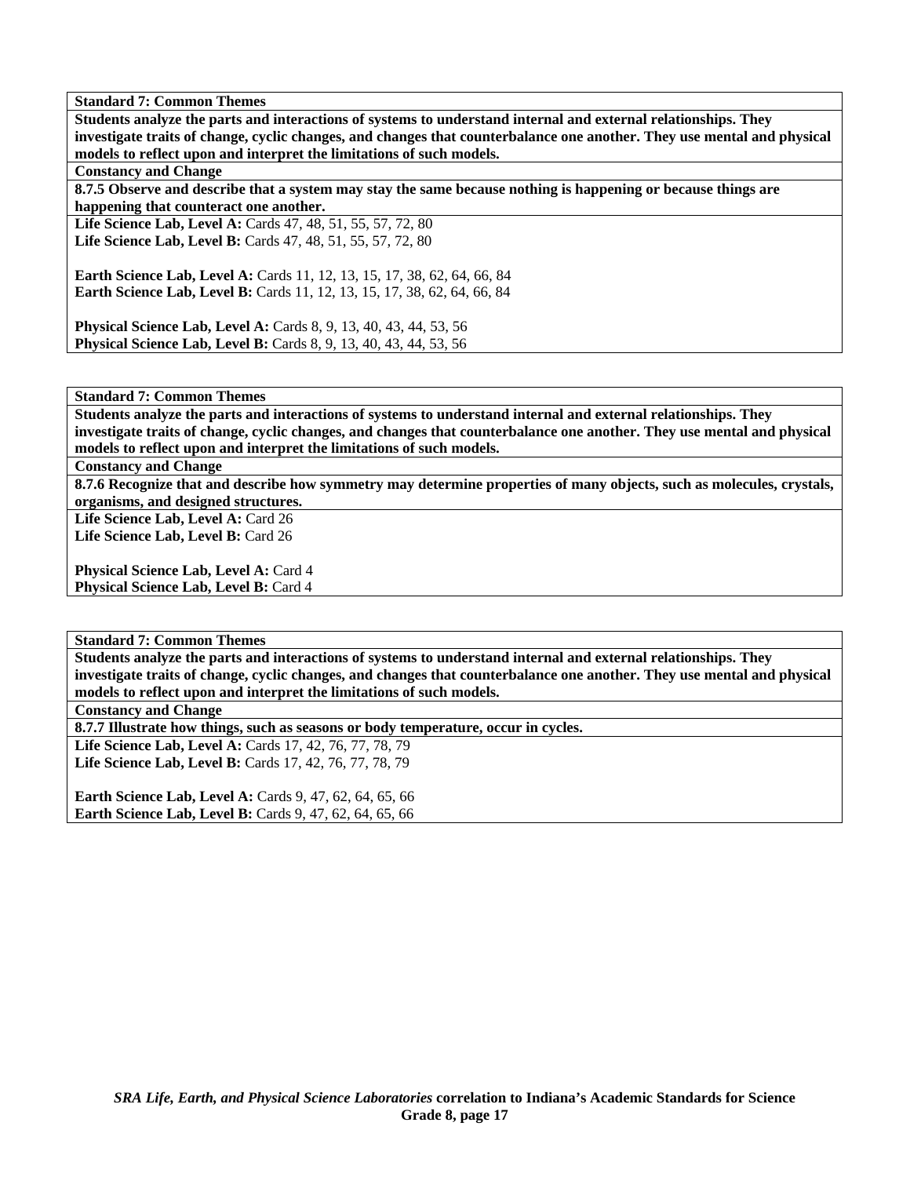**Standard 7: Common Themes**

**Students analyze the parts and interactions of systems to understand internal and external relationships. They investigate traits of change, cyclic changes, and changes that counterbalance one another. They use mental and physical models to reflect upon and interpret the limitations of such models.**

**Constancy and Change**

**8.7.5 Observe and describe that a system may stay the same because nothing is happening or because things are happening that counteract one another.**

**Life Science Lab, Level A:** Cards 47, 48, 51, 55, 57, 72, 80
**Life Science Lab, Level B:** Cards 47, 48, 51, 55, 57, 72, 80

**Earth Science Lab, Level A:** Cards 11, 12, 13, 15, 17, 38, 62, 64, 66, 84
**Earth Science Lab, Level B:** Cards 11, 12, 13, 15, 17, 38, 62, 64, 66, 84

**Physical Science Lab, Level A:** Cards 8, 9, 13, 40, 43, 44, 53, 56
**Physical Science Lab, Level B:** Cards 8, 9, 13, 40, 43, 44, 53, 56

**Standard 7: Common Themes**

**Students analyze the parts and interactions of systems to understand internal and external relationships. They investigate traits of change, cyclic changes, and changes that counterbalance one another. They use mental and physical models to reflect upon and interpret the limitations of such models.**

**Constancy and Change**

**8.7.6 Recognize that and describe how symmetry may determine properties of many objects, such as molecules, crystals, organisms, and designed structures.**

**Life Science Lab, Level A:** Card 26
**Life Science Lab, Level B:** Card 26

**Physical Science Lab, Level A:** Card 4
**Physical Science Lab, Level B:** Card 4

**Standard 7: Common Themes**

**Students analyze the parts and interactions of systems to understand internal and external relationships. They investigate traits of change, cyclic changes, and changes that counterbalance one another. They use mental and physical models to reflect upon and interpret the limitations of such models.**

**Constancy and Change**

**8.7.7 Illustrate how things, such as seasons or body temperature, occur in cycles.**

**Life Science Lab, Level A:** Cards 17, 42, 76, 77, 78, 79
**Life Science Lab, Level B:** Cards 17, 42, 76, 77, 78, 79

**Earth Science Lab, Level A:** Cards 9, 47, 62, 64, 65, 66
**Earth Science Lab, Level B:** Cards 9, 47, 62, 64, 65, 66